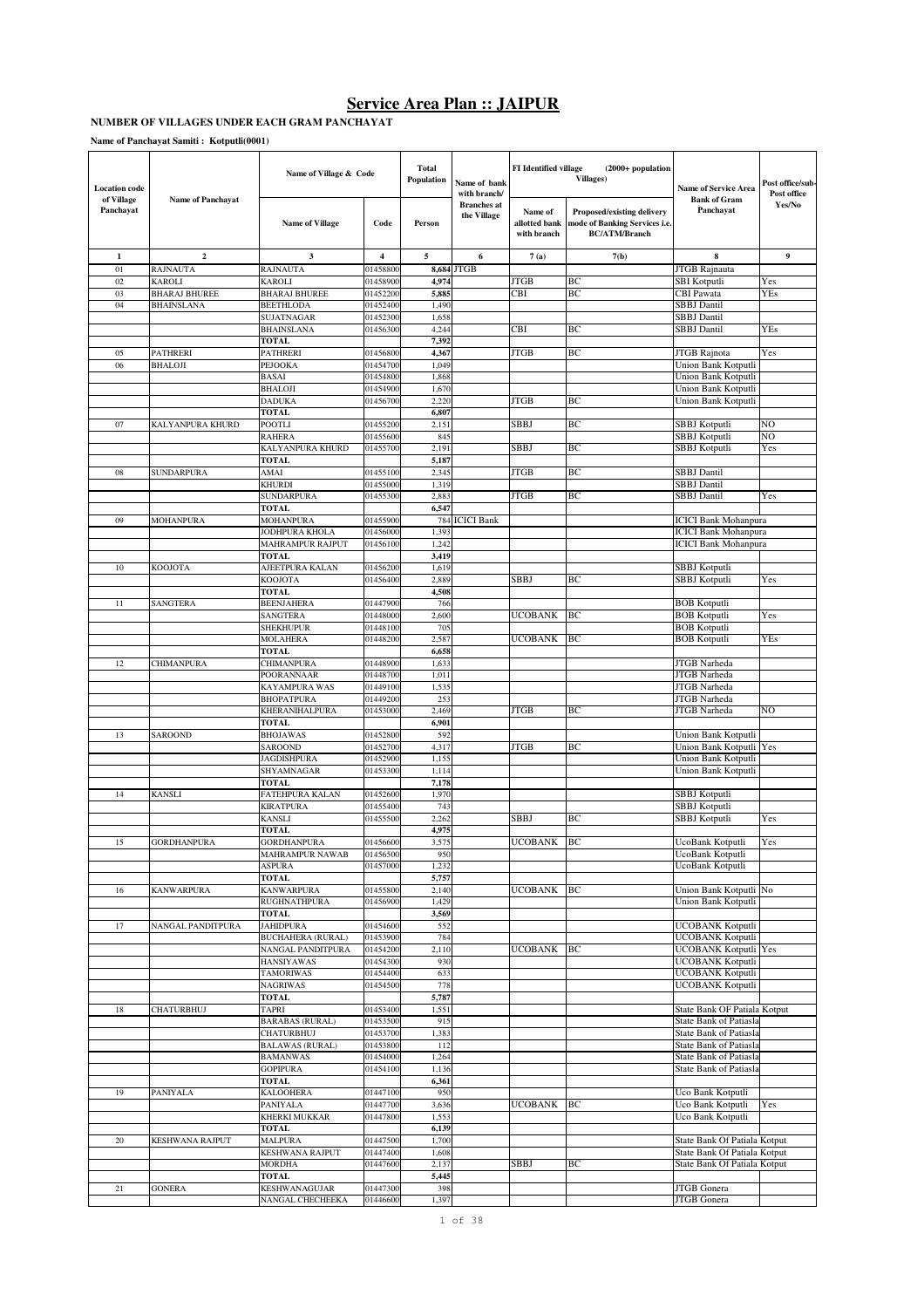# Service Area Plan :: JAIPUR

**NUMBER OF VILLAGES UNDER EACH GRAM PANCHAYAT**

**Name of Panchayat Samiti : Kotputli(0001)**

| Location code of Village Panchayat | Name of Panchayat | Name of Village & Code | | Total Population | Name of bank with branch/ Branches at the Village | FI Identified village (2000+ population Villages) | | Name of Service Area Bank of Gram Panchayat | Post office/sub-Post office Yes/No |
|---|---|---|---|---|---|---|---|---|---|
| | | Name of Village | Code | Person | | Name of allotted bank with branch | Proposed/existing delivery mode of Banking Services i.e. BC/ATM/Branch | | |
| 1 | 2 | 3 | 4 | 5 | 6 | 7 (a) | 7(b) | 8 | 9 |
| 01 | RAJNAUTA | RAJNAUTA | 01458800 | 8,684 | JTGB | | | JTGB Rajnauta | |
| 02 | KAROLI | KAROLI | 01458900 | 4,974 | | JTGB | BC | SBI Kotputli | Yes |
| 03 | BHARAJ BHUREE | BHARAJ BHUREE | 01452200 | 5,885 | | CBI | BC | CBI Pawata | YEs |
| 04 | BHAINSLANA | BEETHLODA | 01452400 | 1,490 | | | | SBBJ Dantil | |
| | | SUJATNAGAR | 01452300 | 1,658 | | | | SBBJ Dantil | |
| | | BHAINSLANA | 01456300 | 4,244 | | CBI | BC | SBBJ Dantil | YEs |
| | | TOTAL | | 7,392 | | | | | |
| 05 | PATHRERI | PATHRERI | 01456800 | 4,367 | | JTGB | BC | JTGB Rajnota | Yes |
| 06 | BHALOJI | PEJOOKA | 01454700 | 1,049 | | | | Union Bank Kotputli | |
| | | BASAI | 01454800 | 1,868 | | | | Union Bank Kotputli | |
| | | BHALOJI | 01454900 | 1,670 | | | | Union Bank Kotputli | |
| | | DADUKA | 01456700 | 2,220 | | JTGB | BC | Union Bank Kotputli | |
| | | TOTAL | | 6,807 | | | | | |
| 07 | KALYANPURA KHURD | POOTLI | 01455200 | 2,151 | | SBBJ | BC | SBBJ Kotputli | NO |
| | | RAHERA | 01455600 | 845 | | | | SBBJ Kotputli | NO |
| | | KALYANPURA KHURD | 01455700 | 2,191 | | SBBJ | BC | SBBJ Kotputli | Yes |
| | | TOTAL | | 5,187 | | | | | |
| 08 | SUNDARPURA | AMAI | 01455100 | 2,345 | | JTGB | BC | SBBJ Dantil | |
| | | KHURDI | 01455000 | 1,319 | | | | SBBJ Dantil | |
| | | SUNDARPURA | 01455300 | 2,883 | | JTGB | BC | SBBJ Dantil | Yes |
| | | TOTAL | | 6,547 | | | | | |
| 09 | MOHANPURA | MOHANPURA | 01455900 | 784 | ICICI Bank | | | ICICI Bank Mohanpura | |
| | | JODHPURA KHOLA | 01456000 | 1,393 | | | | ICICI Bank Mohanpura | |
| | | MAHRAMPUR RAJPUT | 01456100 | 1,242 | | | | ICICI Bank Mohanpura | |
| | | TOTAL | | 3,419 | | | | | |
| 10 | KOOJOTA | AJEETPURA KALAN | 01456200 | 1,619 | | | | SBBJ Kotputli | |
| | | KOOJOTA | 01456400 | 2,889 | | SBBJ | BC | SBBJ Kotputli | Yes |
| | | TOTAL | | 4,508 | | | | | |
| 11 | SANGTERA | BEENJAHERA | 01447900 | 766 | | | | BOB Kotputli | |
| | | SANGTERA | 01448000 | 2,600 | | UCOBANK | BC | BOB Kotputli | Yes |
| | | SHEKHUPUR | 01448100 | 705 | | | | BOB Kotputli | |
| | | MOLAHERA | 01448200 | 2,587 | | UCOBANK | BC | BOB Kotputli | YEs |
| | | TOTAL | | 6,658 | | | | | |
| 12 | CHIMANPURA | CHIMANPURA | 01448900 | 1,633 | | | | JTGB Narheda | |
| | | POORANNAAR | 01448700 | 1,011 | | | | JTGB Narheda | |
| | | KAYAMPURA WAS | 01449100 | 1,535 | | | | JTGB Narheda | |
| | | BHOPATPURA | 01449200 | 253 | | | | JTGB Narheda | |
| | | KHERANIHALPURA | 01453000 | 2,469 | | JTGB | BC | JTGB Narheda | NO |
| | | TOTAL | | 6,901 | | | | | |
| 13 | SAROOND | BHOJAWAS | 01452800 | 592 | | | | Union Bank Kotputli | |
| | | SAROOND | 01452700 | 4,317 | | JTGB | BC | Union Bank Kotputli | Yes |
| | | JAGDISHPURA | 01452900 | 1,155 | | | | Union Bank Kotputli | |
| | | SHYAMNAGAR | 01453300 | 1,114 | | | | Union Bank Kotputli | |
| | | TOTAL | | 7,178 | | | | | |
| 14 | KANSLI | FATEHPURA KALAN | 01452600 | 1,970 | | | | SBBJ Kotputli | |
| | | KIRATPURA | 01455400 | 743 | | | | SBBJ Kotputli | |
| | | KANSLI | 01455500 | 2,262 | | SBBJ | BC | SBBJ Kotputli | Yes |
| | | TOTAL | | 4,975 | | | | | |
| 15 | GORDHANPURA | GORDHANPURA | 01456600 | 3,575 | | UCOBANK | BC | UcoBank Kotputli | Yes |
| | | MAHRAMPUR NAWAB | 01456500 | 950 | | | | UcoBank Kotputli | |
| | | ASPURA | 01457000 | 1,232 | | | | UcoBank Kotputli | |
| | | TOTAL | | 5,757 | | | | | |
| 16 | KANWARPURA | KANWARPURA | 01455800 | 2,140 | | UCOBANK | BC | Union Bank Kotputli | No |
| | | RUGHNATHPURA | 01456900 | 1,429 | | | | Union Bank Kotputli | |
| | | TOTAL | | 3,569 | | | | | |
| 17 | NANGAL PANDITPURA | JAHIDPURA | 01454600 | 552 | | | | UCOBANK Kotputli | |
| | | BUCHAHERA (RURAL) | 01453900 | 784 | | | | UCOBANK Kotputli | |
| | | NANGAL PANDITPURA | 01454200 | 2,110 | | UCOBANK | BC | UCOBANK Kotputli | Yes |
| | | HANSIYAWAS | 01454300 | 930 | | | | UCOBANK Kotputli | |
| | | TAMORIWAS | 01454400 | 633 | | | | UCOBANK Kotputli | |
| | | NAGRIWAS | 01454500 | 778 | | | | UCOBANK Kotputli | |
| | | TOTAL | | 5,787 | | | | | |
| 18 | CHATURBHUJ | TAPRI | 01453400 | 1,551 | | | | State Bank OF Patiala Kotput | |
| | | BARABAS (RURAL) | 01453500 | 915 | | | | State Bank of Patiasla | |
| | | CHATURBHUJ | 01453700 | 1,383 | | | | State Bank of Patiasla | |
| | | BALAWAS (RURAL) | 01453800 | 112 | | | | State Bank of Patiasla | |
| | | BAMANWAS | 01454000 | 1,264 | | | | State Bank of Patiasla | |
| | | GOPIPURA | 01454100 | 1,136 | | | | State Bank of Patiasla | |
| | | TOTAL | | 6,361 | | | | | |
| 19 | PANIYALA | KALOOHERA | 01447100 | 950 | | | | Uco Bank Kotputli | |
| | | PANIYALA | 01447700 | 3,636 | | UCOBANK | BC | Uco Bank Kotputli | Yes |
| | | KHERKI MUKKAR | 01447800 | 1,553 | | | | Uco Bank Kotputli | |
| | | TOTAL | | 6,139 | | | | | |
| 20 | KESHWANA RAJPUT | MALPURA | 01447500 | 1,700 | | | | State Bank Of Patiala Kotput | |
| | | KESHWANA RAJPUT | 01447400 | 1,608 | | | | State Bank Of Patiala Kotput | |
| | | MORDHA | 01447600 | 2,137 | | SBBJ | BC | State Bank Of Patiala Kotput | |
| | | TOTAL | | 5,445 | | | | | |
| 21 | GONERA | KESHWANAGUJAR | 01447300 | 398 | | | | JTGB Gonera | |
| | | NANGAL CHECHEEKA | 01446600 | 1,397 | | | | JTGB Gonera | |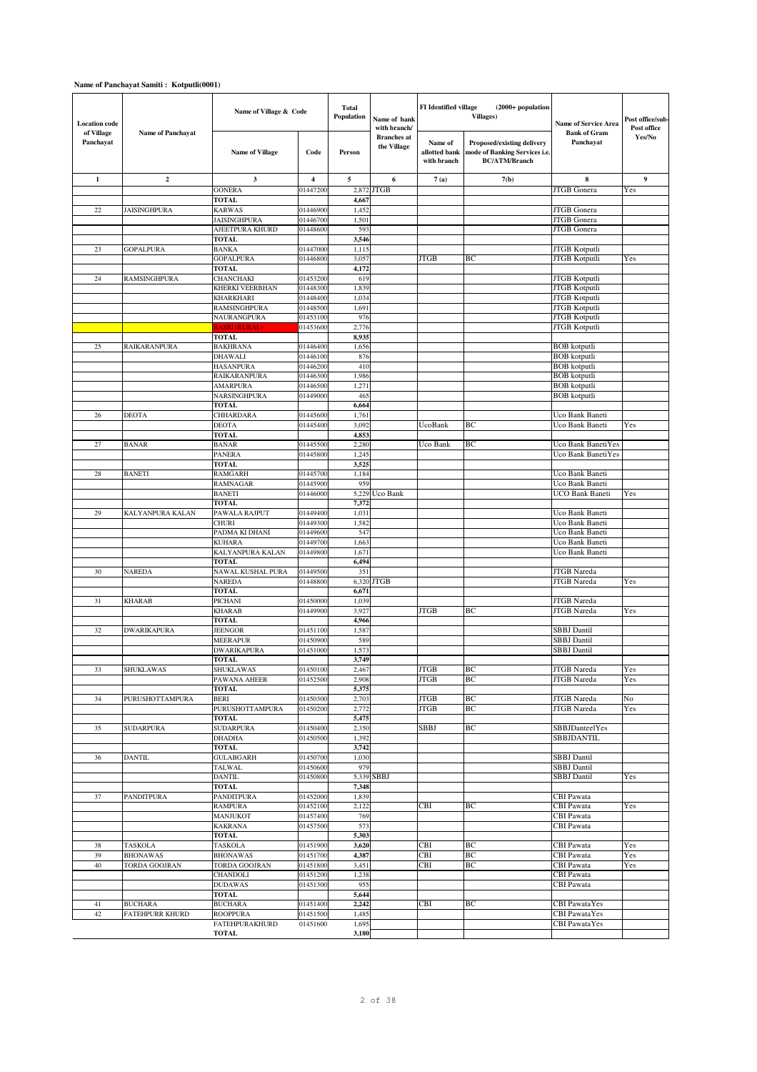**Name of Panchayat Samiti : Kotputli(0001)**

| Location code of Village Panchayat | Name of Panchayat | Name of Village & Code | | Total Population | Name of bank with branch/ Branches at the Village | FI Identified village (2000+ population Villages) | | Name of Service Area Bank of Gram Panchayat | Post office/sub-Post office Yes/No |
|---|---|---|---|---|---|---|---|---|---|
| | | Name of Village | Code | Person | | Name of allotted bank with branch | Proposed/existing delivery mode of Banking Services i.e. BC/ATM/Branch | | |
| 1 | 2 | 3 | 4 | 5 | 6 | 7 (a) | 7(b) | 8 | 9 |
| | | GONERA | 01447200 | 2,872 | JTGB | | | JTGB Gonera | Yes |
| | | TOTAL | | 4,667 | | | | | |
| 22 | JAISINGHPURA | KARWAS | 01446900 | 1,452 | | | | JTGB Gonera | |
| | | JAISINGHPURA | 01446700 | 1,501 | | | | JTGB Gonera | |
| | | AJEETPURA KHURD | 01448600 | 593 | | | | JTGB Gonera | |
| | | TOTAL | | 3,546 | | | | | |
| 23 | GOPALPURA | BANKA | 01447000 | 1,115 | | | | JTGB Kotputli | |
| | | GOPALPURA | 01446800 | 3,057 | | JTGB | BC | JTGB Kotputli | Yes |
| | | TOTAL | | 4,172 | | | | | |
| 24 | RAMSINGHPURA | CHANCHAKI | 01453200 | 619 | | | | JTGB Kotputli | |
| | | KHERKI VEERBHAN | 01448300 | 1,839 | | | | JTGB Kotputli | |
| | | KHARKHARI | 01448400 | 1,034 | | | | JTGB Kotputli | |
| | | RAMSINGHPURA | 01448500 | 1,691 | | | | JTGB Kotputli | |
| | | NAURANGPURA | 01453100 | 976 | | | | JTGB Kotputli | |
| | | EASRI (RURAL) | 01453600 | 2,776 | | | | JTGB Kotputli | |
| | | TOTAL | | 8,935 | | | | | |
| 25 | RAIKARANPURA | BAKHRANA | 01446400 | 1,656 | | | | BOB kotputli | |
| | | DHAWALI | 01446100 | 876 | | | | BOB kotputli | |
| | | HASANPURA | 01446200 | 410 | | | | BOB kotputli | |
| | | RAIKARANPURA | 01446300 | 1,986 | | | | BOB kotputli | |
| | | AMARPURA | 01446500 | 1,271 | | | | BOB kotputli | |
| | | NARSINGHPURA | 01449000 | 465 | | | | BOB kotputli | |
| | | TOTAL | | 6,664 | | | | | |
| 26 | DEOTA | CHHARDARA | 01445600 | 1,761 | | | | Uco Bank Baneti | |
| | | DEOTA | 01445400 | 3,092 | | UcoBank | BC | Uco Bank Baneti | Yes |
| | | TOTAL | | 4,853 | | | | | |
| 27 | BANAR | BANAR | 01445500 | 2,280 | | Uco Bank | BC | Uco Bank BanetiYes | |
| | | PANERA | 01445800 | 1,245 | | | | Uco Bank BanetiYes | |
| | | TOTAL | | 3,525 | | | | | |
| 28 | BANETI | RAMGARH | 01445700 | 1,184 | | | | Uco Bank Baneti | |
| | | RAMNAGAR | 01445900 | 959 | | | | Uco Bank Baneti | |
| | | BANETI | 01446000 | 5,229 | Uco Bank | | | UCO Bank Baneti | Yes |
| | | TOTAL | | 7,372 | | | | | |
| 29 | KALYANPURA KALAN | PAWALA RAJPUT | 01449400 | 1,031 | | | | Uco Bank Baneti | |
| | | CHURI | 01449300 | 1,582 | | | | Uco Bank Baneti | |
| | | PADMA KI DHANI | 01449600 | 547 | | | | Uco Bank Baneti | |
| | | KUHARA | 01449700 | 1,663 | | | | Uco Bank Baneti | |
| | | KALYANPURA KALAN | 01449800 | 1,671 | | | | Uco Bank Baneti | |
| | | TOTAL | | 6,494 | | | | | |
| 30 | NAREDA | NAWAL KUSHAL PURA | 01449500 | 351 | | | | JTGB Nareda | |
| | | NAREDA | 01448800 | 6,320 | JTGB | | | JTGB Nareda | Yes |
| | | TOTAL | | 6,671 | | | | | |
| 31 | KHARAB | PICHANI | 01450000 | 1,039 | | | | JTGB Nareda | |
| | | KHARAB | 01449900 | 3,927 | | JTGB | BC | JTGB Nareda | Yes |
| | | TOTAL | | 4,966 | | | | | |
| 32 | DWARIKAPURA | JEENGOR | 01451100 | 1,587 | | | | SBBJ Dantil | |
| | | MEERAPUR | 01450900 | 589 | | | | SBBJ Dantil | |
| | | DWARIKAPURA | 01451000 | 1,573 | | | | SBBJ Dantil | |
| | | TOTAL | | 3,749 | | | | | |
| 33 | SHUKLAWAS | SHUKLAWAS | 01450100 | 2,467 | | JTGB | BC | JTGB Nareda | Yes |
| | | PAWANA AHEER | 01452500 | 2,908 | | JTGB | BC | JTGB Nareda | Yes |
| | | TOTAL | | 5,375 | | | | | |
| 34 | PURUSHOTTAMPURA | BERI | 01450300 | 2,703 | | JTGB | BC | JTGB Nareda | No |
| | | PURUSHOTTAMPURA | 01450200 | 2,772 | | JTGB | BC | JTGB Nareda | Yes |
| | | TOTAL | | 5,475 | | | | | |
| 35 | SUDARPURA | SUDARPURA | 01450400 | 2,350 | | SBBJ | BC | SBBJDanteelYes | |
| | | DHADHA | 01450500 | 1,392 | | | | SBBJDANTIL | |
| | | TOTAL | | 3,742 | | | | | |
| 36 | DANTIL | GULABGARH | 01450700 | 1,030 | | | | SBBJ Dantil | |
| | | TALWAL | 01450600 | 979 | | | | SBBJ Dantil | |
| | | DANTIL | 01450800 | 5,339 | SBBJ | | | SBBJ Dantil | Yes |
| | | TOTAL | | 7,348 | | | | | |
| 37 | PANDITPURA | PANDITPURA | 01452000 | 1,839 | | | | CBI Pawata | |
| | | RAMPURA | 01452100 | 2,122 | | CBI | BC | CBI Pawata | Yes |
| | | MANJUKOT | 01457400 | 769 | | | | CBI Pawata | |
| | | KAKRANA | 01457500 | 573 | | | | CBI Pawata | |
| | | TOTAL | | 5,303 | | | | | |
| 38 | TASKOLA | TASKOLA | 01451900 | 3,620 | | CBI | BC | CBI Pawata | Yes |
| 39 | BHONAWAS | BHONAWAS | 01451700 | 4,387 | | CBI | BC | CBI Pawata | Yes |
| 40 | TORDA GOOJRAN | TORDA GOOJRAN | 01451800 | 3,451 | | CBI | BC | CBI Pawata | Yes |
| | | CHANDOLI | 01451200 | 1,238 | | | | CBI Pawata | |
| | | DUDAWAS | 01451300 | 955 | | | | CBI Pawata | |
| | | TOTAL | | 5,644 | | | | | |
| 41 | BUCHARA | BUCHARA | 01451400 | 2,242 | | CBI | BC | CBI PawataYes | |
| 42 | FATEHPURR KHURD | ROOPPURA | 01451500 | 1,485 | | | | CBI PawataYes | |
| | | FATEHPURAKHURD | 01451600 | 1,695 | | | | CBI PawataYes | |
| | | TOTAL | | 3,180 | | | | | |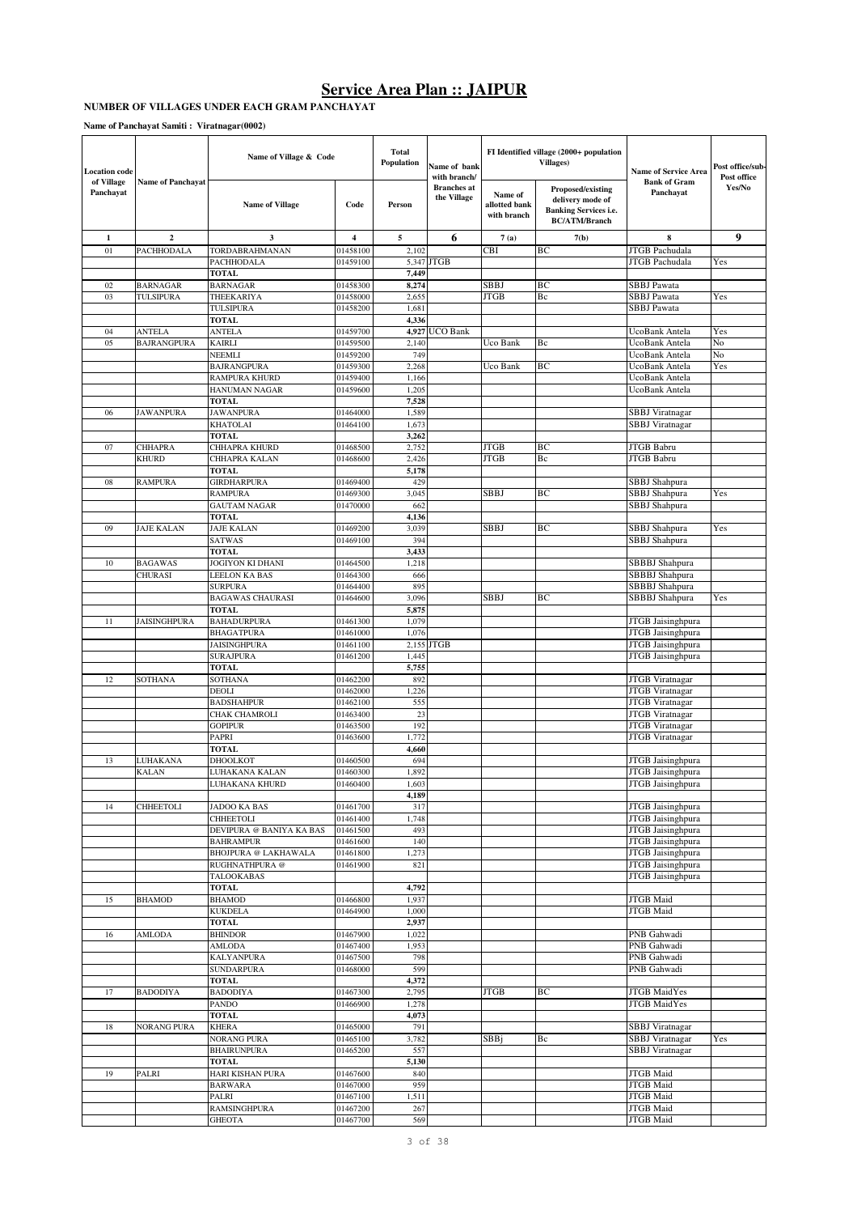# Service Area Plan :: JAIPUR

**NUMBER OF VILLAGES UNDER EACH GRAM PANCHAYAT**

**Name of Panchayat Samiti : Viratnagar(0002)**

| Location code of Village Panchayat | Name of Panchayat | Name of Village & Code | | Total Population | Name of bank with branch/ Branches at the Village | FI Identified village (2000+ population Villages) | | Name of Service Area Bank of Gram Panchayat | Post office/sub-Post office Yes/No |
|---|---|---|---|---|---|---|---|---|---|
| | | Name of Village | Code | Person | | Name of allotted bank with branch | Proposed/existing delivery mode of Banking Services i.e. BC/ATM/Branch | | |
| 1 | 2 | 3 | 4 | 5 | 6 | 7 (a) | 7(b) | 8 | 9 |
| 01 | PACHHODALA | TORDABRAHMANAN | 01458100 | 2,102 | | CBI | BC | JTGB Pachudala | |
| | | PACHHODALA | 01459100 | 5,347 | JTGB | | | JTGB Pachudala | Yes |
| | | TOTAL | | 7,449 | | | | | |
| 02 | BARNAGAR | BARNAGAR | 01458300 | 8,274 | | SBBJ | BC | SBBJ Pawata | |
| 03 | TULSIPURA | THEEKARIYA | 01458000 | 2,655 | | JTGB | Bc | SBBJ Pawata | Yes |
| | | TULSIPURA | 01458200 | 1,681 | | | | SBBJ Pawata | |
| | | TOTAL | | 4,336 | | | | | |
| 04 | ANTELA | ANTELA | 01459700 | 4,927 | UCO Bank | | | UcoBank Antela | Yes |
| 05 | BAJRANGPURA | KAIRLI | 01459500 | 2,140 | | Uco Bank | Bc | UcoBank Antela | No |
| | | NEEMLI | 01459200 | 749 | | | | UcoBank Antela | No |
| | | BAJRANGPURA | 01459300 | 2,268 | | Uco Bank | BC | UcoBank Antela | Yes |
| | | RAMPURA KHURD | 01459400 | 1,166 | | | | UcoBank Antela | |
| | | HANUMAN NAGAR | 01459600 | 1,205 | | | | UcoBank Antela | |
| | | TOTAL | | 7,528 | | | | | |
| 06 | JAWANPURA | JAWANPURA | 01464000 | 1,589 | | | | SBBJ Viratnagar | |
| | | KHATOLAI | 01464100 | 1,673 | | | | SBBJ Viratnagar | |
| | | TOTAL | | 3,262 | | | | | |
| 07 | CHHAPRA KHURD | CHHAPRA KHURD | 01468500 | 2,752 | | JTGB | BC | JTGB Babru | |
| | | CHHAPRA KALAN | 01468600 | 2,426 | | JTGB | Bc | JTGB Babru | |
| | | TOTAL | | 5,178 | | | | | |
| 08 | RAMPURA | GIRDHARPURA | 01469400 | 429 | | | | SBBJ Shahpura | |
| | | RAMPURA | 01469300 | 3,045 | | SBBJ | BC | SBBJ Shahpura | Yes |
| | | GAUTAM NAGAR | 01470000 | 662 | | | | SBBJ Shahpura | |
| | | TOTAL | | 4,136 | | | | | |
| 09 | JAJE KALAN | JAJE KALAN | 01469200 | 3,039 | | SBBJ | BC | SBBJ Shahpura | Yes |
| | | SATWAS | 01469100 | 394 | | | | SBBJ Shahpura | |
| | | TOTAL | | 3,433 | | | | | |
| 10 | BAGAWAS CHURASI | JOGIYON KI DHANI | 01464500 | 1,218 | | | | SBBBJ Shahpura | |
| | | LEELON KA BAS | 01464300 | 666 | | | | SBBBJ Shahpura | |
| | | SURPURA | 01464400 | 895 | | | | SBBBJ Shahpura | |
| | | BAGAWAS CHAURASI | 01464600 | 3,096 | | SBBJ | BC | SBBBJ Shahpura | Yes |
| | | TOTAL | | 5,875 | | | | | |
| 11 | JAISINGHPURA | BAHADURPURA | 01461300 | 1,079 | | | | JTGB Jaisinghpura | |
| | | BHAGATPURA | 01461000 | 1,076 | | | | JTGB Jaisinghpura | |
| | | JAISINGHPURA | 01461100 | 2,155 | JTGB | | | JTGB Jaisinghpura | |
| | | SURAJPURA | 01461200 | 1,445 | | | | JTGB Jaisinghpura | |
| | | TOTAL | | 5,755 | | | | | |
| 12 | SOTHANA | SOTHANA | 01462200 | 892 | | | | JTGB Viratnagar | |
| | | DEOLI | 01462000 | 1,226 | | | | JTGB Viratnagar | |
| | | BADSHAHPUR | 01462100 | 555 | | | | JTGB Viratnagar | |
| | | CHAK CHAMROLI | 01463400 | 23 | | | | JTGB Viratnagar | |
| | | GOPIPUR | 01463500 | 192 | | | | JTGB Viratnagar | |
| | | PAPRI | 01463600 | 1,772 | | | | JTGB Viratnagar | |
| | | TOTAL | | 4,660 | | | | | |
| 13 | LUHAKANA KALAN | DHOOLKOT | 01460500 | 694 | | | | JTGB Jaisinghpura | |
| | | LUHAKANA KALAN | 01460300 | 1,892 | | | | JTGB Jaisinghpura | |
| | | LUHAKANA KHURD | 01460400 | 1,603 | | | | JTGB Jaisinghpura | |
| | | | | 4,189 | | | | | |
| 14 | CHHEETOLI | JADOO KA BAS | 01461700 | 317 | | | | JTGB Jaisinghpura | |
| | | CHHEETOLI | 01461400 | 1,748 | | | | JTGB Jaisinghpura | |
| | | DEVIPURA @ BANIYA KA BAS | 01461500 | 493 | | | | JTGB Jaisinghpura | |
| | | BAHRAMPUR | 01461600 | 140 | | | | JTGB Jaisinghpura | |
| | | BHOJPURA @ LAKHAWALA | 01461800 | 1,273 | | | | JTGB Jaisinghpura | |
| | | RUGHNATHPURA @ TALOOKABAS | 01461900 | 821 | | | | JTGB Jaisinghpura | |
| | | TOTAL | | 4,792 | | | | | |
| 15 | BHAMOD | BHAMOD | 01466800 | 1,937 | | | | JTGB Maid | |
| | | KUKDELA | 01464900 | 1,000 | | | | JTGB Maid | |
| | | TOTAL | | 2,937 | | | | | |
| 16 | AMLODA | BHINDOR | 01467900 | 1,022 | | | | PNB Gahwadi | |
| | | AMLODA | 01467400 | 1,953 | | | | PNB Gahwadi | |
| | | KALYANPURA | 01467500 | 798 | | | | PNB Gahwadi | |
| | | SUNDARPURA | 01468000 | 599 | | | | PNB Gahwadi | |
| | | TOTAL | | 4,372 | | | | | |
| 17 | BADODIYA | BADODIYA | 01467300 | 2,795 | | JTGB | BC | JTGB MaidYes | |
| | | PANDO | 01466900 | 1,278 | | | | JTGB MaidYes | |
| | | TOTAL | | 4,073 | | | | | |
| 18 | NORANG PURA | KHERA | 01465000 | 791 | | | | SBBJ Viratnagar | |
| | | NORANG PURA | 01465100 | 3,782 | | SBBj | Bc | SBBJ Viratnagar | Yes |
| | | BHAIRUNPURA | 01465200 | 557 | | | | SBBJ Viratnagar | |
| | | TOTAL | | 5,130 | | | | | |
| 19 | PALRI | HARI KISHAN PURA | 01467600 | 840 | | | | JTGB Maid | |
| | | BARWARA | 01467000 | 959 | | | | JTGB Maid | |
| | | PALRI | 01467100 | 1,511 | | | | JTGB Maid | |
| | | RAMSINGHPURA | 01467200 | 267 | | | | JTGB Maid | |
| | | GHEOTA | 01467700 | 569 | | | | JTGB Maid | |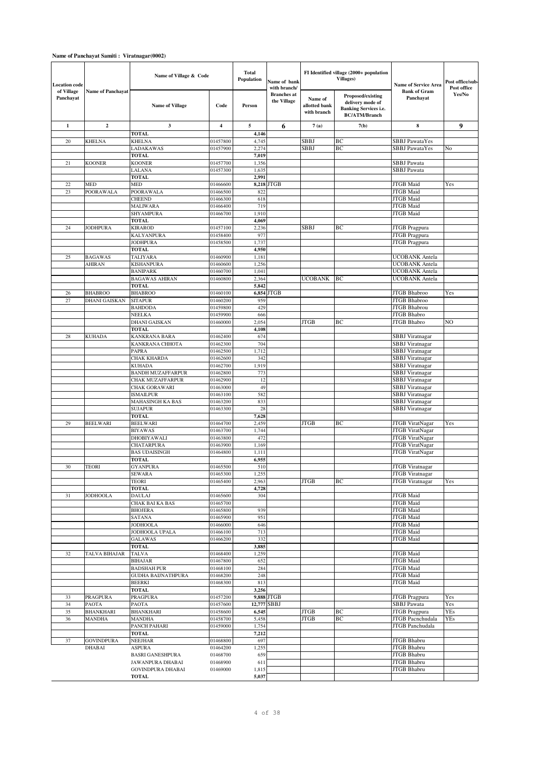**Name of Panchayat Samiti : Viratnagar(0002)**

| Location code of Village Panchayat | Name of Panchayat | Name of Village & Code | | Total Population | Name of bank with branch/ Branches at the Village | FI Identified village (2000+ population Villages) | | Name of Service Area Bank of Gram Panchayat | Post office/sub-Post office Yes/No |
|---|---|---|---|---|---|---|---|---|---|
| | | Name of Village | Code | Person | | Name of allotted bank with branch | Proposed/existing delivery mode of Banking Services i.e. BC/ATM/Branch | | |
| 1 | 2 | 3 | 4 | 5 | 6 | 7 (a) | 7(b) | 8 | 9 |
| | | TOTAL | | 4,146 | | | | | |
| 20 | KHELNA | KHELNA | 01457800 | 4,745 | | SBBJ | BC | SBBJ PawataYes | |
| | | LADAKAWAS | 01457900 | 2,274 | | SBBJ | BC | SBBJ PawataYes | No |
| | | TOTAL | | 7,019 | | | | | |
| 21 | KOONER | KOONER | 01457700 | 1,356 | | | | SBBJ Pawata | |
| | | LALANA | 01457300 | 1,635 | | | | SBBJ Pawata | |
| | | TOTAL | | 2,991 | | | | | |
| 22 | MED | MED | 01466600 | 8,218 | JTGB | | | JTGB Maid | Yes |
| 23 | POORAWALA | POORAWALA | 01466500 | 822 | | | | JTGB Maid | |
| | | CHEEND | 01466300 | 618 | | | | JTGB Maid | |
| | | MALIWARA | 01466400 | 719 | | | | JTGB Maid | |
| | | SHYAMPURA | 01466700 | 1,910 | | | | JTGB Maid | |
| | | TOTAL | | 4,069 | | | | | |
| 24 | JODHPURA | KIRAROD | 01457100 | 2,236 | | SBBJ | BC | JTGB Pragpura | |
| | | KALYANPURA | 01458400 | 977 | | | | JTGB Pragpura | |
| | | JODHPURA | 01458500 | 1,737 | | | | JTGB Pragpura | |
| | | TOTAL | | 4,950 | | | | | |
| 25 | BAGAWAS AHIRAN | TALIYARA | 01460900 | 1,181 | | | | UCOBANK Antela | |
| | | KISHANPURA | 01460600 | 1,256 | | | | UCOBANK Antela | |
| | | BANIPARK | 01460700 | 1,041 | | | | UCOBANK Antela | |
| | | BAGAWAS AHIRAN | 01460800 | 2,364 | | UCOBANK | BC | UCOBANK Antela | |
| | | TOTAL | | 5,842 | | | | | |
| 26 | BHABROO | BHABROO | 01460100 | 6,854 | JTGB | | | JTGB Bhabroo | Yes |
| 27 | DHANI GAISKAN | SITAPUR | 01460200 | 959 | | | | JTGB Bhabroo | |
| | | BAHDODA | 01459800 | 429 | | | | JTGB Bhabrou | |
| | | NEELKA | 01459900 | 666 | | | | JTGB Bhabro | |
| | | DHANI GAISKAN | 01460000 | 2,054 | | JTGB | BC | JTGB Bhabro | NO |
| | | TOTAL | | 4,108 | | | | | |
| 28 | KUHADA | KANKRANA BARA | 01462400 | 674 | | | | SBBJ Viratnagar | |
| | | KANKRANA CHHOTA | 01462300 | 704 | | | | SBBJ Viratnagar | |
| | | PAPRA | 01462500 | 1,712 | | | | SBBJ Viratnagar | |
| | | CHAK KHARDA | 01462600 | 342 | | | | SBBJ Viratnagar | |
| | | KUHADA | 01462700 | 1,919 | | | | SBBJ Viratnagar | |
| | | BANDH MUZAFFARPUR | 01462800 | 773 | | | | SBBJ Viratnagar | |
| | | CHAK MUZAFFARPUR | 01462900 | 12 | | | | SBBJ Viratnagar | |
| | | CHAK GORAWARI | 01463000 | 49 | | | | SBBJ Viratnagar | |
| | | ISMAILPUR | 01463100 | 582 | | | | SBBJ Viratnagar | |
| | | MAHASINGH KA BAS | 01463200 | 833 | | | | SBBJ Viratnagar | |
| | | SUJAPUR | 01463300 | 28 | | | | SBBJ Viratnagar | |
| | | TOTAL | | 7,628 | | | | | |
| 29 | BEELWARI | BEELWARI | 01464700 | 2,459 | | JTGB | BC | JTGB ViratNagar | Yes |
| | | BIYAWAS | 01463700 | 1,744 | | | | JTGB ViratNagar | |
| | | DHOBIYAWALI | 01463800 | 472 | | | | JTGB ViratNagar | |
| | | CHATARPURA | 01463900 | 1,169 | | | | JTGB ViratNagar | |
| | | BAS UDAISINGH | 01464800 | 1,111 | | | | JTGB ViratNagar | |
| | | TOTAL | | 6,955 | | | | | |
| 30 | TEORI | GYANPURA | 01465500 | 510 | | | | JTGB Viratnagar | |
| | | SEWARA | 01465300 | 1,255 | | | | JTGB Viratnagar | |
| | | TEORI | 01465400 | 2,963 | | JTGB | BC | JTGB Viratnagar | Yes |
| | | TOTAL | | 4,728 | | | | | |
| 31 | JODHOOLA | DAULAJ | 01465600 | 304 | | | | JTGB Maid | |
| | | CHAK BAI KA BAS | 01465700 | | | | | JTGB Maid | |
| | | BHOJERA | 01465800 | 939 | | | | JTGB Maid | |
| | | SATANA | 01465900 | 951 | | | | JTGB Maid | |
| | | JODHOOLA | 01466000 | 646 | | | | JTGB Maid | |
| | | JODHOOLA UPALA | 01466100 | 713 | | | | JTGB Maid | |
| | | GALAWAS | 01466200 | 332 | | | | JTGB Maid | |
| | | TOTAL | | 3,885 | | | | | |
| 32 | TALVA BIHAJAR | TALVA | 01468400 | 1,259 | | | | JTGB Maid | |
| | | BIHAJAR | 01467800 | 652 | | | | JTGB Maid | |
| | | BADSHAH PUR | 01468100 | 284 | | | | JTGB Maid | |
| | | GUDHA BAIJNATHPURA | 01468200 | 248 | | | | JTGB Maid | |
| | | BEERKI | 01468300 | 813 | | | | JTGB Maid | |
| | | TOTAL | | 3,256 | | | | | |
| 33 | PRAGPURA | PRAGPURA | 01457200 | 9,888 | JTGB | | | JTGB Pragpura | Yes |
| 34 | PAOTA | PAOTA | 01457600 | 12,777 | SBBJ | | | SBBJ Pawata | Yes |
| 35 | BHANKHARI | BHANKHARI | 01458600 | 6,545 | | JTGB | BC | JTGB Pragpura | YEs |
| 36 | MANDHA | MANDHA | 01458700 | 5,458 | | JTGB | BC | JTGB Pacnchudala | YEs |
| | | PANCH PAHARI | 01459000 | 1,754 | | | | JTGB Panchudala | |
| | | TOTAL | | 7,212 | | | | | |
| 37 | GOVINDPURA DHABAI | NEEJHAR | 01468800 | 697 | | | | JTGB Bhabru | |
| | | ASPURA | 01464200 | 1,255 | | | | JTGB Bhabru | |
| | | BASRI GANESHPURA | 01468700 | 659 | | | | JTGB Bhabru | |
| | | JAWANPURA DHABAI | 01468900 | 611 | | | | JTGB Bhabru | |
| | | GOVINDPURA DHABAI | 01469000 | 1,815 | | | | JTGB Bhabru | |
| | | TOTAL | | 5,037 | | | | | |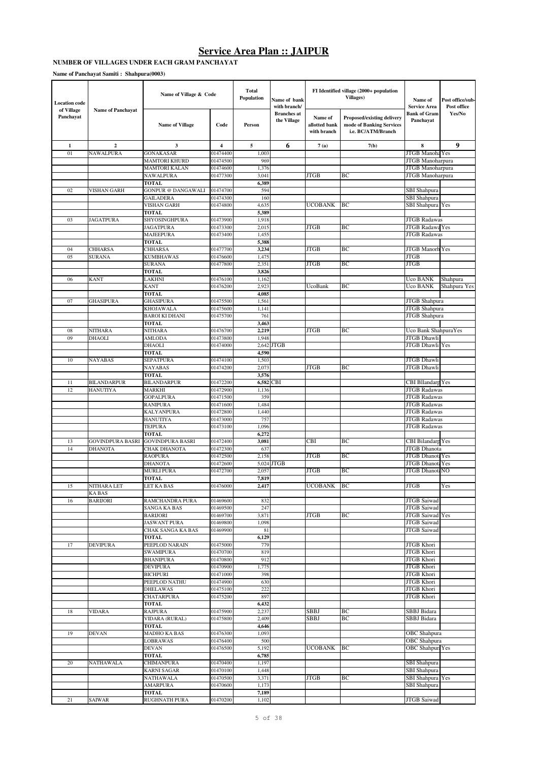# Service Area Plan :: JAIPUR

**NUMBER OF VILLAGES UNDER EACH GRAM PANCHAYAT**

**Name of Panchayat Samiti : Shahpura(0003)**

| Location code of Village Panchayat | Name of Panchayat | Name of Village & Code | | Total Population | Name of bank with branch/ Branches at the Village | FI Identified village (2000+ population Villages) | | Name of Service Area Bank of Gram Panchayat | Post office/sub-Post office Yes/No |
|---|---|---|---|---|---|---|---|---|---|
| | | Name of Village | Code | Person | | Name of allotted bank with branch | Proposed/existing delivery mode of Banking Services i.e. BC/ATM/Branch | | |
| 1 | 2 | 3 | 4 | 5 | 6 | 7 (a) | 7(b) | 8 | 9 |
| 01 | NAWALPURA | GONAKASAR | 01474400 | 1,003 | | | | JTGB Manoha | Yes |
| | | MAMTORI KHURD | 01474500 | 969 | | | | JTGB Manoharpura | |
| | | MAMTORI KALAN | 01474600 | 1,376 | | | | JTGB Manoharpura | |
| | | NAWALPURA | 01477300 | 3,041 | | JTGB | BC | JTGB Manoharpura | |
| | | **TOTAL** | | **6,389** | | | | | |
| 02 | VISHAN GARH | GONPUR @ DANGAWALI | 01474700 | 594 | | | | SBI Shahpura | |
| | | GAILADERA | 01474300 | 160 | | | | SBI Shahpura | |
| | | VISHAN GARH | 01474800 | 4,635 | | UCOBANK | BC | SBI Shahpura | Yes |
| | | **TOTAL** | | **5,389** | | | | | |
| 03 | JAGATPURA | SHYOSINGHPURA | 01473900 | 1,918 | | | | JTGB Radawas | |
| | | JAGATPURA | 01473300 | 2,015 | | JTGB | BC | JTGB Radawa | Yes |
| | | MAJEEPURA | 01473400 | 1,455 | | | | JTGB Radawas | |
| | | **TOTAL** | | **5,388** | | | | | |
| 04 | CHHARSA | CHHARSA | 01477700 | **3,234** | | JTGB | BC | JTGB Manorh | Yes |
| 05 | SURANA | KUMBHAWAS | 01476600 | 1,475 | | | | JTGB | |
| | | SURANA | 01477800 | 2,351 | | JTGB | BC | JTGB | |
| | | **TOTAL** | | **3,826** | | | | | |
| 06 | KANT | LAKHNI | 01476100 | 1,162 | | | | Uco BANK | Shahpura |
| | | KANT | 01476200 | 2,923 | | UcoBank | BC | Uco BANK | Shahpura Yes |
| | | **TOTAL** | | **4,085** | | | | | |
| 07 | GHASIPURA | GHASIPURA | 01475500 | 1,561 | | | | JTGB Shahpura | |
| | | KHOJAWALA | 01475600 | 1,141 | | | | JTGB Shahpura | |
| | | BAROI KI DHANI | 01475700 | 761 | | | | JTGB Shahpura | |
| | | **TOTAL** | | **3,463** | | | | | |
| 08 | NITHARA | NITHARA | 01476700 | **2,219** | | JTGB | BC | Uco Bank Shahpura | Yes |
| 09 | DHAOLI | AMLODA | 01473800 | 1,948 | | | | JTGB Dhawli | |
| | | DHAOLI | 01474000 | 2,642 | JTGB | | | JTGB Dhawli | Yes |
| | | **TOTAL** | | **4,590** | | | | | |
| 10 | NAYABAS | SEPATPURA | 01474100 | 1,503 | | | | JTGB Dhawli | |
| | | NAYABAS | 01474200 | 2,073 | | JTGB | BC | JTGB Dhawli | |
| | | **TOTAL** | | **3,576** | | | | | |
| 11 | BILANDARPUR | BILANDARPUR | 01472200 | **6,582** | CBI | | | CBI Bllandarp | Yes |
| 12 | HANUTIYA | MARKHI | 01472900 | 1,136 | | | | JTGB Radawas | |
| | | GOPALPURA | 01471500 | 359 | | | | JTGB Radawas | |
| | | RANIPURA | 01471600 | 1,484 | | | | JTGB Radawas | |
| | | KALYANPURA | 01472800 | 1,440 | | | | JTGB Radawas | |
| | | HANUTIYA | 01473000 | 757 | | | | JTGB Radawas | |
| | | TEJPURA | 01473100 | 1,096 | | | | JTGB Radawas | |
| | | **TOTAL** | | **6,272** | | | | | |
| 13 | GOVINDPURA BASRI | GOVINDPURA BASRI | 01472400 | **3,081** | | CBI | BC | CBI Bilandarp | Yes |
| 14 | DHANOTA | CHAK DHANOTA | 01472300 | 637 | | | | JTGB Dhanota | |
| | | RAOPURA | 01472500 | 2,158 | | JTGB | BC | JTGB Dhanota | Yes |
| | | DHANOTA | 01472600 | 5,024 | JTGB | | | JTGB Dhanota | Yes |
| | | MURLI PURA | 01472700 | 2,057 | | JTGB | BC | JTGB Dhanota | NO |
| | | **TOTAL** | | **7,819** | | | | | |
| 15 | NITHARA LET KA BAS | LET KA BAS | 01476000 | **2,417** | | UCOBANK | BC | JTGB | Yes |
| 16 | BARIJORI | RAMCHANDRA PURA | 01469600 | 832 | | | | JTGB Saiwad | |
| | | SANGA KA BAS | 01469500 | 247 | | | | JTGB Saiwad | |
| | | BARIJORI | 01469700 | 3,871 | | JTGB | BC | JTGB Saiwad | Yes |
| | | JASWANT PURA | 01469800 | 1,098 | | | | JTGB Saiwad | |
| | | CHAK SANGA KA BAS | 01469900 | 81 | | | | JTGB Saiwad | |
| | | **TOTAL** | | **6,129** | | | | | |
| 17 | DEVIPURA | PEEPLOD NARAIN | 01475000 | 779 | | | | JTGB Khori | |
| | | SWAMIPURA | 01470700 | 819 | | | | JTGB Khori | |
| | | BHANIPURA | 01470800 | 912 | | | | JTGB Khori | |
| | | DEVIPURA | 01470900 | 1,775 | | | | JTGB Khori | |
| | | BICHPURI | 01471000 | 398 | | | | JTGB Khori | |
| | | PEEPLOD NATHU | 01474900 | 630 | | | | JTGB Khori | |
| | | DHELAWAS | 01475100 | 222 | | | | JTGB Khori | |
| | | CHATARPURA | 01475200 | 897 | | | | JTGB Khori | |
| | | **TOTAL** | | **6,432** | | | | | |
| 18 | VIDARA | RAJPURA | 01475900 | 2,237 | | SBBJ | BC | SBBJ Bidara | |
| | | VIDARA (RURAL) | 01475800 | 2,409 | | SBBJ | BC | SBBJ Bidara | |
| | | **TOTAL** | | **4,646** | | | | | |
| 19 | DEVAN | MADHO KA BAS | 01476300 | 1,093 | | | | OBC Shahpura | |
| | | LOBRAWAS | 01476400 | 500 | | | | OBC Shahpura | |
| | | DEVAN | 01476500 | 5,192 | | UCOBANK | BC | OBC Shahpur | Yes |
| | | **TOTAL** | | **6,785** | | | | | |
| 20 | NATHAWALA | CHIMANPURA | 01470400 | 1,197 | | | | SBI Shahpura | |
| | | KARNI SAGAR | 01470100 | 1,448 | | | | SBI Shahpura | |
| | | NATHAWALA | 01470500 | 3,371 | | JTGB | BC | SBI Shahpura | Yes |
| | | AMARPURA | 01470600 | 1,173 | | | | SBI Shahpura | |
| | | **TOTAL** | | **7,189** | | | | | |
| 21 | SAIWAR | RUGHNATH PURA | 01470200 | 1,102 | | | | JTGB Saiwad | |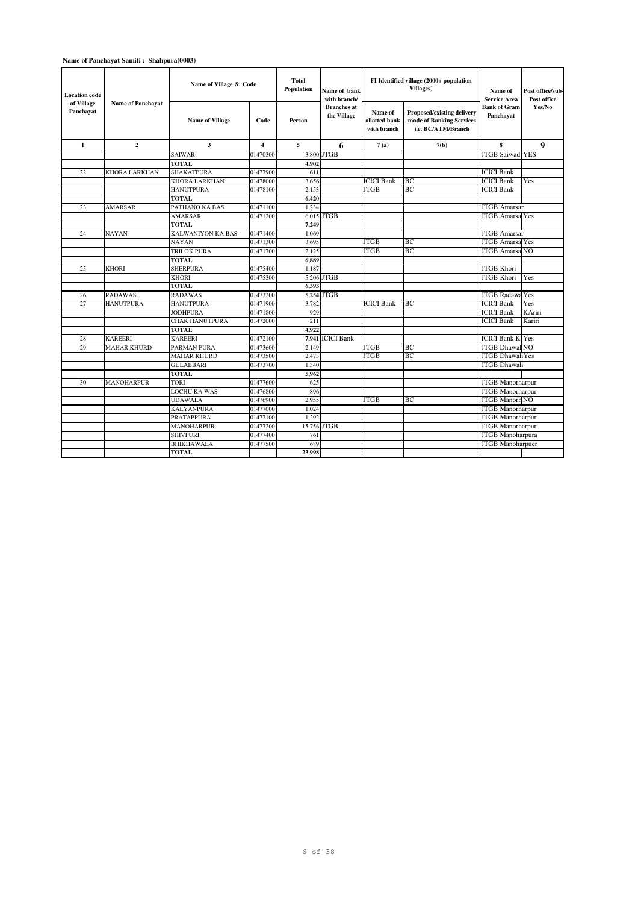**Name of Panchayat Samiti : Shahpura(0003)**

| Location code of Village Panchayat | Name of Panchayat | Name of Village & Code | | Total Population | Name of bank with branch/ Branches at the Village | FI Identified village (2000+ population Villages) | | Name of Service Area Bank of Gram Panchayat | Post office/sub-Post office Yes/No |
|---|---|---|---|---|---|---|---|---|---|
| | | Name of Village | Code | Person | | Name of allotted bank with branch | Proposed/existing delivery mode of Banking Services i.e. BC/ATM/Branch | | |
| 1 | 2 | 3 | 4 | 5 | 6 | 7 (a) | 7(b) | 8 | 9 |
| | | SAIWAR | 01470300 | 3,800 | JTGB | | | JTGB Saiwad | YES |
| | | TOTAL | | 4,902 | | | | | |
| 22 | KHORA LARKHAN | SHAKATPURA | 01477900 | 611 | | | | ICICI Bank | |
| | | KHORA LARKHAN | 01478000 | 3,656 | | ICICI Bank | BC | ICICI Bank | Yes |
| | | HANUTPURA | 01478100 | 2,153 | | JTGB | BC | ICICI Bank | |
| | | TOTAL | | 6,420 | | | | | |
| 23 | AMARSAR | PATHANO KA BAS | 01471100 | 1,234 | | | | JTGB Amarsar | |
| | | AMARSAR | 01471200 | 6,015 | JTGB | | | JTGB Amarsa | Yes |
| | | TOTAL | | 7,249 | | | | | |
| 24 | NAYAN | KALWANIYON KA BAS | 01471400 | 1,069 | | | | JTGB Amarsar | |
| | | NAYAN | 01471300 | 3,695 | | JTGB | BC | JTGB Amarsa | Yes |
| | | TRILOK PURA | 01471700 | 2,125 | | JTGB | BC | JTGB Amarsa | NO |
| | | TOTAL | | 6,889 | | | | | |
| 25 | KHORI | SHERPURA | 01475400 | 1,187 | | | | JTGB Khori | |
| | | KHORI | 01475300 | 5,206 | JTGB | | | JTGB Khori | Yes |
| | | TOTAL | | 6,393 | | | | | |
| 26 | RADAWAS | RADAWAS | 01473200 | 5,254 | JTGB | | | JTGB Radawa | Yes |
| 27 | HANUTPURA | HANUTPURA | 01471900 | 3,782 | | ICICI Bank | BC | ICICI Bank | Yes |
| | | JODHPURA | 01471800 | 929 | | | | ICICI Bank | KAriri |
| | | CHAK HANUTPURA | 01472000 | 211 | | | | ICICI Bank | Kariri |
| | | TOTAL | | 4,922 | | | | | |
| 28 | KAREERI | KAREERI | 01472100 | 7,941 | ICICI Bank | | | ICICI Bank K | Yes |
| 29 | MAHAR KHURD | PARMAN PURA | 01473600 | 2,149 | | JTGB | BC | JTGB Dhawal | NO |
| | | MAHAR KHURD | 01473500 | 2,473 | | JTGB | BC | JTGB Dhawal | Yes |
| | | GULABBARI | 01473700 | 1,340 | | | | JTGB Dhawali | |
| | | TOTAL | | 5,962 | | | | | |
| 30 | MANOHARPUR | TORI | 01477600 | 625 | | | | JTGB Manoharpur | |
| | | LOCHU KA WAS | 01476800 | 896 | | | | JTGB Manoharpur | |
| | | UDAWALA | 01476900 | 2,955 | | JTGB | BC | JTGB Manorh | NO |
| | | KALYANPURA | 01477000 | 1,024 | | | | JTGB Manoharpur | |
| | | PRATAPPURA | 01477100 | 1,292 | | | | JTGB Manoharpur | |
| | | MANOHARPUR | 01477200 | 15,756 | JTGB | | | JTGB Manoharpur | |
| | | SHIVPURI | 01477400 | 761 | | | | JTGB Manoharpura | |
| | | BHIKHAWALA | 01477500 | 689 | | | | JTGB Manoharpuer | |
| | | TOTAL | | 23,998 | | | | | |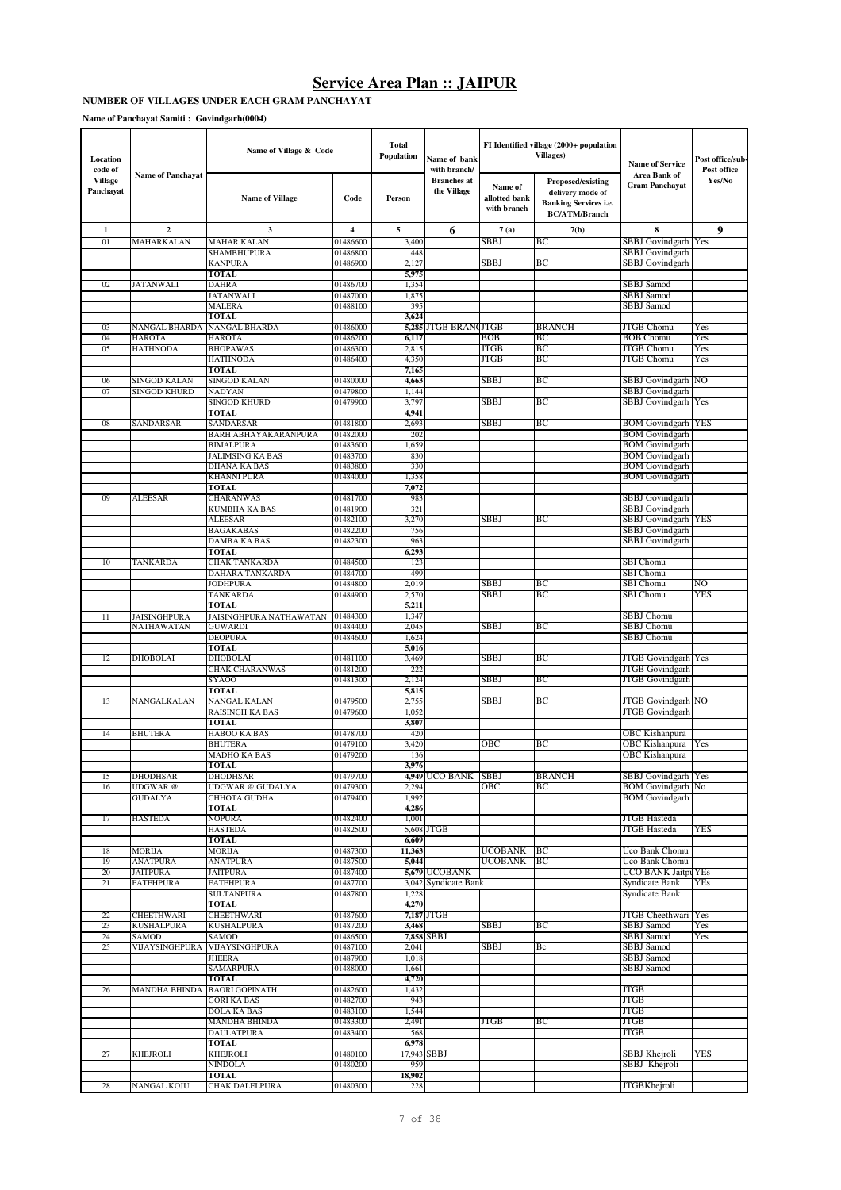# Service Area Plan :: JAIPUR

**NUMBER OF VILLAGES UNDER EACH GRAM PANCHAYAT**

**Name of Panchayat Samiti : Govindgarh(0004)**

| Location code of Village Panchayat | Name of Panchayat | Name of Village & Code | | Total Population | Name of bank with branch/ Branches at the Village | FI Identified village (2000+ population Villages) | | Name of Service Area Bank of Gram Panchayat | Post office/sub-Post office Yes/No |
|---|---|---|---|---|---|---|---|---|---|
| | | Name of Village | Code | Person | | Name of allotted bank with branch | Proposed/existing delivery mode of Banking Services i.e. BC/ATM/Branch | | |
| 1 | 2 | 3 | 4 | 5 | 6 | 7 (a) | 7(b) | 8 | 9 |
| 01 | MAHARKALAN | MAHAR KALAN | 01486600 | 3,400 | | SBBJ | BC | SBBJ Govindgarh | Yes |
| | | SHAMBHUPURA | 01486800 | 448 | | | | SBBJ Govindgarh | |
| | | KANPURA | 01486900 | 2,127 | | SBBJ | BC | SBBJ Govindgarh | |
| | | **TOTAL** | | **5,975** | | | | | |
| 02 | JATANWALI | DAHRA | 01486700 | 1,354 | | | | SBBJ Samod | |
| | | JATANWALI | 01487000 | 1,875 | | | | SBBJ Samod | |
| | | MALERA | 01488100 | 395 | | | | SBBJ Samod | |
| | | **TOTAL** | | **3,624** | | | | | |
| 03 | NANGAL BHARDA | NANGAL BHARDA | 01486000 | 5,285 | JTGB BRANCH | JTGB | BRANCH | JTGB Chomu | Yes |
| 04 | HAROTA | HAROTA | 01486200 | 6,117 | | BOB | BC | BOB Chomu | Yes |
| 05 | HATHNODA | BHOPAWAS | 01486300 | 2,815 | | JTGB | BC | JTGB Chomu | Yes |
| | | HATHNODA | 01486400 | 4,350 | | JTGB | BC | JTGB Chomu | Yes |
| | | **TOTAL** | | **7,165** | | | | | |
| 06 | SINGOD KALAN | SINGOD KALAN | 01480000 | 4,663 | | SBBJ | BC | SBBJ Govindgarh | NO |
| 07 | SINGOD KHURD | NADYAN | 01479800 | 1,144 | | | | SBBJ Govindgarh | |
| | | SINGOD KHURD | 01479900 | 3,797 | | SBBJ | BC | SBBJ Govindgarh | Yes |
| | | **TOTAL** | | **4,941** | | | | | |
| 08 | SANDARSAR | SANDARSAR | 01481800 | 2,693 | | SBBJ | BC | BOM Govindgarh | YES |
| | | BARH ABHAYAKARANPURA | 01482000 | 202 | | | | BOM Govindgarh | |
| | | BIMALPURA | 01483600 | 1,659 | | | | BOM Govindgarh | |
| | | JALIMSING KA BAS | 01483700 | 830 | | | | BOM Govindgarh | |
| | | DHANA KA BAS | 01483800 | 330 | | | | BOM Govindgarh | |
| | | KHANNI PURA | 01484000 | 1,358 | | | | BOM Govindgarh | |
| | | **TOTAL** | | **7,072** | | | | | |
| 09 | ALEESAR | CHARANWAS | 01481700 | 983 | | | | SBBJ Govindgarh | |
| | | KUMBHA KA BAS | 01481900 | 321 | | | | SBBJ Govindgarh | |
| | | ALEESAR | 01482100 | 3,270 | | SBBJ | BC | SBBJ Govindgarh | YES |
| | | BAGAKABAS | 01482200 | 756 | | | | SBBJ Govindgarh | |
| | | DAMBA KA BAS | 01482300 | 963 | | | | SBBJ Govindgarh | |
| | | **TOTAL** | | **6,293** | | | | | |
| 10 | TANKARDA | CHAK TANKARDA | 01484500 | 123 | | | | SBI Chomu | |
| | | DAHARA TANKARDA | 01484700 | 499 | | | | SBI Chomu | |
| | | JODHPURA | 01484800 | 2,019 | | SBBJ | BC | SBI Chomu | NO |
| | | TANKARDA | 01484900 | 2,570 | | SBBJ | BC | SBI Chomu | YES |
| | | **TOTAL** | | **5,211** | | | | | |
| 11 | JAISINGHPURA NATHAWATAN | JAISINGHPURA NATHAWATAN | 01484300 | 1,347 | | | | SBBJ Chomu | |
| | | GUWARDI | 01484400 | 2,045 | | SBBJ | BC | SBBJ Chomu | |
| | | DEOPURA | 01484600 | 1,624 | | | | SBBJ Chomu | |
| | | **TOTAL** | | **5,016** | | | | | |
| 12 | DHOBOLAI | DHOBOLAI | 01481100 | 3,469 | | SBBJ | BC | JTGB Govindgarh | Yes |
| | | CHAK CHARANWAS | 01481200 | 222 | | | | JTGB Govindgarh | |
| | | SYAOO | 01481300 | 2,124 | | SBBJ | BC | JTGB Govindgarh | |
| | | **TOTAL** | | **5,815** | | | | | |
| 13 | NANGALKALAN | NANGAL KALAN | 01479500 | 2,755 | | SBBJ | BC | JTGB Govindgarh | NO |
| | | RAISINGH KA BAS | 01479600 | 1,052 | | | | JTGB Govindgarh | |
| | | **TOTAL** | | **3,807** | | | | | |
| 14 | BHUTERA | HABOO KA BAS | 01478700 | 420 | | | | OBC Kishanpura | |
| | | BHUTERA | 01479100 | 3,420 | | OBC | BC | OBC Kishanpura | Yes |
| | | MADHO KA BAS | 01479200 | 136 | | | | OBC Kishanpura | |
| | | **TOTAL** | | **3,976** | | | | | |
| 15 | DHODHSAR | DHODHSAR | 01479700 | 4,949 | UCO BANK | SBBJ | BRANCH | SBBJ Govindgarh | Yes |
| 16 | UDGWAR @ GUDALYA | UDGWAR @ GUDALYA | 01479300 | 2,294 | | OBC | BC | BOM Govindgarh | No |
| | | CHHOTA GUDHA | 01479400 | 1,992 | | | | BOM Govindgarh | |
| | | **TOTAL** | | **4,286** | | | | | |
| 17 | HASTEDA | NOPURA | 01482400 | 1,001 | | | | JTGB Hasteda | |
| | | HASTEDA | 01482500 | 5,608 | JTGB | | | JTGB Hasteda | YES |
| | | **TOTAL** | | **6,609** | | | | | |
| 18 | MORIJA | MORIJA | 01487300 | 11,363 | | UCOBANK | BC | Uco Bank Chomu | |
| 19 | ANATPURA | ANATPURA | 01487500 | 5,044 | | UCOBANK | BC | Uco Bank Chomu | |
| 20 | JAITPURA | JAITPURA | 01487400 | 5,679 | UCOBANK | | | UCO BANK Jaitpu | YEs |
| 21 | FATEHPURA | FATEHPURA | 01487700 | 3,042 | Syndicate Bank | | | Syndicate Bank | YEs |
| | | SULTANPURA | 01487800 | 1,228 | | | | Syndicate Bank | |
| | | **TOTAL** | | **4,270** | | | | | |
| 22 | CHEETHWARI | CHEETHWARI | 01487600 | 7,187 | JTGB | | | JTGB Cheethwari | Yes |
| 23 | KUSHALPURA | KUSHALPURA | 01487200 | 3,468 | | SBBJ | BC | SBBJ Samod | Yes |
| 24 | SAMOD | SAMOD | 01486500 | 7,858 | SBBJ | | | SBBJ Samod | Yes |
| 25 | VIJAYSINGHPURA | VIJAYSINGHPURA | 01487100 | 2,041 | | SBBJ | Bc | SBBJ Samod | |
| | | JHEERA | 01487900 | 1,018 | | | | SBBJ Samod | |
| | | SAMARPURA | 01488000 | 1,661 | | | | SBBJ Samod | |
| | | **TOTAL** | | **4,720** | | | | | |
| 26 | MANDHA BHINDA | BAORI GOPINATH | 01482600 | 1,432 | | | | JTGB | |
| | | GORI KA BAS | 01482700 | 943 | | | | JTGB | |
| | | DOLA KA BAS | 01483100 | 1,544 | | | | JTGB | |
| | | MANDHA BHINDA | 01483300 | 2,491 | | JTGB | BC | JTGB | |
| | | DAULATPURA | 01483400 | 568 | | | | JTGB | |
| | | **TOTAL** | | **6,978** | | | | | |
| 27 | KHEJROLI | KHEJROLI | 01480100 | 17,943 | SBBJ | | | SBBJ Khejroli | YES |
| | | NINDOLA | 01480200 | 959 | | | | SBBJ Khejroli | |
| | | **TOTAL** | | **18,902** | | | | | |
| 28 | NANGAL KOJU | CHAK DALELPURA | 01480300 | 228 | | | | JTGBKhejroli | |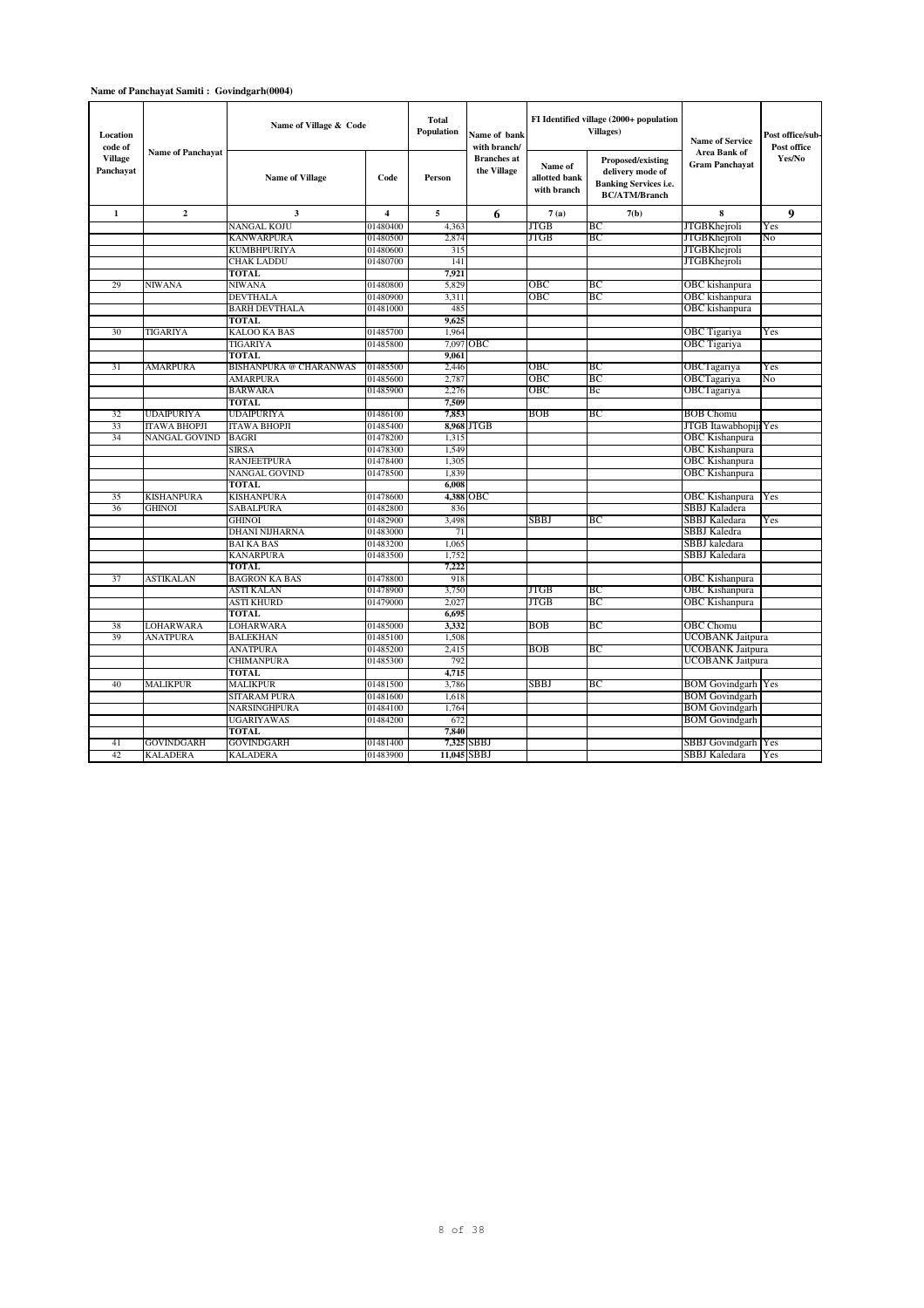**Name of Panchayat Samiti : Govindgarh(0004)**

| Location code of Village Panchayat | Name of Panchayat | Name of Village & Code | | Total Population | Name of bank with branch/ Branches at the Village | FI Identified village (2000+ population Villages) | | Name of Service Area Bank of Gram Panchayat | Post office/sub-Post office Yes/No |
|---|---|---|---|---|---|---|---|---|---|
| | | Name of Village | Code | Person | | Name of allotted bank with branch | Proposed/existing delivery mode of Banking Services i.e. BC/ATM/Branch | | |
| 1 | 2 | 3 | 4 | 5 | 6 | 7 (a) | 7(b) | 8 | 9 |
| | | NANGAL KOJU | 01480400 | 4,363 | | JTGB | BC | JTGBKhejroli | Yes |
| | | KANWARPURA | 01480500 | 2,874 | | JTGB | BC | JTGBKhejroli | No |
| | | KUMBHPURIYA | 01480600 | 315 | | | | JTGBKhejroli | |
| | | CHAK LADDU | 01480700 | 141 | | | | JTGBKhejroli | |
| | | **TOTAL** | | **7,921** | | | | | |
| 29 | NIWANA | NIWANA | 01480800 | 5,829 | | OBC | BC | OBC kishanpura | |
| | | DEVTHALA | 01480900 | 3,311 | | OBC | BC | OBC kishanpura | |
| | | BARH DEVTHALA | 01481000 | 485 | | | | OBC kishanpura | |
| | | **TOTAL** | | **9,625** | | | | | |
| 30 | TIGARIYA | KALOO KA BAS | 01485700 | 1,964 | | | | OBC Tigariya | Yes |
| | | TIGARIYA | 01485800 | 7,097 | OBC | | | OBC Tigariya | |
| | | **TOTAL** | | **9,061** | | | | | |
| 31 | AMARPURA | BISHANPURA @ CHARANWAS | 01485500 | 2,446 | | OBC | BC | OBCTagariya | Yes |
| | | AMARPURA | 01485600 | 2,787 | | OBC | BC | OBCTagariya | No |
| | | BARWARA | 01485900 | 2,276 | | OBC | Bc | OBCTagariya | |
| | | **TOTAL** | | **7,509** | | | | | |
| 32 | UDAIPURIYA | UDAIPURIYA | 01486100 | **7,853** | | BOB | BC | BOB Chomu | |
| 33 | ITAWA BHOPJI | ITAWA BHOPJI | 01485400 | **8,968** | JTGB | | | JTGB Itawabhopji | Yes |
| 34 | NANGAL GOVIND | BAGRI | 01478200 | 1,315 | | | | OBC Kishanpura | |
| | | SIRSA | 01478300 | 1,549 | | | | OBC Kishanpura | |
| | | RANJEETPURA | 01478400 | 1,305 | | | | OBC Kishanpura | |
| | | NANGAL GOVIND | 01478500 | 1,839 | | | | OBC Kishanpura | |
| | | **TOTAL** | | **6,008** | | | | | |
| 35 | KISHANPURA | KISHANPURA | 01478600 | **4,388** | OBC | | | OBC Kishanpura | Yes |
| 36 | GHINOI | SABALPURA | 01482800 | 836 | | | | SBBJ Kaladera | |
| | | GHINOI | 01482900 | 3,498 | | SBBJ | BC | SBBJ Kaledara | Yes |
| | | DHANI NIJHARNA | 01483000 | 71 | | | | SBBJ Kaledra | |
| | | BAI KA BAS | 01483200 | 1,065 | | | | SBBJ kaledara | |
| | | KANARPURA | 01483500 | 1,752 | | | | SBBJ Kaledara | |
| | | **TOTAL** | | **7,222** | | | | | |
| 37 | ASTIKALAN | BAGRON KA BAS | 01478800 | 918 | | | | OBC Kishanpura | |
| | | ASTI KALAN | 01478900 | 3,750 | | JTGB | BC | OBC Kishanpura | |
| | | ASTI KHURD | 01479000 | 2,027 | | JTGB | BC | OBC Kishanpura | |
| | | **TOTAL** | | **6,695** | | | | | |
| 38 | LOHARWARA | LOHARWARA | 01485000 | **3,332** | | BOB | BC | OBC Chomu | |
| 39 | ANATPURA | BALEKHAN | 01485100 | 1,508 | | | | UCOBANK Jaitpura | |
| | | ANATPURA | 01485200 | 2,415 | | BOB | BC | UCOBANK Jaitpura | |
| | | CHIMANPURA | 01485300 | 792 | | | | UCOBANK Jaitpura | |
| | | **TOTAL** | | **4,715** | | | | | |
| 40 | MALIKPUR | MALIKPUR | 01481500 | 3,786 | | SBBJ | BC | BOM Govindgarh | Yes |
| | | SITARAM PURA | 01481600 | 1,618 | | | | BOM Govindgarh | |
| | | NARSINGHPURA | 01484100 | 1,764 | | | | BOM Govindgarh | |
| | | UGARIYAWAS | 01484200 | 672 | | | | BOM Govindgarh | |
| | | **TOTAL** | | **7,840** | | | | | |
| 41 | GOVINDGARH | GOVINDGARH | 01481400 | **7,325** | SBBJ | | | SBBJ Govindgarh | Yes |
| 42 | KALADERA | KALADERA | 01483900 | **11,045** | SBBJ | | | SBBJ Kaledara | Yes |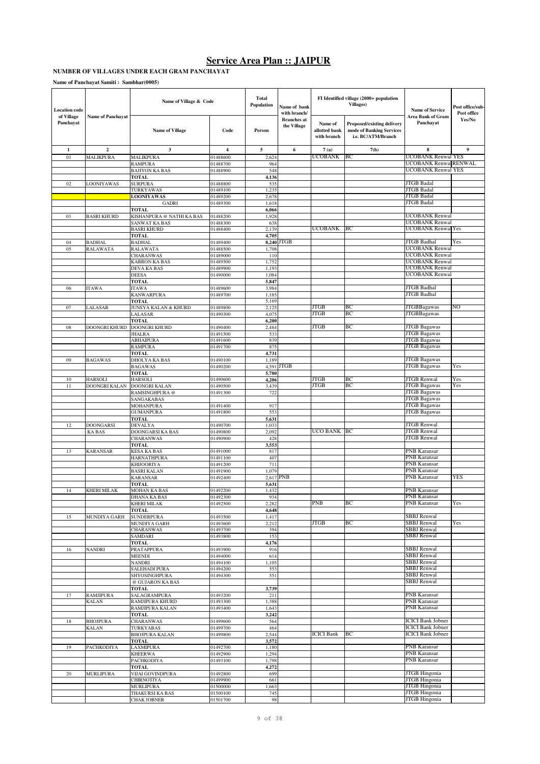# Service Area Plan :: JAIPUR

**NUMBER OF VILLAGES UNDER EACH GRAM PANCHAYAT**

**Name of Panchayat Samiti : Sambhar(0005)**

| Location code of Village Panchayat | Name of Panchayat | Name of Village & Code | | Total Population | Name of bank with branch/ Branches at the Village | FI Identified village (2000+ population Villages) | | Name of Service Area Bank of Gram Panchayat | Post office/sub-Post office Yes/No |
|---|---|---|---|---|---|---|---|---|---|
| | | Name of Village | Code | Person | | Name of allotted bank with branch | Proposed/existing delivery mode of Banking Services i.e. BC/ATM/Branch | | |
| 1 | 2 | 3 | 4 | 5 | 6 | 7(a) | 7(b) | 8 | 9 |
| 01 | MALIKPURA | MALIKPURA | 01488600 | 2,624 | | UCOBANK | BC | UCOBANK Renwal | YES |
| | | RAMPURA | 01488700 | 964 | | | | UCOBANK Renwal | RENWAL |
| | | BAJIYON KA BAS | 01488900 | 548 | | | | UCOBANK Renwal | YES |
| | | TOTAL | | 4,136 | | | | | |
| 02 | LOONIYAWAS | SURPURA | 01488800 | 535 | | | | JTGB Badal | |
| | | TURKYAWAS | 01489100 | 1,235 | | | | JTGB Badal | |
| | | LOONIYAWAS | 01489200 | 2,678 | | | | JTGB Badal | |
| | | GADRI | 01489300 | 1,618 | | | | JTGB Badal | |
| | | TOTAL | | 6,066 | | | | | |
| 03 | BASRI KHURD | KISHANPURA @ NATHI KA BAS | 01488200 | 1,928 | | | | UCOBANK Renwal | |
| | | SANWAT KA BAS | 01488300 | 638 | | | | UCOBANK Renwal | |
| | | BASRI KHURD | 01488400 | 2,139 | | UCOBANK | BC | UCOBANK Renwal | Yes |
| | | TOTAL | | 4,705 | | | | | |
| 04 | BADHAL | BADHAL | 01489400 | 8,240 | JTGB | | | JTGB Badhal | Yes |
| 05 | RALAWATA | RALAWATA | 01488500 | 1,708 | | | | UCOBANK Renwal | |
| | | CHARANWAS | 01489000 | 110 | | | | UCOBANK Renwal | |
| | | KABRON KA BAS | 01489500 | 1,752 | | | | UCOBANK Renwal | |
| | | DEVA KA BAS | 01489900 | 1,193 | | | | UCOBANK Renwal | |
| | | DEESA | 01490000 | 1,084 | | | | UCOBANK Renwal | |
| | | TOTAL | | 5,847 | | | | | |
| 06 | ITAWA | ITAWA | 01489600 | 3,984 | | | | JTGB Badhal | |
| | | KANWARPURA | 01489700 | 1,185 | | | | JTGB Badhal | |
| | | TOTAL | | 5,169 | | | | | |
| 07 | LALASAR | JUNSYA KALAN & KHURD | 01489800 | 2,125 | | JTGB | BC | JTGBBagawas | NO |
| | | LALASAR | 01490300 | 4,075 | | JTGB | BC | JTGBBagawas | |
| | | TOTAL | | 6,200 | | | | | |
| 08 | DOONGRI KHURD | DOONGRI KHURD | 01490400 | 2,484 | | JTGB | BC | JTGB Bagawas | |
| | | JHALRA | 01491500 | 533 | | | | JTGB Bagawas | |
| | | ABHAIPURA | 01491600 | 839 | | | | JTGB Bagawas | |
| | | RAMPURA | 01491700 | 875 | | | | JTGB Bagawas | |
| | | TOTAL | | 4,731 | | | | | |
| 09 | BAGAWAS | DHOLYA KA BAS | 01490100 | 1,189 | | | | JTGB Bagawas | |
| | | BAGAWAS | 01490200 | 4,591 | JTGB | | | JTGB Bagawas | Yes |
| | | TOTAL | | 5,780 | | | | | |
| 10 | HARSOLI | HARSOLI | 01490600 | 4,206 | | JTGB | BC | JTGB Renwal | Yes |
| 11 | DOONGRI KALAN | DOONGRI KALAN | 01490500 | 3,439 | | JTGB | BC | JTGB Bagawas | Yes |
| | | RAMSINGHPURA @ | 01491300 | 722 | | | | JTGB Bagawas | |
| | | SANGAKABAS | | | | | | JTGB Bagawas | |
| | | MOHANPURA | 01491400 | 917 | | | | JTGB Bagawas | |
| | | GUMANPURA | 01491800 | 553 | | | | JTGB Bagawas | |
| | | TOTAL | | 5,631 | | | | | |
| 12 | DOONGARSI KA BAS | DEVALYA | 01490700 | 1,033 | | | | JTGB Renwal | |
| | | DOONGARSI KA BAS | 01490800 | 2,092 | | UCO BANK | BC | JTGB Renwal | |
| | | CHARANWAS | 01490900 | 428 | | | | JTGB Renwal | |
| | | TOTAL | | 3,553 | | | | | |
| 13 | KARANSAR | KESA KA BAS | 01491000 | 817 | | | | PNB Karansar | |
| | | HARNATHPURA | 01491100 | 407 | | | | PNB Karansar | |
| | | KHIJOORIYA | 01491200 | 711 | | | | PNB Karansar | |
| | | BASRI KALAN | 01491900 | 1,079 | | | | PNB Karansar | |
| | | KARANSAR | 01492400 | 2,617 | PNB | | | PNB Karansar | YES |
| | | TOTAL | | 5,631 | | | | | |
| 14 | KHERI MILAK | MOHAN KA BAS | 01492200 | 1,432 | | | | PNB Karansar | |
| | | DHANA KA BAS | 01492300 | 934 | | | | PNB Karansar | |
| | | KHERI MILAK | 01492500 | 2,282 | | PNB | BC | PNB Karansar | Yes |
| | | TOTAL | | 4,648 | | | | | |
| 15 | MUNDIYA GARH | SUNDERPURA | 01493500 | 1,417 | | | | SBBJ Renwal | |
| | | MUNDIYA GARH | 01493600 | 2,212 | | JTGB | BC | SBBJ Renwal | Yes |
| | | CHARANWAS | 01493700 | 394 | | | | SBBJ Renwal | |
| | | SAMDARI | 01493800 | 153 | | | | SBBJ Renwal | |
| | | TOTAL | | 4,176 | | | | | |
| 16 | NANDRI | PRATAPPURA | 01493900 | 916 | | | | SBBJ Renwal | |
| | | MEENDI | 01494000 | 614 | | | | SBBJ Renwal | |
| | | NANDRI | 01494100 | 1,105 | | | | SBBJ Renwal | |
| | | SALEHADI PURA | 01494200 | 553 | | | | SBBJ Renwal | |
| | | SHYOSINGHPURA | 01494300 | 551 | | | | SBBJ Renwal | |
| | | @ GUJARON KA BAS | | | | | | SBBJ Renwal | |
| | | TOTAL | | 3,739 | | | | | |
| 17 | RAMJIPURA KALAN | SALAGRAMPURA | 01493200 | 211 | | | | PNB Karansar | |
| | | RAMJIPURA KHURD | 01493300 | 1,388 | | | | PNB Karansar | |
| | | RAMJIPURA KALAN | 01493400 | 1,643 | | | | PNB Karansar | |
| | | TOTAL | | 3,242 | | | | | |
| 18 | BHOJPURA KALAN | CHARANWAS | 01499600 | 564 | | | | ICICI Bank Jobner | |
| | | TURKYABAS | 01499700 | 464 | | | | ICICI Bank Jobner | |
| | | BHOJPURA KALAN | 01499800 | 2,544 | | ICICI Bank | BC | ICICI Bank Jobner | |
| | | TOTAL | | 3,572 | | | | | |
| 19 | PACHKODIYA | LAXMIPURA | 01492700 | 1,180 | | | | PNB Karansar | |
| | | KHEERWA | 01492900 | 1,294 | | | | PNB Karansar | |
| | | PACHKODIYA | 01493100 | 1,798 | | | | PNB Karansar | |
| | | TOTAL | | 4,272 | | | | | |
| 20 | MURLIPURA | VIJAI GOVINDPURA | 01492800 | 699 | | | | JTGB Hingonia | |
| | | CHIRNOTIYA | 01499900 | 661 | | | | JTGB Hingonia | |
| | | MURLIPURA | 01500000 | 1,663 | | | | JTGB Hingonia | |
| | | THAKURSI KA BAS | 01500100 | 745 | | | | JTGB Hingonia | |
| | | CHAK JOBNER | 01501700 | 98 | | | | JTGB Hingonia | |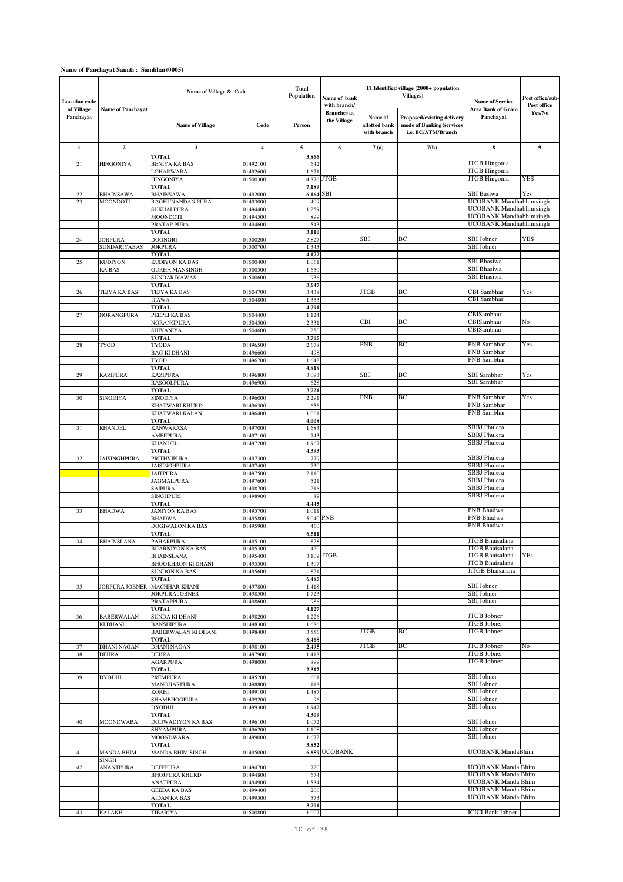**Name of Panchayat Samiti : Sambhar(0005)**

| Location code of Village Panchayat | Name of Panchayat | Name of Village & Code | | Total Population | Name of bank with branch/ Branches at the Village | FI Identified village (2000+ population Villages) | | Name of Service Area Bank of Gram Panchayat | Post office/sub-Post office Yes/No |
|---|---|---|---|---|---|---|---|---|---|
| | | Name of Village | Code | Person | | Name of allotted bank with branch | Proposed/existing delivery mode of Banking Services i.e. BC/ATM/Branch | | |
| 1 | 2 | 3 | 4 | 5 | 6 | 7 (a) | 7(b) | 8 | 9 |
| | | TOTAL | | 3,866 | | | | | |
| 21 | HINGONIYA | BENIYA KA BAS | 01492100 | 642 | | | | JTGB Hingonia | |
| | | LOHARWARA | 01492600 | 1,671 | | | | JTGB Hingonia | |
| | | HINGONIYA | 01500300 | 4,876 | JTGB | | | JTGB Hingonia | YES |
| | | TOTAL | | 7,189 | | | | | |
| 22 | BHAINSAWA | BHAINSAWA | 01492000 | 6,164 | SBI | | | SBI Basiwa | Yes |
| 23 | MOONDOTI | RAGHUNANDAN PURA | 01493000 | 409 | | | | UCOBANK Mandhabhimsingh | |
| | | SUKHALPURA | 01494400 | 1,259 | | | | UCOBANK Mandhabhimsingh | |
| | | MOONDOTI | 01494500 | 899 | | | | UCOBANK Mandhabhimsingh | |
| | | PRATAP PURA | 01494600 | 543 | | | | UCOBANK Mandhabhimsingh | |
| | | TOTAL | | 3,110 | | | | | |
| 24 | JORPURA SUNDARIYABAS | DOONGRI | 01500200 | 2,827 | | SBI | BC | SBI Jobner | YES |
| | | JORPURA | 01500700 | 1,345 | | | | SBI Jobner | |
| | | TOTAL | | 4,172 | | | | | |
| 25 | KUDIYON KA BAS | KUDIYON KA BAS | 01500400 | 1,061 | | | | SBI Bhasiwa | |
| | | GURHA MANSINGH | 01500500 | 1,650 | | | | SBI Bhasiwa | |
| | | SUNDARIYAWAS | 01500600 | 936 | | | | SBI Bhasiwa | |
| | | TOTAL | | 3,647 | | | | | |
| 26 | TEJYA KA BAS | TEJYA KA BAS | 01504700 | 3,438 | | JTGB | BC | CBI Sambhar | Yes |
| | | ITAWA | 01504800 | 1,353 | | | | CBI Sambhar | |
| | | TOTAL | | 4,791 | | | | | |
| 27 | NORANGPURA | PEEPLI KA BAS | 01504400 | 1,124 | | | | CBISambhar | |
| | | NORANGPURA | 01504500 | 2,331 | | CBI | BC | CBISambhar | No |
| | | SHIVANIYA | 01504600 | 250 | | | | CBISambhar | |
| | | TOTAL | | 3,705 | | | | | |
| 28 | TYOD | TYODA | 01496500 | 2,678 | | PNB | BC | PNB Sambhar | Yes |
| | | BAG KI DHANI | 01496600 | 498 | | | | PNB Sambhar | |
| | | TYOD | 01496700 | 1,642 | | | | PNB Sambhar | |
| | | TOTAL | | 4,818 | | | | | |
| 29 | KAZIPURA | KAZIPURA | 01496800 | 3,093 | | SBI | BC | SBI Sambhar | Yes |
| | | RASOOLPURA | 01496900 | 628 | | | | SBI Sambhar | |
| | | TOTAL | | 3,721 | | | | | |
| 30 | SINODIYA | SINODIYA | 01496000 | 2,291 | | PNB | BC | PNB Sambhar | Yes |
| | | KHATWARI KHURD | 01496300 | 656 | | | | PNB Sambhar | |
| | | KHATWARI KALAN | 01496400 | 1,061 | | | | PNB Sambhar | |
| | | TOTAL | | 4,008 | | | | | |
| 31 | KHANDEL | KANWARASA | 01497000 | 1,683 | | | | SBBJ Phulera | |
| | | AMEEPURA | 01497100 | 743 | | | | SBBJ Phulera | |
| | | KHANDEL | 01497200 | 1,967 | | | | SBBJ Phulera | |
| | | TOTAL | | 4,393 | | | | | |
| 32 | JAISINGHPURA | PRITHVIPURA | 01497300 | 779 | | | | SBBJ Phulera | |
| | | JAISINGHPURA | 01497400 | 730 | | | | SBBJ Phulera | |
| | | JAITPURA | 01497500 | 2,110 | | | | SBBJ Phulera | |
| | | JAGMALPURA | 01497600 | 521 | | | | SBBJ Phulera | |
| | | SAIPURA | 01498700 | 216 | | | | SBBJ Phulera | |
| | | SINGHPURI | 01498900 | 89 | | | | SBBJ Phulera | |
| | | TOTAL | | 4,445 | | | | | |
| 33 | BHADWA | JANIYON KA BAS | 01495700 | 1,011 | | | | PNB Bhadwa | |
| | | BHADWA | 01495800 | 5,040 | PNB | | | PNB Bhadwa | |
| | | DOGIWALON KA BAS | 01495900 | 460 | | | | PNB Bhadwa | |
| | | TOTAL | | 6,511 | | | | | |
| 34 | BHAINSLANA | PAHARPURA | 01495100 | 828 | | | | JTGB Bhaisalana | |
| | | BIJARNIYON KA BAS | 01495300 | 420 | | | | JTGB Bhaisalana | |
| | | BHAINSLANA | 01495400 | 3,109 | JTGB | | | JTGB Bhaisalana | YEs |
| | | BHOOKHRON KI DHANI | 01495500 | 1,307 | | | | JTGB Bhaisalana | |
| | | SUNDON KA BAS | 01495600 | 821 | | | | JtTGB Bhaisalana | |
| | | TOTAL | | 6,485 | | | | | |
| 35 | JORPURA JOBNER | MACHHAR KHANI | 01497800 | 1,418 | | | | SBI Jobner | |
| | | JORPURA JOBNER | 01498500 | 1,723 | | | | SBI Jobner | |
| | | PRATAPPURA | 01498600 | 986 | | | | SBI Jobner | |
| | | TOTAL | | 4,127 | | | | | |
| 36 | BABERWALAN KI DHANI | SUNDA KI DHANI | 01498200 | 1,226 | | | | JTGB Jobner | |
| | | BANSHIPURA | 01498300 | 1,686 | | | | JTGB Jobner | |
| | | BABERWALAN KI DHANI | 01498400 | 3,556 | | JTGB | BC | JTGB Jobner | |
| | | TOTAL | | 6,468 | | | | | |
| 37 | DHANI NAGAN | DHANI NAGAN | 01498100 | 2,495 | | JTGB | BC | JTGB Jobner | No |
| 38 | DEHRA | DEHRA | 01497900 | 1,418 | | | | JTGB Jobner | |
| | | AGARPURA | 01498000 | 899 | | | | JTGB Jobner | |
| | | TOTAL | | 2,317 | | | | | |
| 39 | DYODHI | PREMPURA | 01495200 | 661 | | | | SBI Jobner | |
| | | MANOHARPURA | 01498800 | 118 | | | | SBI Jobner | |
| | | KORHI | 01499100 | 1,487 | | | | SBI Jobner | |
| | | SHAMBHOOPURA | 01499200 | 96 | | | | SBI Jobner | |
| | | DYODHI | 01499300 | 1,947 | | | | SBI Jobner | |
| | | TOTAL | | 4,309 | | | | | |
| 40 | MOONDWARA | DODWADIYON KA BAS | 01496100 | 1,072 | | | | SBI Jobner | |
| | | SHYAMPURA | 01496200 | 1,108 | | | | SBI Jobner | |
| | | MOONDWARA | 01499000 | 1,672 | | | | SBI Jobner | |
| | | TOTAL | | 3,852 | | | | | |
| 41 | MANDA BHIM SINGH | MANDA BHIM SINGH | 01495000 | 6,859 | UCOBANK | | | UCOBANK MandaBhim | |
| 42 | ANANTPURA | DEEPPURA | 01494700 | 720 | | | | UCOBANK Manda Bhim | |
| | | BHOJPURA KHURD | 01494800 | 674 | | | | UCOBANK Manda Bhim | |
| | | ANATPURA | 01494900 | 1,534 | | | | UCOBANK Manda Bhim | |
| | | GEEDA KA BAS | 01499400 | 200 | | | | UCOBANK Manda Bhim | |
| | | AIDAN KA BAS | 01499500 | 573 | | | | UCOBANK Manda Bhim | |
| | | TOTAL | | 3,701 | | | | | |
| 43 | KALAKH | TIBARIYA | 01500800 | 1,007 | | | | ICICI Bank Jobner | |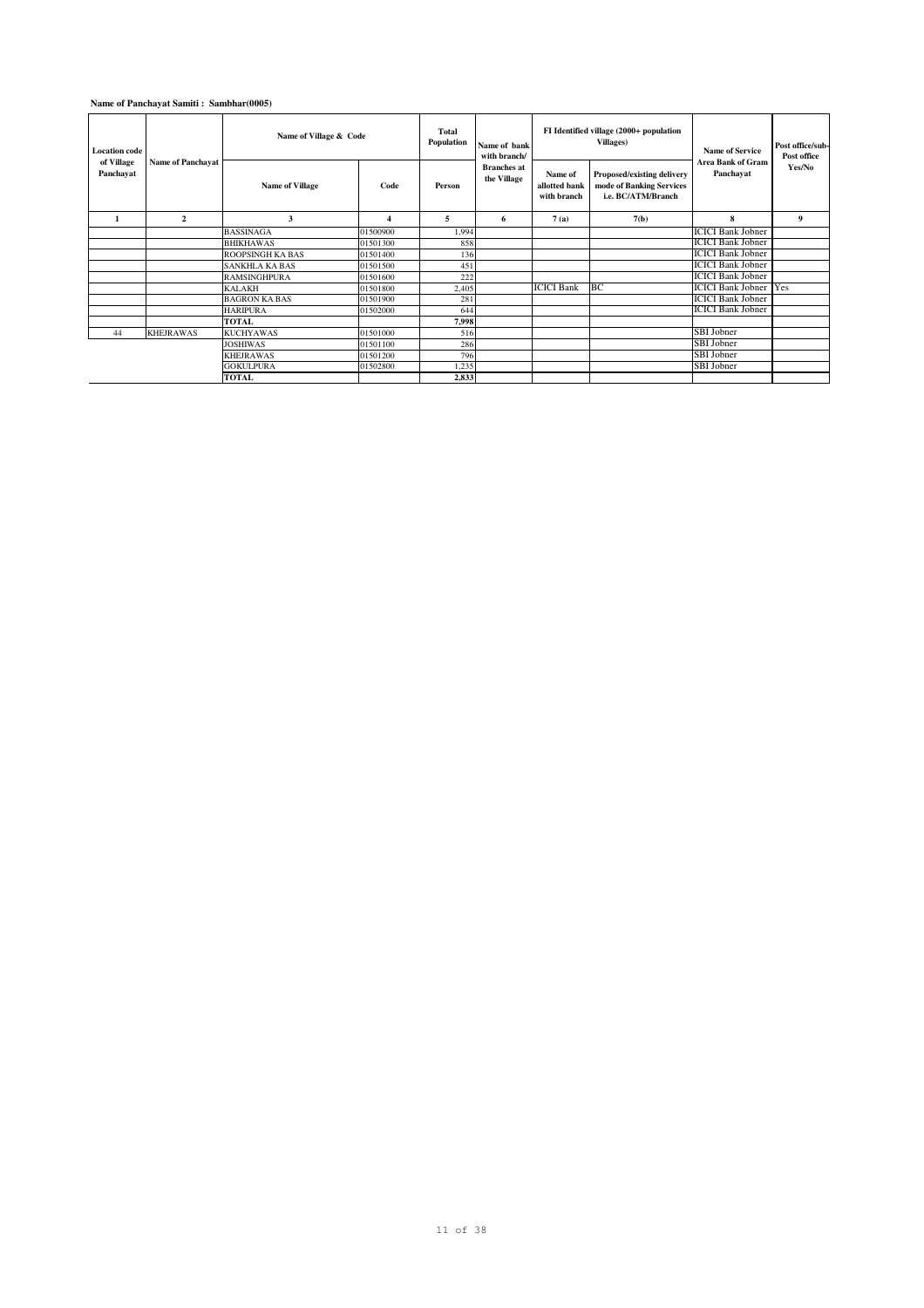**Name of Panchayat Samiti : Sambhar(0005)**

| Location code of Village Panchayat | Name of Panchayat | Name of Village & Code | | Total Population | Name of bank with branch/ Branches at the Village | FI Identified village (2000+ population Villages) | | Name of Service Area Bank of Gram Panchayat | Post office/sub-Post office Yes/No |
|---|---|---|---|---|---|---|---|---|---|
| | | Name of Village | Code | Person | | Name of allotted bank with branch | Proposed/existing delivery mode of Banking Services i.e. BC/ATM/Branch | | |
| 1 | 2 | 3 | 4 | 5 | 6 | 7 (a) | 7(b) | 8 | 9 |
| | | BASSINAGA | 01500900 | 1,994 | | | | ICICI Bank Jobner | |
| | | BHIKHAWAS | 01501300 | 858 | | | | ICICI Bank Jobner | |
| | | ROOPSINGH KA BAS | 01501400 | 136 | | | | ICICI Bank Jobner | |
| | | SANKHLA KA BAS | 01501500 | 451 | | | | ICICI Bank Jobner | |
| | | RAMSINGHPURA | 01501600 | 222 | | | | ICICI Bank Jobner | |
| | | KALAKH | 01501800 | 2,405 | | ICICI Bank | BC | ICICI Bank Jobner | Yes |
| | | BAGRON KA BAS | 01501900 | 281 | | | | ICICI Bank Jobner | |
| | | HARIPURA | 01502000 | 644 | | | | ICICI Bank Jobner | |
| | | **TOTAL** | | **7,998** | | | | | |
| 44 | KHEJRAWAS | KUCHYAWAS | 01501000 | 516 | | | | SBI Jobner | |
| | | JOSHIWAS | 01501100 | 286 | | | | SBI Jobner | |
| | | KHEJRAWAS | 01501200 | 796 | | | | SBI Jobner | |
| | | GOKULPURA | 01502800 | 1,235 | | | | SBI Jobner | |
| | | **TOTAL** | | **2,833** | | | | | |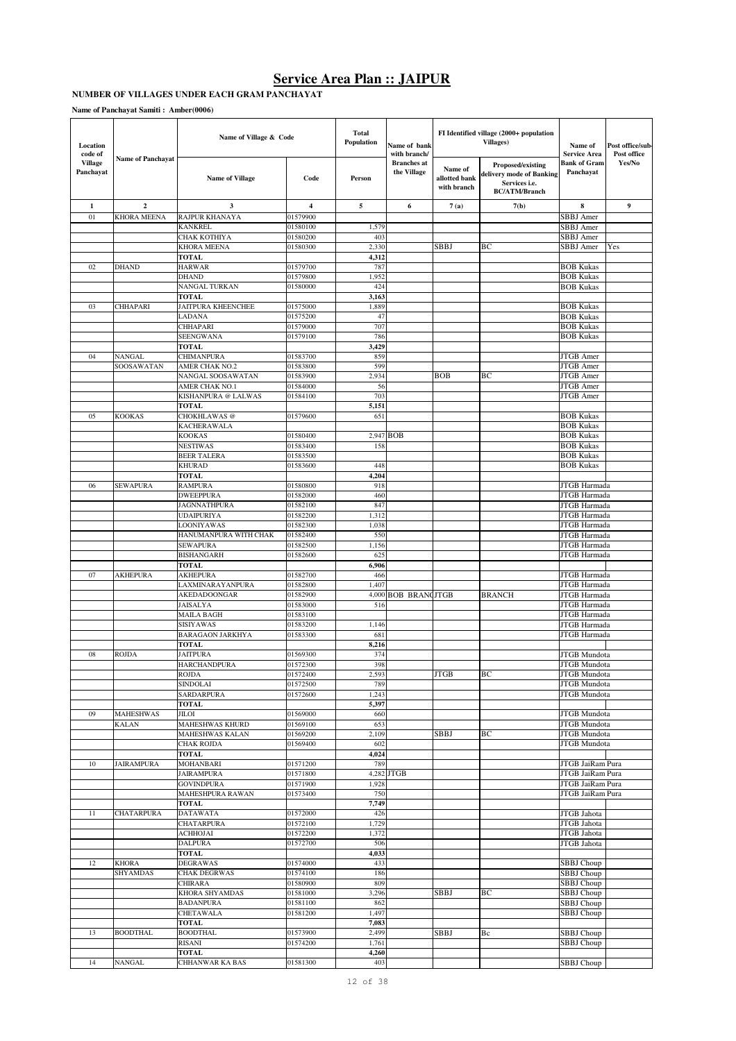# Service Area Plan :: JAIPUR

**NUMBER OF VILLAGES UNDER EACH GRAM PANCHAYAT**

**Name of Panchayat Samiti : Amber(0006)**

| Location code of Village Panchayat | Name of Panchayat | Name of Village & Code | | Total Population | Name of bank with branch/ Branches at the Village | FI Identified village (2000+ population Villages) | | Name of Service Area Bank of Gram Panchayat | Post office/sub-Post office Yes/No |
|---|---|---|---|---|---|---|---|---|---|
| | | Name of Village | Code | Person | | Name of allotted bank with branch | Proposed/existing delivery mode of Banking Services i.e. BC/ATM/Branch | | |
| 1 | 2 | 3 | 4 | 5 | 6 | 7(a) | 7(b) | 8 | 9 |
| 01 | KHORA MEENA | RAJPUR KHANAYA | 01579900 | | | | | SBBJ Amer | |
| | | KANKREL | 01580100 | 1,579 | | | | SBBJ Amer | |
| | | CHAK KOTHIYA | 01580200 | 403 | | | | SBBJ Amer | |
| | | KHORA MEENA | 01580300 | 2,330 | | SBBJ | BC | SBBJ Amer | Yes |
| | | TOTAL | | 4,312 | | | | | |
| 02 | DHAND | HARWAR | 01579700 | 787 | | | | BOB Kukas | |
| | | DHAND | 01579800 | 1,952 | | | | BOB Kukas | |
| | | NANGAL TURKAN | 01580000 | 424 | | | | BOB Kukas | |
| | | TOTAL | | 3,163 | | | | | |
| 03 | CHHAPARI | JAITPURA KHEENCHEE | 01575000 | 1,889 | | | | BOB Kukas | |
| | | LADANA | 01575200 | 47 | | | | BOB Kukas | |
| | | CHHAPARI | 01579000 | 707 | | | | BOB Kukas | |
| | | SEENGWANA | 01579100 | 786 | | | | BOB Kukas | |
| | | TOTAL | | 3,429 | | | | | |
| 04 | NANGAL SOOSAWATAN | CHIMANPURA | 01583700 | 859 | | | | JTGB Amer | |
| | | AMER CHAK NO.2 | 01583800 | 599 | | | | JTGB Amer | |
| | | NANGAL SOOSAWATAN | 01583900 | 2,934 | | BOB | BC | JTGB Amer | |
| | | AMER CHAK NO.1 | 01584000 | 56 | | | | JTGB Amer | |
| | | KISHANPURA @ LALWAS | 01584100 | 703 | | | | JTGB Amer | |
| | | TOTAL | | 5,151 | | | | | |
| 05 | KOOKAS | CHOKHLAWAS @ | 01579600 | 651 | | | | BOB Kukas | |
| | | KACHERAWALA | | | | | | BOB Kukas | |
| | | KOOKAS | 01580400 | 2,947 | BOB | | | BOB Kukas | |
| | | NESTIWAS | 01583400 | 158 | | | | BOB Kukas | |
| | | BEER TALERA | 01583500 | | | | | BOB Kukas | |
| | | KHURAD | 01583600 | 448 | | | | BOB Kukas | |
| | | TOTAL | | 4,204 | | | | | |
| 06 | SEWAPURA | RAMPURA | 01580800 | 918 | | | | JTGB Harmada | |
| | | DWEEPPURA | 01582000 | 460 | | | | JTGB Harmada | |
| | | JAGNNATHPURA | 01582100 | 847 | | | | JTGB Harmada | |
| | | UDAIPURIYA | 01582200 | 1,312 | | | | JTGB Harmada | |
| | | LOONIYAWAS | 01582300 | 1,038 | | | | JTGB Harmada | |
| | | HANUMANPURA WITH CHAK | 01582400 | 550 | | | | JTGB Harmada | |
| | | SEWAPURA | 01582500 | 1,156 | | | | JTGB Harmada | |
| | | BISHANGARH | 01582600 | 625 | | | | JTGB Harmada | |
| | | TOTAL | | 6,906 | | | | | |
| 07 | AKHEPURA | AKHEPURA | 01582700 | 466 | | | | JTGB Harmada | |
| | | LAXMINARAYANPURA | 01582800 | 1,407 | | | | JTGB Harmada | |
| | | AKEDADOONGAR | 01582900 | 4,000 | BOB BRANC | JTGB | BRANCH | JTGB Harmada | |
| | | JAISALYA | 01583000 | 516 | | | | JTGB Harmada | |
| | | MAILA BAGH | 01583100 | | | | | JTGB Harmada | |
| | | SISIYAWAS | 01583200 | 1,146 | | | | JTGB Harmada | |
| | | BARAGAON JARKHYA | 01583300 | 681 | | | | JTGB Harmada | |
| | | TOTAL | | 8,216 | | | | | |
| 08 | ROJDA | JAITPURA | 01569300 | 374 | | | | JTGB Mundota | |
| | | HARCHANDPURA | 01572300 | 398 | | | | JTGB Mundota | |
| | | ROJDA | 01572400 | 2,593 | | JTGB | BC | JTGB Mundota | |
| | | SINDOLAI | 01572500 | 789 | | | | JTGB Mundota | |
| | | SARDARPURA | 01572600 | 1,243 | | | | JTGB Mundota | |
| | | TOTAL | | 5,397 | | | | | |
| 09 | MAHESHWAS KALAN | JILOI | 01569000 | 660 | | | | JTGB Mundota | |
| | | MAHESHWAS KHURD | 01569100 | 653 | | | | JTGB Mundota | |
| | | MAHESHWAS KALAN | 01569200 | 2,109 | | SBBJ | BC | JTGB Mundota | |
| | | CHAK ROJDA | 01569400 | 602 | | | | JTGB Mundota | |
| | | TOTAL | | 4,024 | | | | | |
| 10 | JAIRAMPURA | MOHANBARI | 01571200 | 789 | | | | JTGB JaiRam Pura | |
| | | JAIRAMPURA | 01571800 | 4,282 | JTGB | | | JTGB JaiRam Pura | |
| | | GOVINDPURA | 01571900 | 1,928 | | | | JTGB JaiRam Pura | |
| | | MAHESHPURA RAWAN | 01573400 | 750 | | | | JTGB JaiRam Pura | |
| | | TOTAL | | 7,749 | | | | | |
| 11 | CHATARPURA | DATAWATA | 01572000 | 426 | | | | JTGB Jahota | |
| | | CHATARPURA | 01572100 | 1,729 | | | | JTGB Jahota | |
| | | ACHHOJAI | 01572200 | 1,372 | | | | JTGB Jahota | |
| | | DALPURA | 01572700 | 506 | | | | JTGB Jahota | |
| | | TOTAL | | 4,033 | | | | | |
| 12 | KHORA SHYAMDAS | DEGRAWAS | 01574000 | 433 | | | | SBBJ Choup | |
| | | CHAK DEGRWAS | 01574100 | 186 | | | | SBBJ Choup | |
| | | CHIRARA | 01580900 | 809 | | | | SBBJ Choup | |
| | | KHORA SHYAMDAS | 01581000 | 3,296 | | SBBJ | BC | SBBJ Choup | |
| | | BADANPURA | 01581100 | 862 | | | | SBBJ Choup | |
| | | CHETAWALA | 01581200 | 1,497 | | | | SBBJ Choup | |
| | | TOTAL | | 7,083 | | | | | |
| 13 | BOODTHAL | BOODTHAL | 01573900 | 2,499 | | SBBJ | Bc | SBBJ Choup | |
| | | RISANI | 01574200 | 1,761 | | | | SBBJ Choup | |
| | | TOTAL | | 4,260 | | | | | |
| 14 | NANGAL | CHHANWAR KA BAS | 01581300 | 403 | | | | SBBJ Choup | |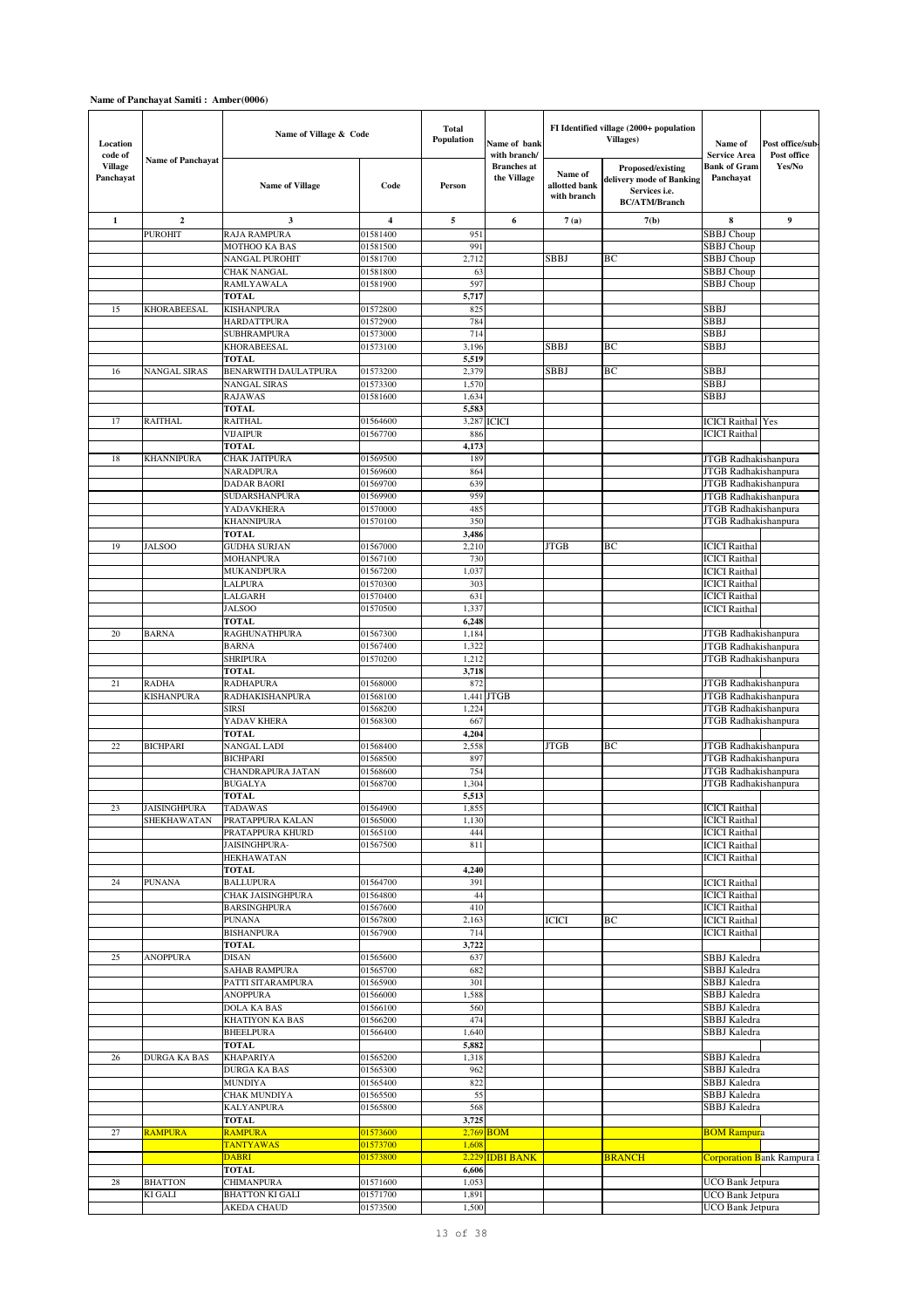**Name of Panchayat Samiti : Amber(0006)**

| Location code of Village Panchayat | Name of Panchayat | Name of Village & Code | | Total Population | Name of bank with branch/ Branches at the Village | FI Identified village (2000+ population Villages) | | Name of Service Area Bank of Gram Panchayat | Post office/sub-Post office Yes/No |
|---|---|---|---|---|---|---|---|---|---|
| | | Name of Village | Code | Person | | Name of allotted bank with branch | Proposed/existing delivery mode of Banking Services i.e. BC/ATM/Branch | | |
| 1 | 2 | 3 | 4 | 5 | 6 | 7 (a) | 7(b) | 8 | 9 |
| | PUROHIT | RAJA RAMPURA | 01581400 | 951 | | | | SBBJ Choup | |
| | | MOTHOO KA BAS | 01581500 | 991 | | | | SBBJ Choup | |
| | | NANGAL PUROHIT | 01581700 | 2,712 | | SBBJ | BC | SBBJ Choup | |
| | | CHAK NANGAL | 01581800 | 63 | | | | SBBJ Choup | |
| | | RAMLYAWALA | 01581900 | 597 | | | | SBBJ Choup | |
| | | TOTAL | | 5,717 | | | | | |
| 15 | KHORABEESAL | KISHANPURA | 01572800 | 825 | | | | SBBJ | |
| | | HARDATTPURA | 01572900 | 784 | | | | SBBJ | |
| | | SUBHRAMPURA | 01573000 | 714 | | | | SBBJ | |
| | | KHORABEESAL | 01573100 | 3,196 | | SBBJ | BC | SBBJ | |
| | | TOTAL | | 5,519 | | | | | |
| 16 | NANGAL SIRAS | BENARWITH DAULATPURA | 01573200 | 2,379 | | SBBJ | BC | SBBJ | |
| | | NANGAL SIRAS | 01573300 | 1,570 | | | | SBBJ | |
| | | RAJAWAS | 01581600 | 1,634 | | | | SBBJ | |
| | | TOTAL | | 5,583 | | | | | |
| 17 | RAITHAL | RAITHAL | 01564600 | 3,287 | ICICI | | | ICICI Raithal | Yes |
| | | VIJAIPUR | 01567700 | 886 | | | | ICICI Raithal | |
| | | TOTAL | | 4,173 | | | | | |
| 18 | KHANNIPURA | CHAK JAITPURA | 01569500 | 189 | | | | JTGB Radhakishanpura | |
| | | NARADPURA | 01569600 | 864 | | | | JTGB Radhakishanpura | |
| | | DADAR BAORI | 01569700 | 639 | | | | JTGB Radhakishanpura | |
| | | SUDARSHANPURA | 01569900 | 959 | | | | JTGB Radhakishanpura | |
| | | YADAVKHERA | 01570000 | 485 | | | | JTGB Radhakishanpura | |
| | | KHANNIPURA | 01570100 | 350 | | | | JTGB Radhakishanpura | |
| | | TOTAL | | 3,486 | | | | | |
| 19 | JALSOO | GUDHA SURJAN | 01567000 | 2,210 | | JTGB | BC | ICICI Raithal | |
| | | MOHANPURA | 01567100 | 730 | | | | ICICI Raithal | |
| | | MUKANDPURA | 01567200 | 1,037 | | | | ICICI Raithal | |
| | | LALPURA | 01570300 | 303 | | | | ICICI Raithal | |
| | | LALGARH | 01570400 | 631 | | | | ICICI Raithal | |
| | | JALSOO | 01570500 | 1,337 | | | | ICICI Raithal | |
| | | TOTAL | | 6,248 | | | | | |
| 20 | BARNA | RAGHUNATHPURA | 01567300 | 1,184 | | | | JTGB Radhakishanpura | |
| | | BARNA | 01567400 | 1,322 | | | | JTGB Radhakishanpura | |
| | | SHRIPURA | 01570200 | 1,212 | | | | JTGB Radhakishanpura | |
| | | TOTAL | | 3,718 | | | | | |
| 21 | RADHA KISHANPURA | RADHAPURA | 01568000 | 872 | | | | JTGB Radhakishanpura | |
| | | RADHAKISHANPURA | 01568100 | 1,441 | JTGB | | | JTGB Radhakishanpura | |
| | | SIRSI | 01568200 | 1,224 | | | | JTGB Radhakishanpura | |
| | | YADAV KHERA | 01568300 | 667 | | | | JTGB Radhakishanpura | |
| | | TOTAL | | 4,204 | | | | | |
| 22 | BICHPARI | NANGAL LADI | 01568400 | 2,558 | | JTGB | BC | JTGB Radhakishanpura | |
| | | BICHPARI | 01568500 | 897 | | | | JTGB Radhakishanpura | |
| | | CHANDRAPURA JATAN | 01568600 | 754 | | | | JTGB Radhakishanpura | |
| | | BUGALYA | 01568700 | 1,304 | | | | JTGB Radhakishanpura | |
| | | TOTAL | | 5,513 | | | | | |
| 23 | JAISINGHPURA SHEKHAWATAN | TADAWAS | 01564900 | 1,855 | | | | ICICI Raithal | |
| | | PRATAPPURA KALAN | 01565000 | 1,130 | | | | ICICI Raithal | |
| | | PRATAPPURA KHURD | 01565100 | 444 | | | | ICICI Raithal | |
| | | JAISINGHPURA-HEKHAWATAN | 01567500 | 811 | | | | ICICI Raithal | |
| | | TOTAL | | 4,240 | | | | | |
| 24 | PUNANA | BALLUPURA | 01564700 | 391 | | | | ICICI Raithal | |
| | | CHAK JAISINGHPURA | 01564800 | 44 | | | | ICICI Raithal | |
| | | BARSINGHPURA | 01567600 | 410 | | | | ICICI Raithal | |
| | | PUNANA | 01567800 | 2,163 | | ICICI | BC | ICICI Raithal | |
| | | BISHANPURA | 01567900 | 714 | | | | ICICI Raithal | |
| | | TOTAL | | 3,722 | | | | | |
| 25 | ANOPPURA | DISAN | 01565600 | 637 | | | | SBBJ Kaledra | |
| | | SAHAB RAMPURA | 01565700 | 682 | | | | SBBJ Kaledra | |
| | | PATTI SITARAMPURA | 01565900 | 301 | | | | SBBJ Kaledra | |
| | | ANOPPURA | 01566000 | 1,588 | | | | SBBJ Kaledra | |
| | | DOLA KA BAS | 01566100 | 560 | | | | SBBJ Kaledra | |
| | | KHATIYON KA BAS | 01566200 | 474 | | | | SBBJ Kaledra | |
| | | BHEELPURA | 01566400 | 1,640 | | | | SBBJ Kaledra | |
| | | TOTAL | | 5,882 | | | | | |
| 26 | DURGA KA BAS | KHAPARIYA | 01565200 | 1,318 | | | | SBBJ Kaledra | |
| | | DURGA KA BAS | 01565300 | 962 | | | | SBBJ Kaledra | |
| | | MUNDIYA | 01565400 | 822 | | | | SBBJ Kaledra | |
| | | CHAK MUNDIYA | 01565500 | 55 | | | | SBBJ Kaledra | |
| | | KALYANPURA | 01565800 | 568 | | | | SBBJ Kaledra | |
| | | TOTAL | | 3,725 | | | | | |
| 27 | RAMPURA | RAMPURA | 01573600 | 2,769 | BOM | | | BOM Rampura | |
| | | TANTYAWAS | 01573700 | 1,608 | | | | | |
| | | DABRI | 01573800 | 2,229 | IDBI BANK | | BRANCH | Corporation Bank Rampura I | |
| | | TOTAL | | 6,606 | | | | | |
| 28 | BHATTON KI GALI | CHIMANPURA | 01571600 | 1,053 | | | | UCO Bank Jetpura | |
| | | BHATTON KI GALI | 01571700 | 1,891 | | | | UCO Bank Jetpura | |
| | | AKEDA CHAUD | 01573500 | 1,500 | | | | UCO Bank Jetpura | |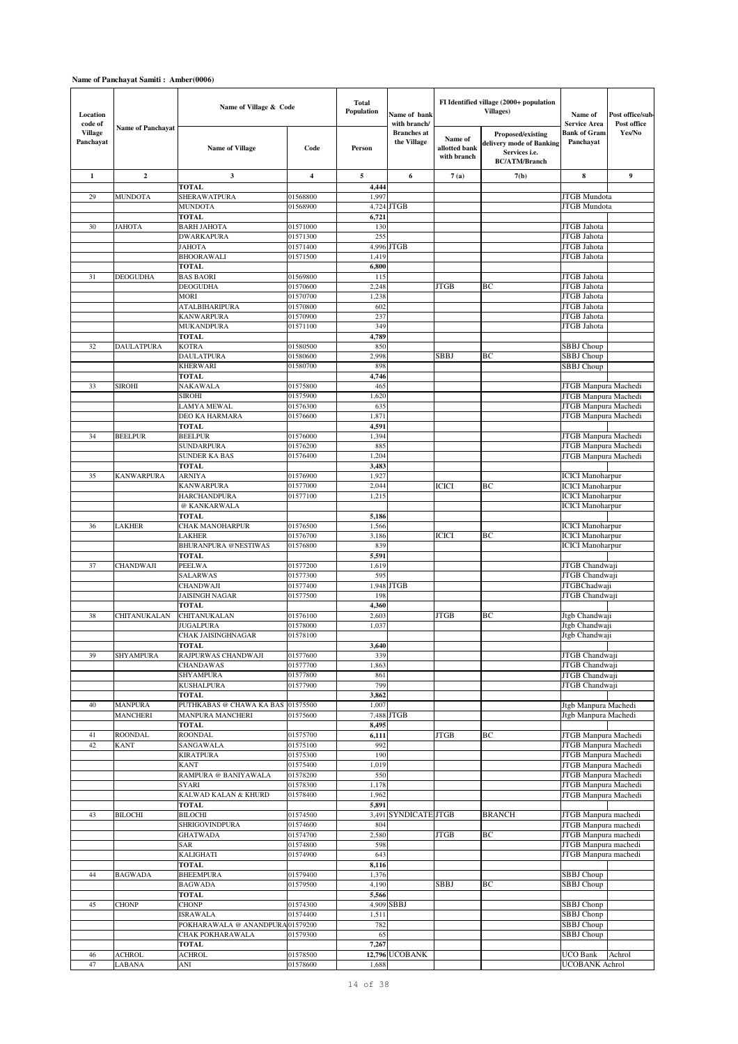**Name of Panchayat Samiti : Amber(0006)**

| Location code of Village Panchayat | Name of Panchayat | Name of Village & Code | | Total Population | Name of bank with branch/ Branches at the Village | FI Identified village (2000+ population Villages) | | Name of Service Area Bank of Gram Panchayat | Post office/sub-Post office Yes/No |
|---|---|---|---|---|---|---|---|---|---|
| | | Name of Village | Code | Person | | Name of allotted bank with branch | Proposed/existing delivery mode of Banking Services i.e. BC/ATM/Branch | | |
| 1 | 2 | 3 | 4 | 5 | 6 | 7 (a) | 7(b) | 8 | 9 |
| | | TOTAL | | 4,444 | | | | | |
| 29 | MUNDOTA | SHERAWATPURA | 01568800 | 1,997 | | | | JTGB Mundota | |
| | | MUNDOTA | 01568900 | 4,724 | JTGB | | | JTGB Mundota | |
| | | TOTAL | | 6,721 | | | | | |
| 30 | JAHOTA | BARH JAHOTA | 01571000 | 130 | | | | JTGB Jahota | |
| | | DWARKAPURA | 01571300 | 255 | | | | JTGB Jahota | |
| | | JAHOTA | 01571400 | 4,996 | JTGB | | | JTGB Jahota | |
| | | BHOORAWALI | 01571500 | 1,419 | | | | JTGB Jahota | |
| | | TOTAL | | 6,800 | | | | | |
| 31 | DEOGUDHA | BAS BAORI | 01569800 | 115 | | | | JTGB Jahota | |
| | | DEOGUDHA | 01570600 | 2,248 | | JTGB | BC | JTGB Jahota | |
| | | MORI | 01570700 | 1,238 | | | | JTGB Jahota | |
| | | ATALBIHARIPURA | 01570800 | 602 | | | | JTGB Jahota | |
| | | KANWARPURA | 01570900 | 237 | | | | JTGB Jahota | |
| | | MUKANDPURA | 01571100 | 349 | | | | JTGB Jahota | |
| | | TOTAL | | 4,789 | | | | | |
| 32 | DAULATPURA | KOTRA | 01580500 | 850 | | | | SBBJ Choup | |
| | | DAULATPURA | 01580600 | 2,998 | | SBBJ | BC | SBBJ Choup | |
| | | KHERWARI | 01580700 | 898 | | | | SBBJ Choup | |
| | | TOTAL | | 4,746 | | | | | |
| 33 | SIROHI | NAKAWALA | 01575800 | 465 | | | | JTGB Manpura Machedi | |
| | | SIROHI | 01575900 | 1,620 | | | | JTGB Manpura Machedi | |
| | | LAMYA MEWAL | 01576300 | 635 | | | | JTGB Manpura Machedi | |
| | | DEO KA HARMARA | 01576600 | 1,871 | | | | JTGB Manpura Machedi | |
| | | TOTAL | | 4,591 | | | | | |
| 34 | BEELPUR | BEELPUR | 01576000 | 1,394 | | | | JTGB Manpura Machedi | |
| | | SUNDARPURA | 01576200 | 885 | | | | JTGB Manpura Machedi | |
| | | SUNDER KA BAS | 01576400 | 1,204 | | | | JTGB Manpura Machedi | |
| | | TOTAL | | 3,483 | | | | | |
| 35 | KANWARPURA | ARNIYA | 01576900 | 1,927 | | | | ICICI Manoharpur | |
| | | KANWARPURA | 01577000 | 2,044 | | ICICI | BC | ICICI Manoharpur | |
| | | HARCHANDPURA | 01577100 | 1,215 | | | | ICICI Manoharpur | |
| | | @ KANKARWALA | | | | | | ICICI Manoharpur | |
| | | TOTAL | | 5,186 | | | | | |
| 36 | LAKHER | CHAK MANOHARPUR | 01576500 | 1,566 | | | | ICICI Manoharpur | |
| | | LAKHER | 01576700 | 3,186 | | ICICI | BC | ICICI Manoharpur | |
| | | BHURANPURA @NESTIWAS | 01576800 | 839 | | | | ICICI Manoharpur | |
| | | TOTAL | | 5,591 | | | | | |
| 37 | CHANDWAJI | PEELWA | 01577200 | 1,619 | | | | JTGB Chandwaji | |
| | | SALARWAS | 01577300 | 595 | | | | JTGB Chandwaji | |
| | | CHANDWAJI | 01577400 | 1,948 | JTGB | | | JTGBChadwaji | |
| | | JAISINGH NAGAR | 01577500 | 198 | | | | JTGB Chandwaji | |
| | | TOTAL | | 4,360 | | | | | |
| 38 | CHITANUKALAN | CHITANUKALAN | 01576100 | 2,603 | | JTGB | BC | Jtgb Chandwaji | |
| | | JUGALPURA | 01578000 | 1,037 | | | | Jtgb Chandwaji | |
| | | CHAK JAISINGHNAGAR | 01578100 | | | | | Jtgb Chandwaji | |
| | | TOTAL | | 3,640 | | | | | |
| 39 | SHYAMPURA | RAJPURWAS CHANDWAJI | 01577600 | 339 | | | | JTGB Chandwaji | |
| | | CHANDAWAS | 01577700 | 1,863 | | | | JTGB Chandwaji | |
| | | SHYAMPURA | 01577800 | 861 | | | | JTGB Chandwaji | |
| | | KUSHALPURA | 01577900 | 799 | | | | JTGB Chandwaji | |
| | | TOTAL | | 3,862 | | | | | |
| 40 | MANPURA | PUTHKABAS @ CHAWA KA BAS | 01575500 | 1,007 | | | | Jtgb Manpura Machedi | |
| | MANCHERI | MANPURA MANCHERI | 01575600 | 7,488 | JTGB | | | Jtgb Manpura Machedi | |
| | | TOTAL | | 8,495 | | | | | |
| 41 | ROONDAL | ROONDAL | 01575700 | 6,111 | | JTGB | BC | JTGB Manpura Machedi | |
| 42 | KANT | SANGAWALA | 01575100 | 992 | | | | JTGB Manpura Machedi | |
| | | KIRATPURA | 01575300 | 190 | | | | JTGB Manpura Machedi | |
| | | KANT | 01575400 | 1,019 | | | | JTGB Manpura Machedi | |
| | | RAMPURA @ BANIYAWALA | 01578200 | 550 | | | | JTGB Manpura Machedi | |
| | | SYARI | 01578300 | 1,178 | | | | JTGB Manpura Machedi | |
| | | KALWAD KALAN & KHURD | 01578400 | 1,962 | | | | JTGB Manpura Machedi | |
| | | TOTAL | | 5,891 | | | | | |
| 43 | BILOCHI | BILOCHI | 01574500 | 3,491 | SYNDICATE | JTGB | BRANCH | JTGB Manpura machedi | |
| | | SHRIGOVINDPURA | 01574600 | 804 | | | | JTGB Manpura machedi | |
| | | GHATWADA | 01574700 | 2,580 | | JTGB | BC | JTGB Manpura machedi | |
| | | SAR | 01574800 | 598 | | | | JTGB Manpura machedi | |
| | | KALIGHATI | 01574900 | 643 | | | | JTGB Manpura machedi | |
| | | TOTAL | | 8,116 | | | | | |
| 44 | BAGWADA | BHEEMPURA | 01579400 | 1,376 | | | | SBBJ Choup | |
| | | BAGWADA | 01579500 | 4,190 | | SBBJ | BC | SBBJ Choup | |
| | | TOTAL | | 5,566 | | | | | |
| 45 | CHONP | CHONP | 01574300 | 4,909 | SBBJ | | | SBBJ Chonp | |
| | | ISRAWALA | 01574400 | 1,511 | | | | SBBJ Chonp | |
| | | POKHARAWALA @ ANANDPURA | 01579200 | 782 | | | | SBBJ Chonp | |
| | | CHAK POKHARAWALA | 01579300 | 65 | | | | SBBJ Choup | |
| | | TOTAL | | 7,267 | | | | | |
| 46 | ACHROL | ACHROL | 01578500 | 12,796 | UCOBANK | | | UCO Bank | Achrol |
| 47 | LABANA | ANI | 01578600 | 1,688 | | | | UCOBANK Achrol | |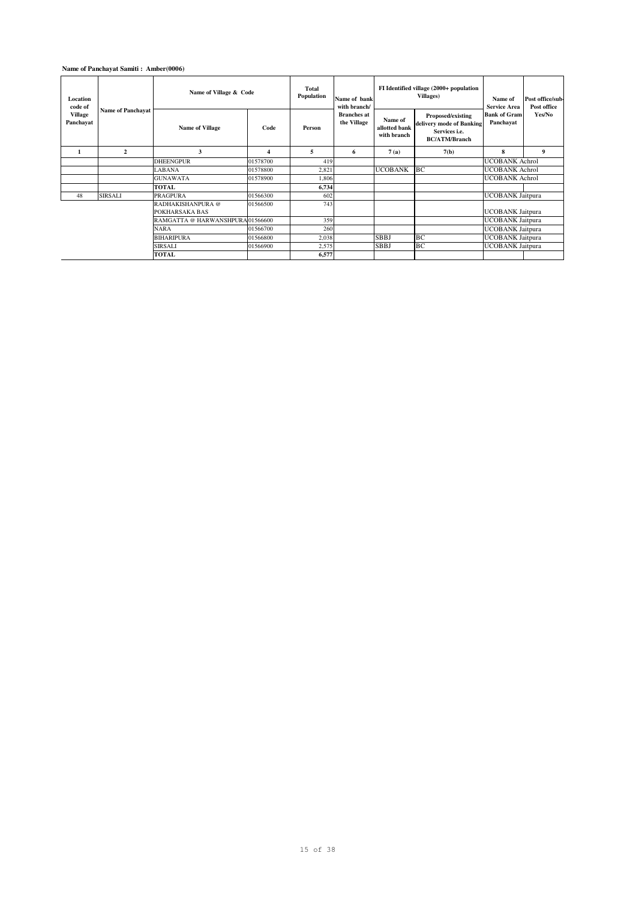**Name of Panchayat Samiti : Amber(0006)**

| Location code of Village Panchayat | Name of Panchayat | Name of Village & Code | | Total Population | Name of bank with branch/ Branches at the Village | FI Identified village (2000+ population Villages) | | Name of Service Area Bank of Gram Panchayat | Post office/sub-Post office Yes/No |
|---|---|---|---|---|---|---|---|---|---|
| | | Name of Village | Code | Person | | Name of allotted bank with branch | Proposed/existing delivery mode of Banking Services i.e. BC/ATM/Branch | | |
| 1 | 2 | 3 | 4 | 5 | 6 | 7 (a) | 7(b) | 8 | 9 |
| | | DHEENGPUR | 01578700 | 419 | | | | UCOBANK Achrol | |
| | | LABANA | 01578800 | 2,821 | | UCOBANK | BC | UCOBANK Achrol | |
| | | GUNAWATA | 01578900 | 1,806 | | | | UCOBANK Achrol | |
| | | **TOTAL** | | **6,734** | | | | | |
| 48 | SIRSALI | PRAGPURA | 01566300 | 602 | | | | UCOBANK Jaitpura | |
| | | RADHAKISHANPURA @ POKHARSAKA BAS | 01566500 | 743 | | | | UCOBANK Jaitpura | |
| | | RAMGATTA @ HARWANSHPURA | 01566600 | 359 | | | | UCOBANK Jaitpura | |
| | | NARA | 01566700 | 260 | | | | UCOBANK Jaitpura | |
| | | BIHARIPURA | 01566800 | 2,038 | | SBBJ | BC | UCOBANK Jaitpura | |
| | | SIRSALI | 01566900 | 2,575 | | SBBJ | BC | UCOBANK Jaitpura | |
| | | **TOTAL** | | **6,577** | | | | | |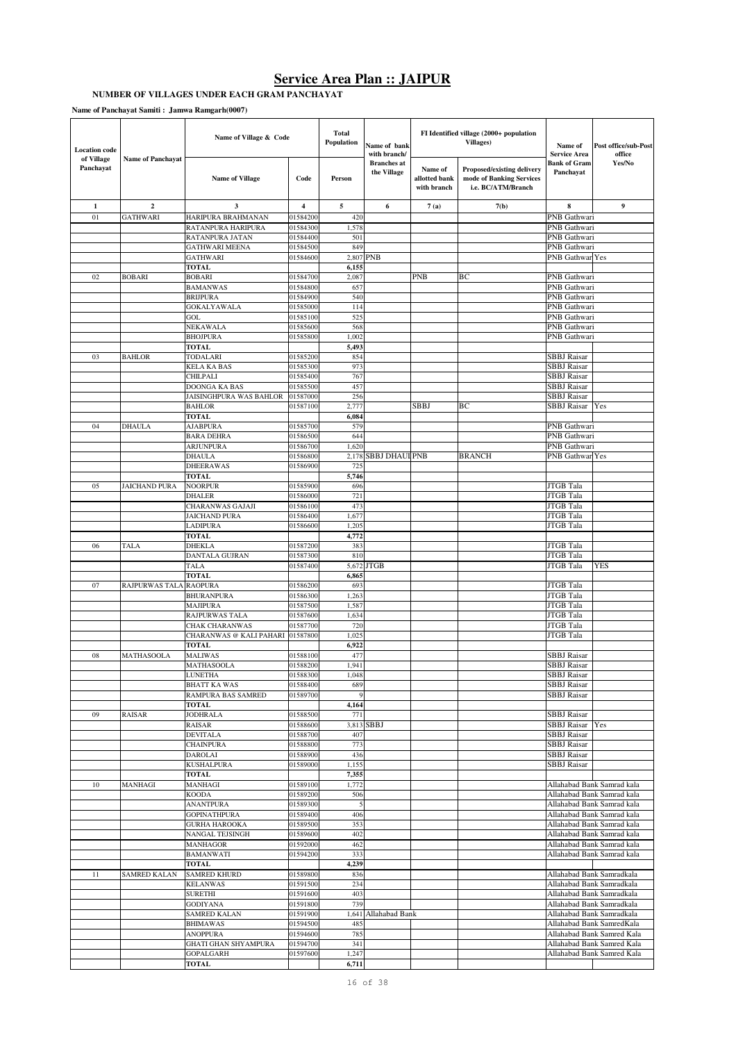# Service Area Plan :: JAIPUR

**NUMBER OF VILLAGES UNDER EACH GRAM PANCHAYAT**

**Name of Panchayat Samiti : Jamwa Ramgarh(0007)**

| Location code of Village Panchayat | Name of Panchayat | Name of Village & Code | | Total Population | Name of bank with branch/ Branches at the Village | FI Identified village (2000+ population Villages) | | Name of Service Area Bank of Gram Panchayat | Post office/sub-Post office Yes/No |
|---|---|---|---|---|---|---|---|---|---|
| | | Name of Village | Code | Person | | Name of allotted bank with branch | Proposed/existing delivery mode of Banking Services i.e. BC/ATM/Branch | | |
| 1 | 2 | 3 | 4 | 5 | 6 | 7 (a) | 7(b) | 8 | 9 |
| 01 | GATHWARI | HARIPURA BRAHMANAN | 01584200 | 420 | | | | PNB Gathwari | |
| | | RATANPURA HARIPURA | 01584300 | 1,578 | | | | PNB Gathwari | |
| | | RATANPURA JATAN | 01584400 | 501 | | | | PNB Gathwari | |
| | | GATHWARI MEENA | 01584500 | 849 | | | | PNB Gathwari | |
| | | GATHWARI | 01584600 | 2,807 | PNB | | | PNB Gathwari | Yes |
| | | TOTAL | | 6,155 | | | | | |
| 02 | BOBARI | BOBARI | 01584700 | 2,087 | | PNB | BC | PNB Gathwari | |
| | | BAMANWAS | 01584800 | 657 | | | | PNB Gathwari | |
| | | BRIJPURA | 01584900 | 540 | | | | PNB Gathwari | |
| | | GOKALYAWALA | 01585000 | 114 | | | | PNB Gathwari | |
| | | GOL | 01585100 | 525 | | | | PNB Gathwari | |
| | | NEKAWALA | 01585600 | 568 | | | | PNB Gathwari | |
| | | BHOJPURA | 01585800 | 1,002 | | | | PNB Gathwari | |
| | | TOTAL | | 5,493 | | | | | |
| 03 | BAHLOR | TODALARI | 01585200 | 854 | | | | SBBJ Raisar | |
| | | KELA KA BAS | 01585300 | 973 | | | | SBBJ Raisar | |
| | | CHILPALI | 01585400 | 767 | | | | SBBJ Raisar | |
| | | DOONGA KA BAS | 01585500 | 457 | | | | SBBJ Raisar | |
| | | JAISINGHPURA WAS BAHLOR | 01587000 | 256 | | | | SBBJ Raisar | |
| | | BAHLOR | 01587100 | 2,777 | | SBBJ | BC | SBBJ Raisar | Yes |
| | | TOTAL | | 6,084 | | | | | |
| 04 | DHAULA | AJABPURA | 01585700 | 579 | | | | PNB Gathwari | |
| | | BARA DEHRA | 01586500 | 644 | | | | PNB Gathwari | |
| | | ARJUNPURA | 01586700 | 1,620 | | | | PNB Gathwari | |
| | | DHAULA | 01586800 | 2,178 | SBBJ DHAUI | PNB | BRANCH | PNB Gathwari | Yes |
| | | DHEERAWAS | 01586900 | 725 | | | | | |
| | | TOTAL | | 5,746 | | | | | |
| 05 | JAICHAND PURA | NOORPUR | 01585900 | 696 | | | | JTGB Tala | |
| | | DHALER | 01586000 | 721 | | | | JTGB Tala | |
| | | CHARANWAS GAJAJI | 01586100 | 473 | | | | JTGB Tala | |
| | | JAICHAND PURA | 01586400 | 1,677 | | | | JTGB Tala | |
| | | LADIPURA | 01586600 | 1,205 | | | | JTGB Tala | |
| | | TOTAL | | 4,772 | | | | | |
| 06 | TALA | DHEKLA | 01587200 | 383 | | | | JTGB Tala | |
| | | DANTALA GUJRAN | 01587300 | 810 | | | | JTGB Tala | |
| | | TALA | 01587400 | 5,672 | JTGB | | | JTGB Tala | YES |
| | | TOTAL | | 6,865 | | | | | |
| 07 | RAJPURWAS TALA | RAOPURA | 01586200 | 693 | | | | JTGB Tala | |
| | | BHURANPURA | 01586300 | 1,263 | | | | JTGB Tala | |
| | | MAJIPURA | 01587500 | 1,587 | | | | JTGB Tala | |
| | | RAJPURWAS TALA | 01587600 | 1,634 | | | | JTGB Tala | |
| | | CHAK CHARANWAS | 01587700 | 720 | | | | JTGB Tala | |
| | | CHARANWAS @ KALI PAHARI | 01587800 | 1,025 | | | | JTGB Tala | |
| | | TOTAL | | 6,922 | | | | | |
| 08 | MATHASOOLA | MALIWAS | 01588100 | 477 | | | | SBBJ Raisar | |
| | | MATHASOOLA | 01588200 | 1,941 | | | | SBBJ Raisar | |
| | | LUNETHA | 01588300 | 1,048 | | | | SBBJ Raisar | |
| | | BHATT KA WAS | 01588400 | 689 | | | | SBBJ Raisar | |
| | | RAMPURA BAS SAMRED | 01589700 | 9 | | | | SBBJ Raisar | |
| | | TOTAL | | 4,164 | | | | | |
| 09 | RAISAR | JODHRALA | 01588500 | 771 | | | | SBBJ Raisar | |
| | | RAISAR | 01588600 | 3,813 | SBBJ | | | SBBJ Raisar | Yes |
| | | DEVITALA | 01588700 | 407 | | | | SBBJ Raisar | |
| | | CHAINPURA | 01588800 | 773 | | | | SBBJ Raisar | |
| | | DAROLAI | 01588900 | 436 | | | | SBBJ Raisar | |
| | | KUSHALPURA | 01589000 | 1,155 | | | | SBBJ Raisar | |
| | | TOTAL | | 7,355 | | | | | |
| 10 | MANHAGI | MANHAGI | 01589100 | 1,772 | | | | Allahabad Bank Samrad kala | |
| | | KOODA | 01589200 | 506 | | | | Allahabad Bank Samrad kala | |
| | | ANANTPURA | 01589300 | 5 | | | | Allahabad Bank Samrad kala | |
| | | GOPINATHPURA | 01589400 | 406 | | | | Allahabad Bank Samrad kala | |
| | | GURHA HAROOKA | 01589500 | 353 | | | | Allahabad Bank Samrad kala | |
| | | NANGAL TEJSINGH | 01589600 | 402 | | | | Allahabad Bank Samrad kala | |
| | | MANHAGOR | 01592000 | 462 | | | | Allahabad Bank Samrad kala | |
| | | BAMANWATI | 01594200 | 333 | | | | Allahabad Bank Samrad kala | |
| | | TOTAL | | 4,239 | | | | | |
| 11 | SAMRED KALAN | SAMRED KHURD | 01589800 | 836 | | | | Allahabad Bank Samradkala | |
| | | KELANWAS | 01591500 | 234 | | | | Allahabad Bank Samradkala | |
| | | SURETHI | 01591600 | 403 | | | | Allahabad Bank Samradkala | |
| | | GODIYANA | 01591800 | 739 | | | | Allahabad Bank Samradkala | |
| | | SAMRED KALAN | 01591900 | 1,641 | Allahabad Bank | | | Allahabad Bank Samradkala | |
| | | BHIMAWAS | 01594500 | 485 | | | | Allahabad Bank SamredKala | |
| | | ANOPPURA | 01594600 | 785 | | | | Allahabad Bank Samred Kala | |
| | | GHATI GHAN SHYAMPURA | 01594700 | 341 | | | | Allahabad Bank Samred Kala | |
| | | GOPALGARH | 01597600 | 1,247 | | | | Allahabad Bank Samred Kala | |
| | | TOTAL | | 6,711 | | | | | |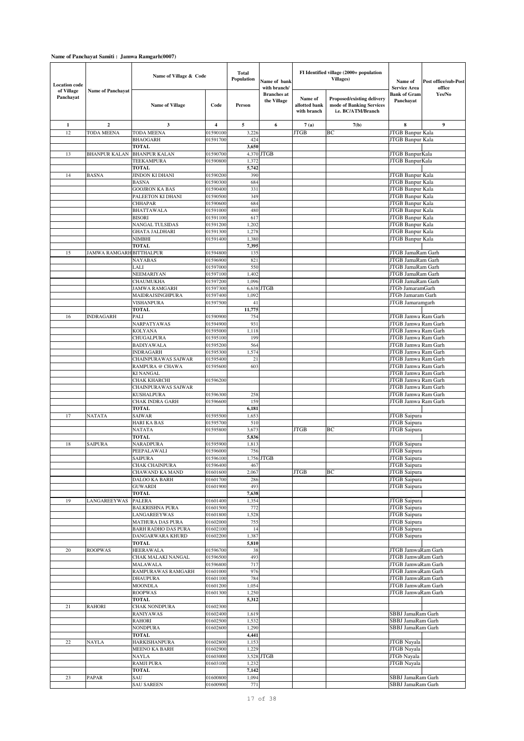**Name of Panchayat Samiti : Jamwa Ramgarh(0007)**

| Location code of Village Panchayat | Name of Panchayat | Name of Village & Code | | Total Population | Name of bank with branch/ Branches at the Village | FI Identified village (2000+ population Villages) | | Name of Service Area Bank of Gram Panchayat | Post office/sub-Post office Yes/No |
|---|---|---|---|---|---|---|---|---|---|
| | | Name of Village | Code | Person | | Name of allotted bank with branch | Proposed/existing delivery mode of Banking Services i.e. BC/ATM/Branch | | |
| 1 | 2 | 3 | 4 | 5 | 6 | 7 (a) | 7(b) | 8 | 9 |
| 12 | TODA MEENA | TODA MEENA | 01590100 | 3,226 | | JTGB | BC | JTGB Banpur Kala | |
| | | BHAOGARH | 01591700 | 424 | | | | JTGB Banpur Kala | |
| | | **TOTAL** | | **3,650** | | | | | |
| 13 | BHANPUR KALAN | BHANPUR KALAN | 01590700 | 4,370 | JTGB | | | JTGB BanpurKala | |
| | | TEEKAMPURA | 01590800 | 1,372 | | | | JTGB BanpurKala | |
| | | **TOTAL** | | **5,742** | | | | | |
| 14 | BASNA | JINDON KI DHANI | 01590200 | 390 | | | | JTGB Banpur Kala | |
| | | BASNA | 01590300 | 684 | | | | JTGB Banpur Kala | |
| | | GOOJRON KA BAS | 01590400 | 331 | | | | JTGB Banpur Kala | |
| | | PALEETON KI DHANI | 01590500 | 349 | | | | JTGB Banpur Kala | |
| | | CHHAPAR | 01590600 | 684 | | | | JTGB Banpur Kala | |
| | | BHATTAWALA | 01591000 | 480 | | | | JTGB Banpur Kala | |
| | | BISORI | 01591100 | 617 | | | | JTGB Banpur Kala | |
| | | NANGAL TULSIDAS | 01591200 | 1,202 | | | | JTGB Banpur Kala | |
| | | GHATA JALDHARI | 01591300 | 1,278 | | | | JTGB Banpur Kala | |
| | | NIMBHI | 01591400 | 1,380 | | | | JTGB Banpur Kala | |
| | | **TOTAL** | | **7,395** | | | | | |
| 15 | JAMWA RAMGARH | BITTHALPUR | 01594800 | 135 | | | | JTGB JamaRam Garh | |
| | | NAYABAS | 01596900 | 821 | | | | JTGB JamaRam Garh | |
| | | LALI | 01597000 | 550 | | | | JTGB JamaRam Garh | |
| | | NEEMARIYAN | 01597100 | 1,402 | | | | JTGB JamaRam Garh | |
| | | CHAUMUKHA | 01597200 | 1,096 | | | | JTGB JamaRam Garh | |
| | | JAMWA RAMGARH | 01597300 | 6,638 | JTGB | | | JTGb JamaramGarh | |
| | | MAIDRAJSINGHPURA | 01597400 | 1,092 | | | | JTGb Jamaram Garh | |
| | | VISHANPURA | 01597500 | 41 | | | | JTGB Jamaramgarh | |
| | | **TOTAL** | | **11,775** | | | | | |
| 16 | INDRAGARH | PALI | 01590900 | 754 | | | | JTGB Jamwa Ram Garh | |
| | | NARPATYAWAS | 01594900 | 931 | | | | JTGB Jamwa Ram Garh | |
| | | KOLYANA | 01595000 | 1,118 | | | | JTGB Jamwa Ram Garh | |
| | | CHUGALPURA | 01595100 | 199 | | | | JTGB Jamwa Ram Garh | |
| | | BADIYAWALA | 01595200 | 564 | | | | JTGB Jamwa Ram Garh | |
| | | INDRAGARH | 01595300 | 1,574 | | | | JTGB Jamwa Ram Garh | |
| | | CHAINPURAWAS SAIWAR | 01595400 | 21 | | | | JTGB Jamwa Ram Garh | |
| | | RAMPURA @ CHAWA | 01595600 | 603 | | | | JTGB Jamwa Ram Garh | |
| | | KI NANGAL | | | | | | JTGB Jamwa Ram Garh | |
| | | CHAK KHARCHI | 01596200 | | | | | JTGB Jamwa Ram Garh | |
| | | CHAINPURAWAS SAIWAR | | | | | | JTGB Jamwa Ram Garh | |
| | | KUSHALPURA | 01596300 | 258 | | | | JTGB Jamwa Ram Garh | |
| | | CHAK INDRA GARH | 01596600 | 159 | | | | JTGB Jamwa Ram Garh | |
| | | **TOTAL** | | **6,181** | | | | | |
| 17 | NATATA | SAIWAR | 01595500 | 1,653 | | | | JTGB Saipura | |
| | | HARI KA BAS | 01595700 | 510 | | | | JTGB Saipura | |
| | | NATATA | 01595800 | 3,673 | | JTGB | BC | JTGB Saipura | |
| | | **TOTAL** | | **5,836** | | | | | |
| 18 | SAIPURA | NARADPURA | 01595900 | 1,813 | | | | JTGB Saipura | |
| | | PEEPALAWALI | 01596000 | 756 | | | | JTGB Saipura | |
| | | SAIPURA | 01596100 | 1,756 | JTGB | | | JTGB Saipura | |
| | | CHAK CHAINPURA | 01596400 | 467 | | | | JTGB Saipura | |
| | | CHAWAND KA MAND | 01601600 | 2,067 | | JTGB | BC | JTGB Saipura | |
| | | DALOO KA BARH | 01601700 | 286 | | | | JTGB Saipura | |
| | | GUWARDI | 01601900 | 493 | | | | JTGB Saipura | |
| | | **TOTAL** | | **7,638** | | | | | |
| 19 | LANGAREEYWAS | PALERA | 01601400 | 1,354 | | | | JTGB Saipura | |
| | | BALKRISHNA PURA | 01601500 | 772 | | | | JTGB Saipura | |
| | | LANGAREEYWAS | 01601800 | 1,528 | | | | JTGB Saipura | |
| | | MATHURA DAS PURA | 01602000 | 755 | | | | JTGB Saipura | |
| | | BARH RADHO DAS PURA | 01602100 | 14 | | | | JTGB Saipura | |
| | | DANGARWARA KHURD | 01602200 | 1,387 | | | | JTGB Saipura | |
| | | **TOTAL** | | **5,810** | | | | | |
| 20 | ROOPWAS | HEERAWALA | 01596700 | 38 | | | | JTGB JamwaRam Garh | |
| | | CHAK MALAKI NANGAL | 01596500 | 493 | | | | JTGB JamwaRam Garh | |
| | | MALAWALA | 01596800 | 717 | | | | JTGB JamwaRam Garh | |
| | | RAMPURAWAS RAMGARH | 01601000 | 976 | | | | JTGB JamwaRam Garh | |
| | | DHAUPURA | 01601100 | 784 | | | | JTGB JamwaRam Garh | |
| | | MOONDLA | 01601200 | 1,054 | | | | JTGB JamwaRam Garh | |
| | | ROOPWAS | 01601300 | 1,250 | | | | JTGB JamwaRam Garh | |
| | | **TOTAL** | | **5,312** | | | | | |
| 21 | RAHORI | CHAK NONDPURA | 01602300 | | | | | | |
| | | RANIYAWAS | 01602400 | 1,619 | | | | SBBJ JamaRam Garh | |
| | | RAHORI | 01602500 | 1,532 | | | | SBBJ JamaRam Garh | |
| | | NONDPURA | 01602600 | 1,290 | | | | SBBJ JamaRam Garh | |
| | | **TOTAL** | | **4,441** | | | | | |
| 22 | NAYLA | HARKISHANPURA | 01602800 | 1,153 | | | | JTGB Nayala | |
| | | MEENO KA BARH | 01602900 | 1,229 | | | | JTGB Nayala | |
| | | NAYLA | 01603000 | 3,528 | JTGB | | | JTGb Nayala | |
| | | RAMJI PURA | 01603100 | 1,232 | | | | JTGB Nayala | |
| | | **TOTAL** | | **7,142** | | | | | |
| 23 | PAPAR | SAU | 01600800 | 1,094 | | | | SBBJ JamaRam Garh | |
| | | SAU SAREEN | 01600900 | 771 | | | | SBBJ JamaRam Garh | |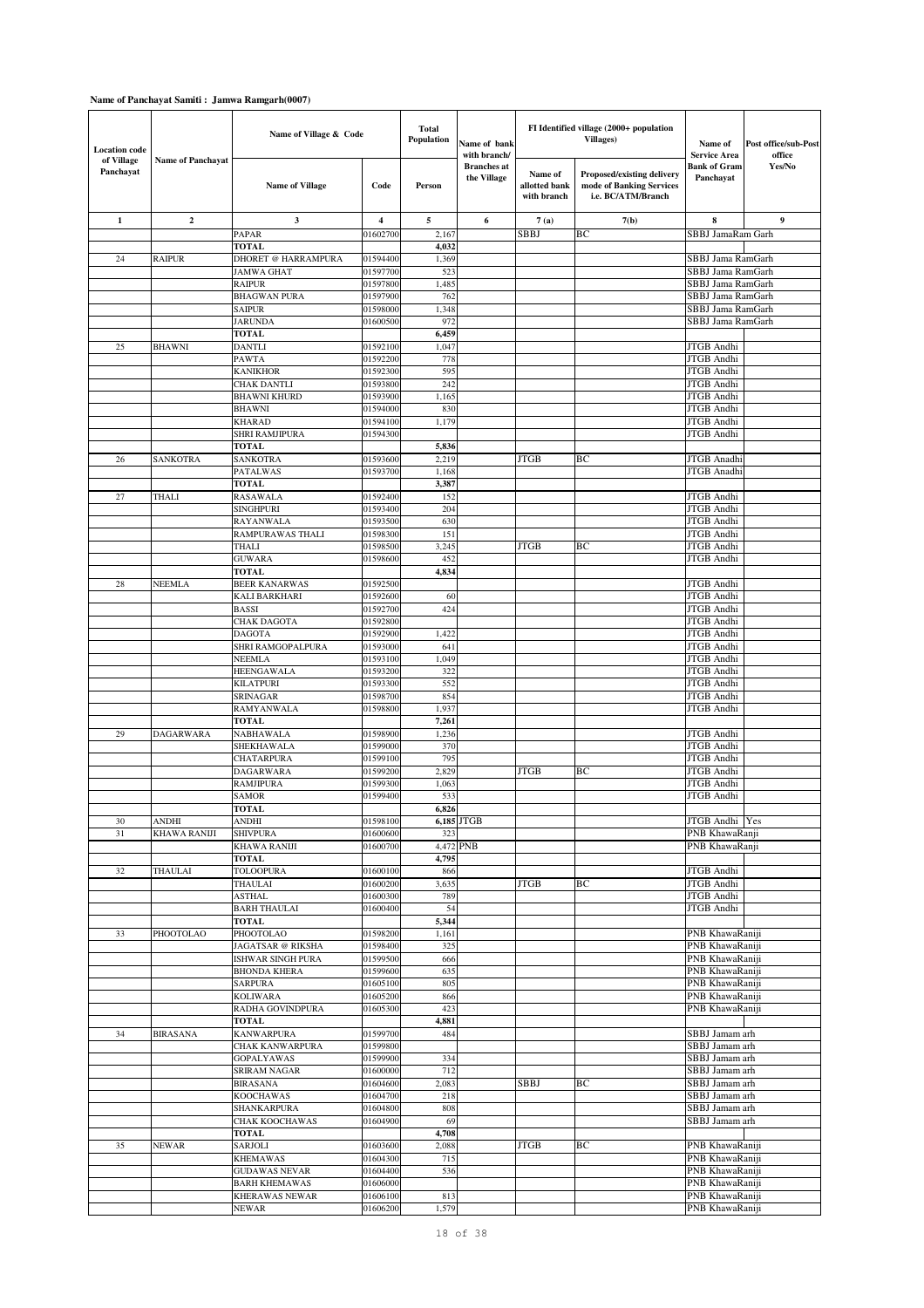**Name of Panchayat Samiti : Jamwa Ramgarh(0007)**

| Location code of Village Panchayat | Name of Panchayat | Name of Village & Code | | Total Population | Name of bank with branch/ Branches at the Village | FI Identified village (2000+ population Villages) | | Name of Service Area Bank of Gram Panchayat | Post office/sub-Post office Yes/No |
|---|---|---|---|---|---|---|---|---|---|
| | | Name of Village | Code | Person | | Name of allotted bank with branch | Proposed/existing delivery mode of Banking Services i.e. BC/ATM/Branch | | |
| 1 | 2 | 3 | 4 | 5 | 6 | 7 (a) | 7(b) | 8 | 9 |
| | | PAPAR | 01602700 | 2,167 | | SBBJ | BC | SBBJ JamaRam Garh | |
| | | TOTAL | | 4,032 | | | | | |
| 24 | RAIPUR | DHORET @ HARRAMPURA | 01594400 | 1,369 | | | | SBBJ Jama RamGarh | |
| | | JAMWA GHAT | 01597700 | 523 | | | | SBBJ Jama RamGarh | |
| | | RAIPUR | 01597800 | 1,485 | | | | SBBJ Jama RamGarh | |
| | | BHAGWAN PURA | 01597900 | 762 | | | | SBBJ Jama RamGarh | |
| | | SAIPUR | 01598000 | 1,348 | | | | SBBJ Jama RamGarh | |
| | | JARUNDA | 01600500 | 972 | | | | SBBJ Jama RamGarh | |
| | | TOTAL | | 6,459 | | | | | |
| 25 | BHAWNI | DANTLI | 01592100 | 1,047 | | | | JTGB Andhi | |
| | | PAWTA | 01592200 | 778 | | | | JTGB Andhi | |
| | | KANIKHOR | 01592300 | 595 | | | | JTGB Andhi | |
| | | CHAK DANTLI | 01593800 | 242 | | | | JTGB Andhi | |
| | | BHAWNI KHURD | 01593900 | 1,165 | | | | JTGB Andhi | |
| | | BHAWNI | 01594000 | 830 | | | | JTGB Andhi | |
| | | KHARAD | 01594100 | 1,179 | | | | JTGB Andhi | |
| | | SHRI RAMJIPURA | 01594300 | | | | | JTGB Andhi | |
| | | TOTAL | | 5,836 | | | | | |
| 26 | SANKOTRA | SANKOTRA | 01593600 | 2,219 | | JTGB | BC | JTGB Anadhi | |
| | | PATALWAS | 01593700 | 1,168 | | | | JTGB Anadhi | |
| | | TOTAL | | 3,387 | | | | | |
| 27 | THALI | RASAWALA | 01592400 | 152 | | | | JTGB Andhi | |
| | | SINGHPURI | 01593400 | 204 | | | | JTGB Andhi | |
| | | RAYANWALA | 01593500 | 630 | | | | JTGB Andhi | |
| | | RAMPURAWAS THALI | 01598300 | 151 | | | | JTGB Andhi | |
| | | THALI | 01598500 | 3,245 | | JTGB | BC | JTGB Andhi | |
| | | GUWARA | 01598600 | 452 | | | | JTGB Andhi | |
| | | TOTAL | | 4,834 | | | | | |
| 28 | NEEMLA | BEER KANARWAS | 01592500 | | | | | JTGB Andhi | |
| | | KALI BARKHARI | 01592600 | 60 | | | | JTGB Andhi | |
| | | BASSI | 01592700 | 424 | | | | JTGB Andhi | |
| | | CHAK DAGOTA | 01592800 | | | | | JTGB Andhi | |
| | | DAGOTA | 01592900 | 1,422 | | | | JTGB Andhi | |
| | | SHRI RAMGOPALPURA | 01593000 | 641 | | | | JTGB Andhi | |
| | | NEEMLA | 01593100 | 1,049 | | | | JTGB Andhi | |
| | | HEENGAWALA | 01593200 | 322 | | | | JTGB Andhi | |
| | | KILATPURI | 01593300 | 552 | | | | JTGB Andhi | |
| | | SRINAGAR | 01598700 | 854 | | | | JTGB Andhi | |
| | | RAMYANWALA | 01598800 | 1,937 | | | | JTGB Andhi | |
| | | TOTAL | | 7,261 | | | | | |
| 29 | DAGARWARA | NABHAWALA | 01598900 | 1,236 | | | | JTGB Andhi | |
| | | SHEKHAWALA | 01599000 | 370 | | | | JTGB Andhi | |
| | | CHATARPURA | 01599100 | 795 | | | | JTGB Andhi | |
| | | DAGARWARA | 01599200 | 2,829 | | JTGB | BC | JTGB Andhi | |
| | | RAMJIPURA | 01599300 | 1,063 | | | | JTGB Andhi | |
| | | SAMOR | 01599400 | 533 | | | | JTGB Andhi | |
| | | TOTAL | | 6,826 | | | | | |
| 30 | ANDHI | ANDHI | 01598100 | 6,185 | JTGB | | | JTGB Andhi | Yes |
| 31 | KHAWA RANIJI | SHIVPURA | 01600600 | 323 | | | | PNB KhawaRanji | |
| | | KHAWA RANIJI | 01600700 | 4,472 | PNB | | | PNB KhawaRanji | |
| | | TOTAL | | 4,795 | | | | | |
| 32 | THAULAI | TOLOOPURA | 01600100 | 866 | | | | JTGB Andhi | |
| | | THAULAI | 01600200 | 3,635 | | JTGB | BC | JTGB Andhi | |
| | | ASTHAL | 01600300 | 789 | | | | JTGB Andhi | |
| | | BARH THAULAI | 01600400 | 54 | | | | JTGB Andhi | |
| | | TOTAL | | 5,344 | | | | | |
| 33 | PHOOTOLAO | PHOOTOLAO | 01598200 | 1,161 | | | | PNB KhawaRaniji | |
| | | JAGATSAR @ RIKSHA | 01598400 | 325 | | | | PNB KhawaRaniji | |
| | | ISHWAR SINGH PURA | 01599500 | 666 | | | | PNB KhawaRaniji | |
| | | BHONDA KHERA | 01599600 | 635 | | | | PNB KhawaRaniji | |
| | | SARPURA | 01605100 | 805 | | | | PNB KhawaRaniji | |
| | | KOLIWARA | 01605200 | 866 | | | | PNB KhawaRaniji | |
| | | RADHA GOVINDPURA | 01605300 | 423 | | | | PNB KhawaRaniji | |
| | | TOTAL | | 4,881 | | | | | |
| 34 | BIRASANA | KANWARPURA | 01599700 | 484 | | | | SBBJ Jamam arh | |
| | | CHAK KANWARPURA | 01599800 | | | | | SBBJ Jamam arh | |
| | | GOPALYAWAS | 01599900 | 334 | | | | SBBJ Jamam arh | |
| | | SRIRAM NAGAR | 01600000 | 712 | | | | SBBJ Jamam arh | |
| | | BIRASANA | 01604600 | 2,083 | | SBBJ | BC | SBBJ Jamam arh | |
| | | KOOCHAWAS | 01604700 | 218 | | | | SBBJ Jamam arh | |
| | | SHANKARPURA | 01604800 | 808 | | | | SBBJ Jamam arh | |
| | | CHAK KOOCHAWAS | 01604900 | 69 | | | | SBBJ Jamam arh | |
| | | TOTAL | | 4,708 | | | | | |
| 35 | NEWAR | SARJOLI | 01603600 | 2,088 | | JTGB | BC | PNB KhawaRaniji | |
| | | KHEMAWAS | 01604300 | 715 | | | | PNB KhawaRaniji | |
| | | GUDAWAS NEVAR | 01604400 | 536 | | | | PNB KhawaRaniji | |
| | | BARH KHEMAWAS | 01606000 | | | | | PNB KhawaRaniji | |
| | | KHERAWAS NEWAR | 01606100 | 813 | | | | PNB KhawaRaniji | |
| | | NEWAR | 01606200 | 1,579 | | | | PNB KhawaRaniji | |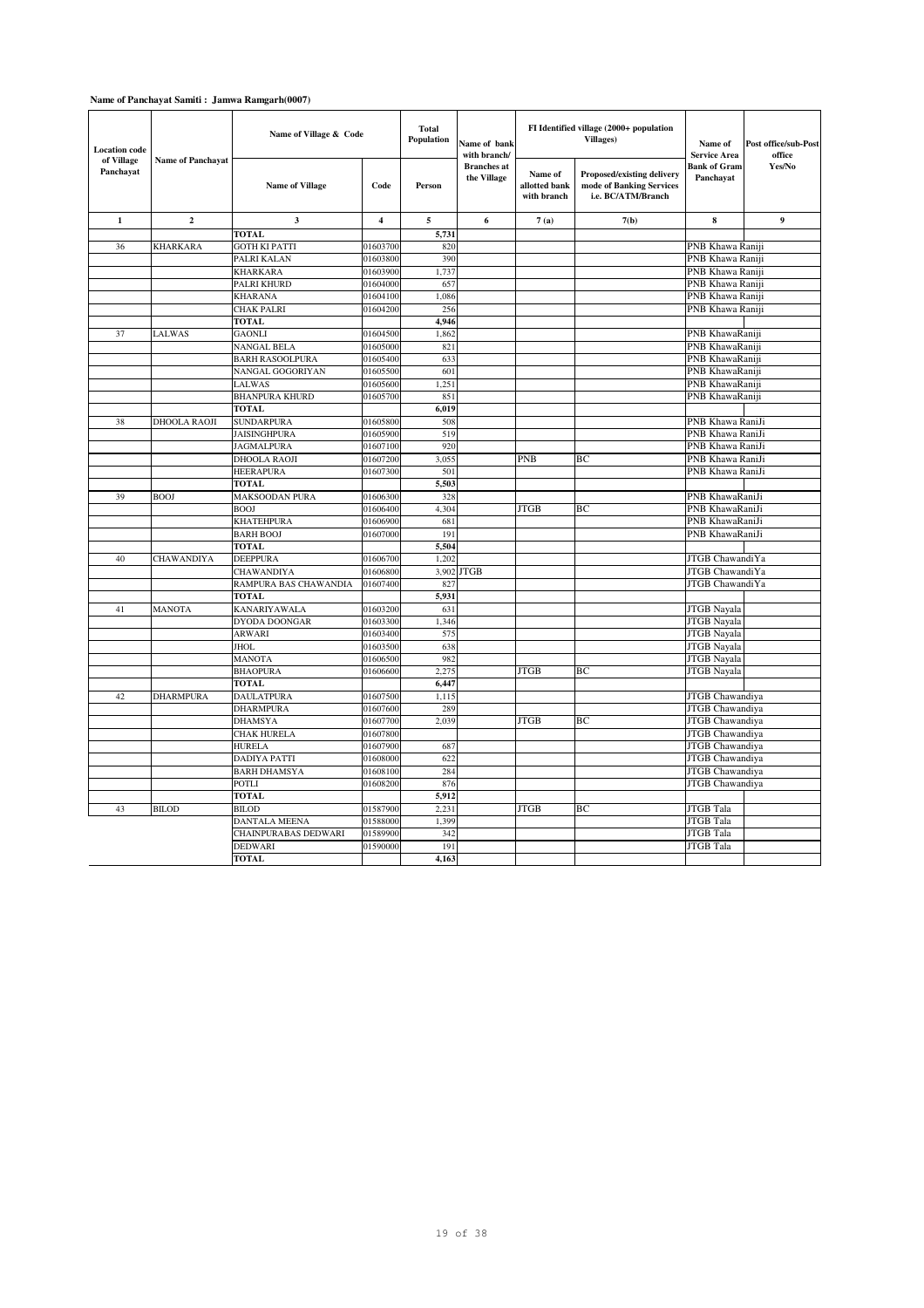**Name of Panchayat Samiti : Jamwa Ramgarh(0007)**

| Location code of Village Panchayat | Name of Panchayat | Name of Village & Code | | Total Population | Name of bank with branch/ Branches at the Village | FI Identified village (2000+ population Villages) | | Name of Service Area Bank of Gram Panchayat | Post office/sub-Post office Yes/No |
|---|---|---|---|---|---|---|---|---|---|
| | | Name of Village | Code | Person | | Name of allotted bank with branch | Proposed/existing delivery mode of Banking Services i.e. BC/ATM/Branch | | |
| 1 | 2 | 3 | 4 | 5 | 6 | 7 (a) | 7(b) | 8 | 9 |
| | | TOTAL | | 5,731 | | | | | |
| 36 | KHARKARA | GOTH KI PATTI | 01603700 | 820 | | | | PNB Khawa Raniji | |
| | | PALRI KALAN | 01603800 | 390 | | | | PNB Khawa Raniji | |
| | | KHARKARA | 01603900 | 1,737 | | | | PNB Khawa Raniji | |
| | | PALRI KHURD | 01604000 | 657 | | | | PNB Khawa Raniji | |
| | | KHARANA | 01604100 | 1,086 | | | | PNB Khawa Raniji | |
| | | CHAK PALRI | 01604200 | 256 | | | | PNB Khawa Raniji | |
| | | TOTAL | | 4,946 | | | | | |
| 37 | LALWAS | GAONLI | 01604500 | 1,862 | | | | PNB KhawaRaniji | |
| | | NANGAL BELA | 01605000 | 821 | | | | PNB KhawaRaniji | |
| | | BARH RASOOLPURA | 01605400 | 633 | | | | PNB KhawaRaniji | |
| | | NANGAL GOGORIYAN | 01605500 | 601 | | | | PNB KhawaRaniji | |
| | | LALWAS | 01605600 | 1,251 | | | | PNB KhawaRaniji | |
| | | BHANPURA KHURD | 01605700 | 851 | | | | PNB KhawaRaniji | |
| | | TOTAL | | 6,019 | | | | | |
| 38 | DHOOLA RAOJI | SUNDARPURA | 01605800 | 508 | | | | PNB Khawa RaniJi | |
| | | JAISINGHPURA | 01605900 | 519 | | | | PNB Khawa RaniJi | |
| | | JAGMALPURA | 01607100 | 920 | | | | PNB Khawa RaniJi | |
| | | DHOOLA RAOJI | 01607200 | 3,055 | | PNB | BC | PNB Khawa RaniJi | |
| | | HEERAPURA | 01607300 | 501 | | | | PNB Khawa RaniJi | |
| | | TOTAL | | 5,503 | | | | | |
| 39 | BOOJ | MAKSOODAN PURA | 01606300 | 328 | | | | PNB KhawaRaniJi | |
| | | BOOJ | 01606400 | 4,304 | | JTGB | BC | PNB KhawaRaniJi | |
| | | KHATEHPURA | 01606900 | 681 | | | | PNB KhawaRaniJi | |
| | | BARH BOOJ | 01607000 | 191 | | | | PNB KhawaRaniJi | |
| | | TOTAL | | 5,504 | | | | | |
| 40 | CHAWANDIYA | DEEPPURA | 01606700 | 1,202 | | | | JTGB ChawandiYa | |
| | | CHAWANDIYA | 01606800 | 3,902 | JTGB | | | JTGB ChawandiYa | |
| | | RAMPURA BAS CHAWANDIA | 01607400 | 827 | | | | JTGB ChawandiYa | |
| | | TOTAL | | 5,931 | | | | | |
| 41 | MANOTA | KANARIYAWALA | 01603200 | 631 | | | | JTGB Nayala | |
| | | DYODA DOONGAR | 01603300 | 1,346 | | | | JTGB Nayala | |
| | | ARWARI | 01603400 | 575 | | | | JTGB Nayala | |
| | | JHOL | 01603500 | 638 | | | | JTGB Nayala | |
| | | MANOTA | 01606500 | 982 | | | | JTGB Nayala | |
| | | BHAOPURA | 01606600 | 2,275 | | JTGB | BC | JTGB Nayala | |
| | | TOTAL | | 6,447 | | | | | |
| 42 | DHARMPURA | DAULATPURA | 01607500 | 1,115 | | | | JTGB Chawandiya | |
| | | DHARMPURA | 01607600 | 289 | | | | JTGB Chawandiya | |
| | | DHAMSYA | 01607700 | 2,039 | | JTGB | BC | JTGB Chawandiya | |
| | | CHAK HURELA | 01607800 | | | | | JTGB Chawandiya | |
| | | HURELA | 01607900 | 687 | | | | JTGB Chawandiya | |
| | | DADIYA PATTI | 01608000 | 622 | | | | JTGB Chawandiya | |
| | | BARH DHAMSYA | 01608100 | 284 | | | | JTGB Chawandiya | |
| | | POTLI | 01608200 | 876 | | | | JTGB Chawandiya | |
| | | TOTAL | | 5,912 | | | | | |
| 43 | BILOD | BILOD | 01587900 | 2,231 | | JTGB | BC | JTGB Tala | |
| | | DANTALA MEENA | 01588000 | 1,399 | | | | JTGB Tala | |
| | | CHAINPURABAS DEDWARI | 01589900 | 342 | | | | JTGB Tala | |
| | | DEDWARI | 01590000 | 191 | | | | JTGB Tala | |
| | | TOTAL | | 4,163 | | | | | |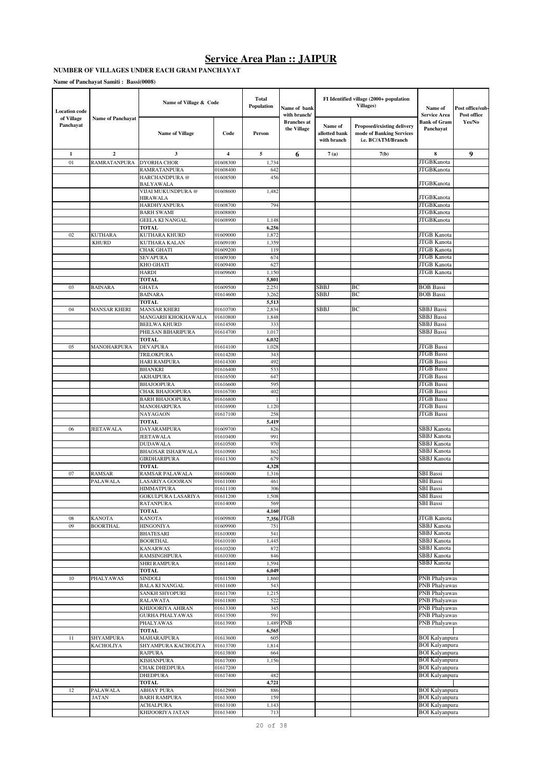# Service Area Plan :: JAIPUR

**NUMBER OF VILLAGES UNDER EACH GRAM PANCHAYAT**

**Name of Panchayat Samiti : Bassi(0008)**

| Location code of Village Panchayat | Name of Panchayat | Name of Village & Code | | Total Population | Name of bank with branch/ Branches at the Village | FI Identified village (2000+ population Villages) | | Name of Service Area Bank of Gram Panchayat | Post office/sub-Post office Yes/No |
|---|---|---|---|---|---|---|---|---|---|
| | | Name of Village | Code | Person | | Name of allotted bank with branch | Proposed/existing delivery mode of Banking Services i.e. BC/ATM/Branch | | |
| 1 | 2 | 3 | 4 | 5 | 6 | 7 (a) | 7(b) | 8 | 9 |
| 01 | RAMRATANPURA | DYORHA CHOR | 01608300 | 1,734 | | | | JTGBKanota | |
| | | RAMRATANPURA | 01608400 | 642 | | | | JTGBKanota | |
| | | HARCHANDPURA @ BALYAWALA | 01608500 | 456 | | | | JTGBKanota | |
| | | VIJAI MUKUNDPURA @ HIRAWALA | 01608600 | 1,482 | | | | JTGBKanota | |
| | | HARDHYANPURA | 01608700 | 794 | | | | JTGBKanota | |
| | | BARH SWAMI | 01608800 | | | | | JTGBKanota | |
| | | GEELA KI NANGAL | 01608900 | 1,148 | | | | JTGBKanota | |
| | | TOTAL | | 6,256 | | | | | |
| 02 | KUTHARA KHURD | KUTHARA KHURD | 01609000 | 1,872 | | | | JTGB Kanota | |
| | | KUTHARA KALAN | 01609100 | 1,359 | | | | JTGB Kanota | |
| | | CHAK GHATI | 01609200 | 119 | | | | JTGB Kanota | |
| | | SEVAPURA | 01609300 | 674 | | | | JTGB Kanota | |
| | | KHO GHATI | 01609400 | 627 | | | | JTGB Kanota | |
| | | HARDI | 01609600 | 1,150 | | | | JTGB Kanota | |
| | | TOTAL | | 5,801 | | | | | |
| 03 | BAINARA | GHATA | 01609500 | 2,251 | | SBBJ | BC | BOB Bassi | |
| | | BAINARA | 01614600 | 3,262 | | SBBJ | BC | BOB Bassi | |
| | | TOTAL | | 5,513 | | | | | |
| 04 | MANSAR KHERI | MANSAR KHERI | 01610700 | 2,834 | | SBBJ | BC | SBBJ Bassi | |
| | | MANGARH KHOKHAWALA | 01610800 | 1,848 | | | | SBBJ Bassi | |
| | | BEELWA KHURD | 01614500 | 333 | | | | SBBJ Bassi | |
| | | PHILSAN BIHARIPURA | 01614700 | 1,017 | | | | SBBJ Bassi | |
| | | TOTAL | | 6,032 | | | | | |
| 05 | MANOHARPURA | DEVAPURA | 01614100 | 1,028 | | | | JTGB Bassi | |
| | | TRILOKPURA | 01614200 | 343 | | | | JTGB Bassi | |
| | | HARI RAMPURA | 01614300 | 492 | | | | JTGB Bassi | |
| | | BHANKRI | 01616400 | 533 | | | | JTGB Bassi | |
| | | AKHAIPURA | 01616500 | 647 | | | | JTGB Bassi | |
| | | BHAJOOPURA | 01616600 | 595 | | | | JTGB Bassi | |
| | | CHAK BHAJOOPURA | 01616700 | 402 | | | | JTGB Bassi | |
| | | BARH BHAJOOPURA | 01616800 | 1 | | | | JTGB Bassi | |
| | | MANOHARPURA | 01616900 | 1,120 | | | | JTGB Bassi | |
| | | NAYAGAON | 01617100 | 258 | | | | JTGB Bassi | |
| | | TOTAL | | 5,419 | | | | | |
| 06 | JEETAWALA | DAYARAMPURA | 01609700 | 826 | | | | SBBJ Kanota | |
| | | JEETAWALA | 01610400 | 991 | | | | SBBJ Kanota | |
| | | DUDAWALA | 01610500 | 970 | | | | SBBJ Kanota | |
| | | BHAOSAR ISHARWALA | 01610900 | 862 | | | | SBBJ Kanota | |
| | | GIRDHARIPURA | 01611300 | 679 | | | | SBBJ Kanota | |
| | | TOTAL | | 4,328 | | | | | |
| 07 | RAMSAR PALAWALA | RAMSAR PALAWALA | 01610600 | 1,316 | | | | SBI Bassi | |
| | | LASARIYA GOOJRAN | 01611000 | 461 | | | | SBI Bassi | |
| | | HIMMATPURA | 01611100 | 306 | | | | SBI Bassi | |
| | | GOKULPURA LASARIYA | 01611200 | 1,508 | | | | SBI Bassi | |
| | | RATANPURA | 01614000 | 569 | | | | SBI Bassi | |
| | | TOTAL | | 4,160 | | | | | |
| 08 | KANOTA | KANOTA | 01609800 | 7,356 | JTGB | | | JTGB Kanota | |
| 09 | BOORTHAL | HINGONIYA | 01609900 | 751 | | | | SBBJ Kanota | |
| | | BHATESARI | 01610000 | 541 | | | | SBBJ Kanota | |
| | | BOORTHAL | 01610100 | 1,445 | | | | SBBJ Kanota | |
| | | KANARWAS | 01610200 | 872 | | | | SBBJ Kanota | |
| | | RAMSINGHPURA | 01610300 | 846 | | | | SBBJ Kanota | |
| | | SHRI RAMPURA | 01611400 | 1,594 | | | | SBBJ Kanota | |
| | | TOTAL | | 6,049 | | | | | |
| 10 | PHALYAWAS | SINDOLI | 01611500 | 1,860 | | | | PNB Phalyawas | |
| | | BALA KI NANGAL | 01611600 | 543 | | | | PNB Phalyawas | |
| | | SANKH SHYOPURI | 01611700 | 1,215 | | | | PNB Phalyawas | |
| | | RALAWATA | 01611800 | 522 | | | | PNB Phalyawas | |
| | | KHIJOORIYA AHIRAN | 01613300 | 345 | | | | PNB Phalyawas | |
| | | GURHA PHALYAWAS | 01613500 | 591 | | | | PNB Phalyawas | |
| | | PHALYAWAS | 01613900 | 1,489 | PNB | | | PNB Phalyawas | |
| | | TOTAL | | 6,565 | | | | | |
| 11 | SHYAMPURA KACHOLIYA | MAHARAJPURA | 01613600 | 605 | | | | BOI Kalyanpura | |
| | | SHYAMPURA KACHOLIYA | 01613700 | 1,814 | | | | BOI Kalyanpura | |
| | | RAJPURA | 01613800 | 664 | | | | BOI Kalyanpura | |
| | | KISHANPURA | 01617000 | 1,156 | | | | BOI Kalyanpura | |
| | | CHAK DHEDPURA | 01617200 | | | | | BOI Kalyanpura | |
| | | DHEDPURA | 01617400 | 482 | | | | BOI Kalyanpura | |
| | | TOTAL | | 4,721 | | | | | |
| 12 | PALAWALA JATAN | ABHAY PURA | 01612900 | 886 | | | | BOI Kalyanpura | |
| | | BARH RAMPURA | 01613000 | 159 | | | | BOI Kalyanpura | |
| | | ACHALPURA | 01613100 | 1,143 | | | | BOI Kalyanpura | |
| | | KHIJOORIYA JATAN | 01613400 | 713 | | | | BOI Kalyanpura | |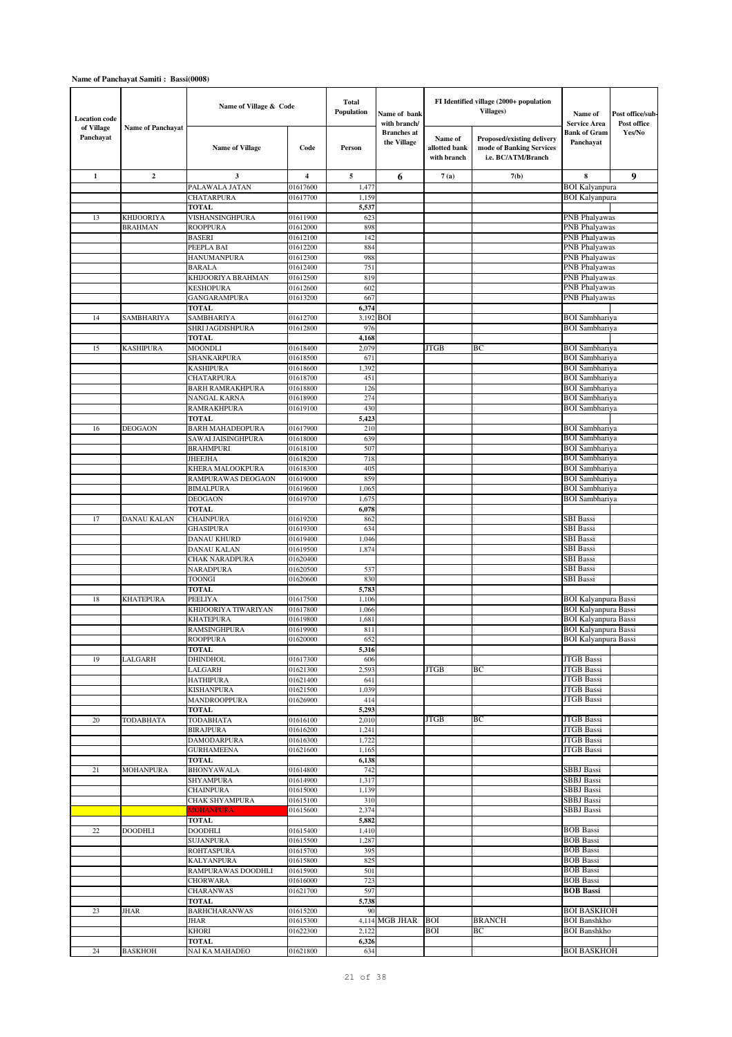**Name of Panchayat Samiti : Bassi(0008)**

| Location code of Village Panchayat | Name of Panchayat | Name of Village & Code | | Total Population | Name of bank with branch/ Branches at the Village | FI Identified village (2000+ population Villages) | | Name of Service Area Bank of Gram Panchayat | Post office/sub-Post office Yes/No |
|---|---|---|---|---|---|---|---|---|---|
| | | Name of Village | Code | Person | | Name of allotted bank with branch | Proposed/existing delivery mode of Banking Services i.e. BC/ATM/Branch | | |
| 1 | 2 | 3 | 4 | 5 | 6 | 7 (a) | 7(b) | 8 | 9 |
| | | PALAWALA JATAN | 01617600 | 1,477 | | | | BOI Kalyanpura | |
| | | CHATARPURA | 01617700 | 1,159 | | | | BOI Kalyanpura | |
| | | TOTAL | | 5,537 | | | | | |
| 13 | KHIJOORIYA BRAHMAN | VISHANSINGHPURA | 01611900 | 623 | | | | PNB Phalyawas | |
| | | ROOPPURA | 01612000 | 898 | | | | PNB Phalyawas | |
| | | BASERI | 01612100 | 142 | | | | PNB Phalyawas | |
| | | PEEPLA BAI | 01612200 | 884 | | | | PNB Phalyawas | |
| | | HANUMANPURA | 01612300 | 988 | | | | PNB Phalyawas | |
| | | BARALA | 01612400 | 751 | | | | PNB Phalyawas | |
| | | KHIJOORIYA BRAHMAN | 01612500 | 819 | | | | PNB Phalyawas | |
| | | KESHOPURA | 01612600 | 602 | | | | PNB Phalyawas | |
| | | GANGARAMPURA | 01613200 | 667 | | | | PNB Phalyawas | |
| | | TOTAL | | 6,374 | | | | | |
| 14 | SAMBHARIYA | SAMBHARIYA | 01612700 | 3,192 | BOI | | | BOI Sambhariya | |
| | | SHRI JAGDISHPURA | 01612800 | 976 | | | | BOI Sambhariya | |
| | | TOTAL | | 4,168 | | | | | |
| 15 | KASHIPURA | MOONDLI | 01618400 | 2,079 | | JTGB | BC | BOI Sambhariya | |
| | | SHANKARPURA | 01618500 | 671 | | | | BOI Sambhariya | |
| | | KASHIPURA | 01618600 | 1,392 | | | | BOI Sambhariya | |
| | | CHATARPURA | 01618700 | 451 | | | | BOI Sambhariya | |
| | | BARH RAMRAKHPURA | 01618800 | 126 | | | | BOI Sambhariya | |
| | | NANGAL KARNA | 01618900 | 274 | | | | BOI Sambhariya | |
| | | RAMRAKHPURA | 01619100 | 430 | | | | BOI Sambhariya | |
| | | TOTAL | | 5,423 | | | | | |
| 16 | DEOGAON | BARH MAHADEOPURA | 01617900 | 210 | | | | BOI Sambhariya | |
| | | SAWAI JAISINGHPURA | 01618000 | 639 | | | | BOI Sambhariya | |
| | | BRAHMPURI | 01618100 | 507 | | | | BOI Sambhariya | |
| | | JHEEJHA | 01618200 | 718 | | | | BOI Sambhariya | |
| | | KHERA MALOOKPURA | 01618300 | 405 | | | | BOI Sambhariya | |
| | | RAMPURAWAS DEOGAON | 01619000 | 859 | | | | BOI Sambhariya | |
| | | BIMALPURA | 01619600 | 1,065 | | | | BOI Sambhariya | |
| | | DEOGAON | 01619700 | 1,675 | | | | BOI Sambhariya | |
| | | TOTAL | | 6,078 | | | | | |
| 17 | DANAU KALAN | CHAINPURA | 01619200 | 862 | | | | SBI Bassi | |
| | | GHASIPURA | 01619300 | 634 | | | | SBI Bassi | |
| | | DANAU KHURD | 01619400 | 1,046 | | | | SBI Bassi | |
| | | DANAU KALAN | 01619500 | 1,874 | | | | SBI Bassi | |
| | | CHAK NARADPURA | 01620400 | | | | | SBI Bassi | |
| | | NARADPURA | 01620500 | 537 | | | | SBI Bassi | |
| | | TOONGI | 01620600 | 830 | | | | SBI Bassi | |
| | | TOTAL | | 5,783 | | | | | |
| 18 | KHATEPURA | PEELIYA | 01617500 | 1,106 | | | | BOI Kalyanpura Bassi | |
| | | KHIJOORIYA TIWARIYAN | 01617800 | 1,066 | | | | BOI Kalyanpura Bassi | |
| | | KHATEPURA | 01619800 | 1,681 | | | | BOI Kalyanpura Bassi | |
| | | RAMSINGHPURA | 01619900 | 811 | | | | BOI Kalyanpura Bassi | |
| | | ROOPPURA | 01620000 | 652 | | | | BOI Kalyanpura Bassi | |
| | | TOTAL | | 5,316 | | | | | |
| 19 | LALGARH | DHINDHOL | 01617300 | 606 | | | | JTGB Bassi | |
| | | LALGARH | 01621300 | 2,593 | | JTGB | BC | JTGB Bassi | |
| | | HATHIPURA | 01621400 | 641 | | | | JTGB Bassi | |
| | | KISHANPURA | 01621500 | 1,039 | | | | JTGB Bassi | |
| | | MANDROOPPURA | 01626900 | 414 | | | | JTGB Bassi | |
| | | TOTAL | | 5,293 | | | | | |
| 20 | TODABHATA | TODABHATA | 01616100 | 2,010 | | JTGB | BC | JTGB Bassi | |
| | | BIRAJPURA | 01616200 | 1,241 | | | | JTGB Bassi | |
| | | DAMODARPURA | 01616300 | 1,722 | | | | JTGB Bassi | |
| | | GURHAMEENA | 01621600 | 1,165 | | | | JTGB Bassi | |
| | | TOTAL | | 6,138 | | | | | |
| 21 | MOHANPURA | BHONYAWALA | 01614800 | 742 | | | | SBBJ Bassi | |
| | | SHYAMPURA | 01614900 | 1,317 | | | | SBBJ Bassi | |
| | | CHAINPURA | 01615000 | 1,139 | | | | SBBJ Bassi | |
| | | CHAK SHYAMPURA | 01615100 | 310 | | | | SBBJ Bassi | |
| | | MOHANPURA | 01615600 | 2,374 | | | | SBBJ Bassi | |
| | | TOTAL | | 5,882 | | | | | |
| 22 | DOODHLI | DOODHLI | 01615400 | 1,410 | | | | BOB Bassi | |
| | | SUJANPURA | 01615500 | 1,287 | | | | BOB Bassi | |
| | | ROHTASPURA | 01615700 | 395 | | | | BOB Bassi | |
| | | KALYANPURA | 01615800 | 825 | | | | BOB Bassi | |
| | | RAMPURAWAS DOODHLI | 01615900 | 501 | | | | BOB Bassi | |
| | | CHORWARA | 01616000 | 723 | | | | BOB Bassi | |
| | | CHARANWAS | 01621700 | 597 | | | | **BOB Bassi** | |
| | | TOTAL | | 5,738 | | | | | |
| 23 | JHAR | BARHCHARANWAS | 01615200 | 90 | | | | BOI BASKHOH | |
| | | JHAR | 01615300 | 4,114 | MGB JHAR | BOI | BRANCH | BOI Banshkho | |
| | | KHORI | 01622300 | 2,122 | | BOI | BC | BOI Banshkho | |
| | | TOTAL | | 6,326 | | | | | |
| 24 | BASKHOH | NAI KA MAHADEO | 01621800 | 634 | | | | BOI BASKHOH | |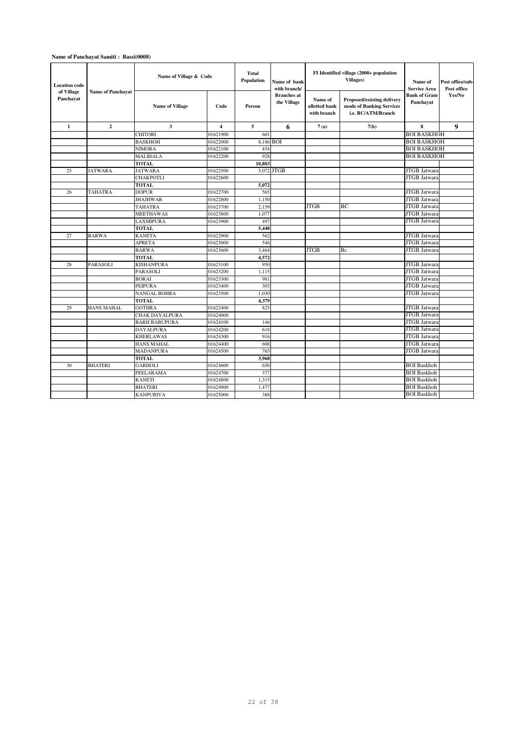**Name of Panchayat Samiti : Bassi(0008)**

| Location code of Village Panchayat | Name of Panchayat | Name of Village & Code | | Total Population | Name of bank with branch/ Branches at the Village | FI Identified village (2000+ population Villages) | | Name of Service Area Bank of Gram Panchayat | Post office/sub-Post office Yes/No |
|---|---|---|---|---|---|---|---|---|---|
| | | Name of Village | Code | Person | | Name of allotted bank with branch | Proposed/existing delivery mode of Banking Services i.e. BC/ATM/Branch | | |
| 1 | 2 | 3 | 4 | 5 | 6 | 7 (a) | 7(b) | 8 | 9 |
| | | CHITORI | 01621900 | 601 | | | | BOI BASKHOH | |
| | | BASKHOH | 01622000 | 8,186 | BOI | | | BOI BASKHOH | |
| | | NIMORA | 01622100 | 454 | | | | BOI BASKHOH | |
| | | MALIHALA | 01622200 | 928 | | | | BOI BASKHOH | |
| | | **TOTAL** | | **10,803** | | | | | |
| 25 | JATWARA | JATWARA | 01622500 | 5,072 | JTGB | | | JTGB Jatwara | |
| | | CHAKPOTLI | 01622600 | | | | | JTGB Jatwara | |
| | | **TOTAL** | | **5,072** | | | | | |
| 26 | TAHATRA | DOPUR | 01622700 | 565 | | | | JTGB Jatwara | |
| | | JHAJHWAR | 01622800 | 1,150 | | | | JTGB Jatwara | |
| | | TAHATRA | 01623700 | 2,159 | | JTGB | BC | JTGB Jatwara | |
| | | MEETHAWAS | 01623800 | 1,077 | | | | JTGB Jatwara | |
| | | LAXMIPURA | 01623900 | 497 | | | | JTGB Jatwara | |
| | | **TOTAL** | | **5,448** | | | | | |
| 27 | BARWA | KANETA | 01622900 | 562 | | | | JTGB Jatwara | |
| | | APRETA | 01623000 | 546 | | | | JTGB Jatwara | |
| | | BARWA | 01623600 | 3,464 | | JTGB | Bc | JTGB Jatwara | |
| | | **TOTAL** | | **4,572** | | | | | |
| 28 | PARASOLI | KISHANPURA | 01623100 | 950 | | | | JTGB Jatwara | |
| | | PARASOLI | 01623200 | 1,115 | | | | JTGB Jatwara | |
| | | BORAI | 01623300 | 981 | | | | JTGB Jatwara | |
| | | PEIPURA | 01623400 | 303 | | | | JTGB Jatwara | |
| | | NANGAL BOHRA | 01623500 | 1,030 | | | | JTGB Jatwara | |
| | | **TOTAL** | | **4,379** | | | | | |
| 29 | HANS MAHAL | GOTHRA | 01622400 | 825 | | | | JTGB Jatwara | |
| | | CHAK DAYALPURA | 01624000 | | | | | JTGB Jatwara | |
| | | BARH BABUPURA | 01624100 | 146 | | | | JTGB Jatwara | |
| | | DAYALPURA | 01624200 | 618 | | | | JTGB Jatwara | |
| | | KHERLAWAS | 01624300 | 916 | | | | JTGB Jatwara | |
| | | HANS MAHAL | 01624400 | 698 | | | | JTGB Jatwara | |
| | | MADANPURA | 01624500 | 765 | | | | JTGB Jatwara | |
| | | **TOTAL** | | **3,968** | | | | | |
| 30 | BHATERI | GARHOLI | 01624600 | 650 | | | | BOI Baskhoh | |
| | | PEELARAMA | 01624700 | 377 | | | | BOI Baskhoh | |
| | | KANETI | 01624800 | 1,315 | | | | BOI Baskhoh | |
| | | BHATERI | 01624900 | 1,477 | | | | BOI Baskhoh | |
| | | KANPURIYA | 01625000 | 388 | | | | BOI Baskhoh | |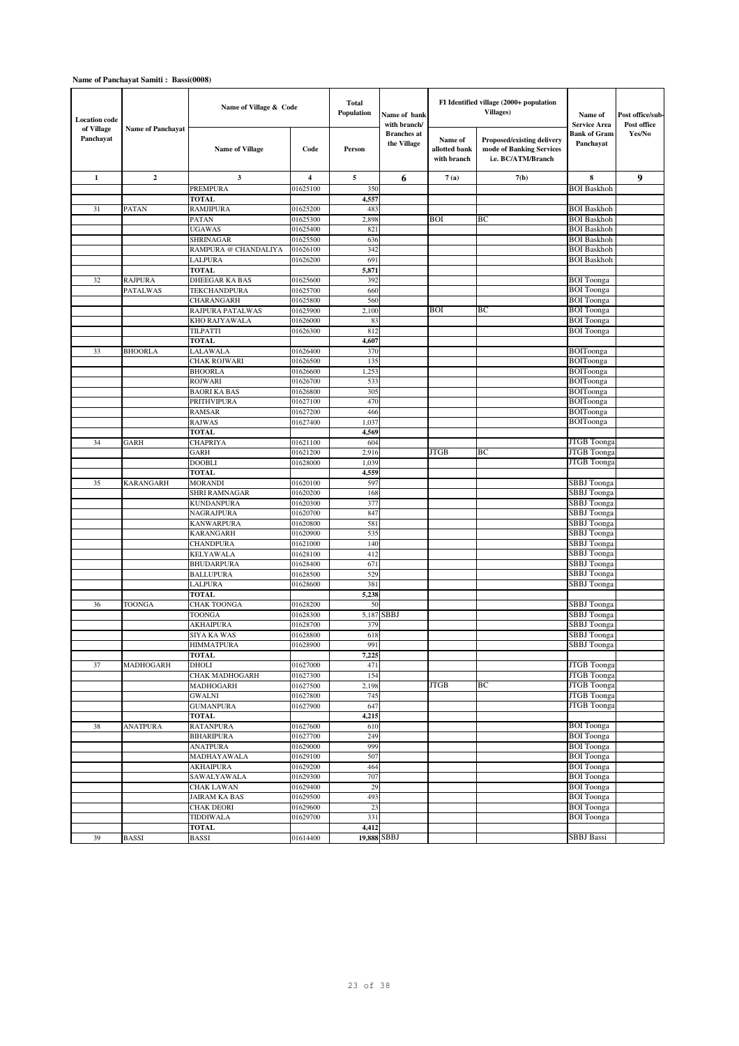**Name of Panchayat Samiti : Bassi(0008)**

| Location code of Village Panchayat | Name of Panchayat | Name of Village & Code | | Total Population | Name of bank with branch/ Branches at the Village | FI Identified village (2000+ population Villages) | | Name of Service Area Bank of Gram Panchayat | Post office/sub-Post office Yes/No |
|---|---|---|---|---|---|---|---|---|---|
| | | Name of Village | Code | Person | | Name of allotted bank with branch | Proposed/existing delivery mode of Banking Services i.e. BC/ATM/Branch | | |
| 1 | 2 | 3 | 4 | 5 | 6 | 7(a) | 7(b) | 8 | 9 |
| | | PREMPURA | 01625100 | 350 | | | | BOI Baskhoh | |
| | | TOTAL | | 4,557 | | | | | |
| 31 | PATAN | RAMJIPURA | 01625200 | 483 | | | | BOI Baskhoh | |
| | | PATAN | 01625300 | 2,898 | | BOI | BC | BOI Baskhoh | |
| | | UGAWAS | 01625400 | 821 | | | | BOI Baskhoh | |
| | | SHRINAGAR | 01625500 | 636 | | | | BOI Baskhoh | |
| | | RAMPURA @ CHANDALIYA | 01626100 | 342 | | | | BOI Baskhoh | |
| | | LALPURA | 01626200 | 691 | | | | BOI Baskhoh | |
| | | TOTAL | | 5,871 | | | | | |
| 32 | RAJPURA PATALWAS | DHEEGAR KA BAS | 01625600 | 392 | | | | BOI Toonga | |
| | | TEKCHANDPURA | 01625700 | 660 | | | | BOI Toonga | |
| | | CHARANGARH | 01625800 | 560 | | | | BOI Toonga | |
| | | RAJPURA PATALWAS | 01625900 | 2,100 | | BOI | BC | BOI Toonga | |
| | | KHO RAJYAWALA | 01626000 | 83 | | | | BOI Toonga | |
| | | TILPATTI | 01626300 | 812 | | | | BOI Toonga | |
| | | TOTAL | | 4,607 | | | | | |
| 33 | BHOORLA | LALAWALA | 01626400 | 370 | | | | BOIToonga | |
| | | CHAK ROJWARI | 01626500 | 135 | | | | BOIToonga | |
| | | BHOORLA | 01626600 | 1,253 | | | | BOIToonga | |
| | | ROJWARI | 01626700 | 533 | | | | BOIToonga | |
| | | BAORI KA BAS | 01626800 | 305 | | | | BOIToonga | |
| | | PRITHVIPURA | 01627100 | 470 | | | | BOIToonga | |
| | | RAMSAR | 01627200 | 466 | | | | BOIToonga | |
| | | RAJWAS | 01627400 | 1,037 | | | | BOIToonga | |
| | | TOTAL | | 4,569 | | | | | |
| 34 | GARH | CHAPRIYA | 01621100 | 604 | | | | JTGB Toonga | |
| | | GARH | 01621200 | 2,916 | | JTGB | BC | JTGB Toonga | |
| | | DOOBLI | 01628000 | 1,039 | | | | JTGB Toonga | |
| | | TOTAL | | 4,559 | | | | | |
| 35 | KARANGARH | MORANDI | 01620100 | 597 | | | | SBBJ Toonga | |
| | | SHRI RAMNAGAR | 01620200 | 168 | | | | SBBJ Toonga | |
| | | KUNDANPURA | 01620300 | 377 | | | | SBBJ Toonga | |
| | | NAGRAJPURA | 01620700 | 847 | | | | SBBJ Toonga | |
| | | KANWARPURA | 01620800 | 581 | | | | SBBJ Toonga | |
| | | KARANGARH | 01620900 | 535 | | | | SBBJ Toonga | |
| | | CHANDPURA | 01621000 | 140 | | | | SBBJ Toonga | |
| | | KELYAWALA | 01628100 | 412 | | | | SBBJ Toonga | |
| | | BHUDARPURA | 01628400 | 671 | | | | SBBJ Toonga | |
| | | BALLUPURA | 01628500 | 529 | | | | SBBJ Toonga | |
| | | LALPURA | 01628600 | 381 | | | | SBBJ Toonga | |
| | | TOTAL | | 5,238 | | | | | |
| 36 | TOONGA | CHAK TOONGA | 01628200 | 50 | | | | SBBJ Toonga | |
| | | TOONGA | 01628300 | 5,187 | SBBJ | | | SBBJ Toonga | |
| | | AKHAIPURA | 01628700 | 379 | | | | SBBJ Toonga | |
| | | SIYA KA WAS | 01628800 | 618 | | | | SBBJ Toonga | |
| | | HIMMATPURA | 01628900 | 991 | | | | SBBJ Toonga | |
| | | TOTAL | | 7,225 | | | | | |
| 37 | MADHOGARH | DHOLI | 01627000 | 471 | | | | JTGB Toonga | |
| | | CHAK MADHOGARH | 01627300 | 154 | | | | JTGB Toonga | |
| | | MADHOGARH | 01627500 | 2,198 | | JTGB | BC | JTGB Toonga | |
| | | GWALNI | 01627800 | 745 | | | | JTGB Toonga | |
| | | GUMANPURA | 01627900 | 647 | | | | JTGB Toonga | |
| | | TOTAL | | 4,215 | | | | | |
| 38 | ANATPURA | RATANPURA | 01627600 | 610 | | | | BOI Toonga | |
| | | BIHARIPURA | 01627700 | 249 | | | | BOI Toonga | |
| | | ANATPURA | 01629000 | 999 | | | | BOI Toonga | |
| | | MADHAYAWALA | 01629100 | 507 | | | | BOI Toonga | |
| | | AKHAIPURA | 01629200 | 464 | | | | BOI Toonga | |
| | | SAWALYAWALA | 01629300 | 707 | | | | BOI Toonga | |
| | | CHAK LAWAN | 01629400 | 29 | | | | BOI Toonga | |
| | | JAIRAM KA BAS | 01629500 | 493 | | | | BOI Toonga | |
| | | CHAK DEORI | 01629600 | 23 | | | | BOI Toonga | |
| | | TIDDIWALA | 01629700 | 331 | | | | BOI Toonga | |
| | | TOTAL | | 4,412 | | | | | |
| 39 | BASSI | BASSI | 01614400 | 19,888 | SBBJ | | | SBBJ Bassi | |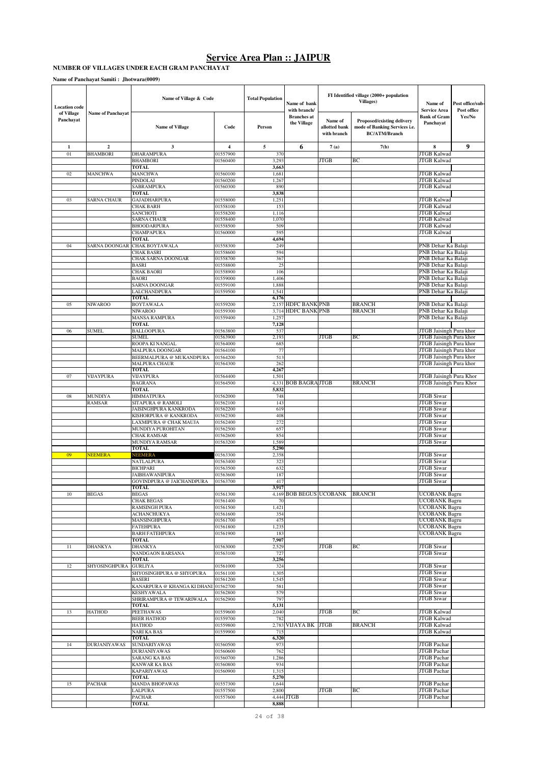# Service Area Plan :: JAIPUR

**NUMBER OF VILLAGES UNDER EACH GRAM PANCHAYAT**

**Name of Panchayat Samiti : Jhotwara(0009)**

| Location code of Village Panchayat | Name of Panchayat | Name of Village & Code | | Total Population | Name of bank with branch/ Branches at the Village | FI Identified village (2000+ population Villages) | | Name of Service Area Bank of Gram Panchayat | Post office/sub-Post office Yes/No |
|---|---|---|---|---|---|---|---|---|---|
| | | Name of Village | Code | Person | | Name of allotted bank with branch | Proposed/existing delivery mode of Banking Services i.e. BC/ATM/Branch | | |
| 1 | 2 | 3 | 4 | 5 | 6 | 7 (a) | 7(b) | 8 | 9 |
| 01 | BHAMBORI | DHARAMPURA | 01557900 | 370 | | | | JTGB Kalwad | |
| | | BHAMBORI | 01560400 | 3,293 | | JTGB | BC | JTGB Kalwad | |
| | | TOTAL | | 3,663 | | | | | |
| 02 | MANCHWA | MANCHWA | 01560100 | 1,681 | | | | JTGB Kalwad | |
| | | PINDOLAI | 01560200 | 1,267 | | | | JTGB Kalwad | |
| | | SABRAMPURA | 01560300 | 890 | | | | JTGB Kalwad | |
| | | TOTAL | | 3,838 | | | | | |
| 03 | SARNA CHAUR | GAJADHARPURA | 01558000 | 1,251 | | | | JTGB Kalwad | |
| | | CHAK BARH | 01558100 | 153 | | | | JTGB Kalwad | |
| | | SANCHOTI | 01558200 | 1,116 | | | | JTGB Kalwad | |
| | | SARNA CHAUR | 01558400 | 1,070 | | | | JTGB Kalwad | |
| | | BHOODARPURA | 01558500 | 509 | | | | JTGB Kalwad | |
| | | CHAMPAPURA | 01560000 | 595 | | | | JTGB Kalwad | |
| | | TOTAL | | 4,694 | | | | | |
| 04 | SARNA DOONGAR | CHAK BOYTAWALA | 01558300 | 249 | | | | PNB Dehar Ka Balaji | |
| | | CHAK BASRI | 01558600 | 594 | | | | PNB Dehar Ka Balaji | |
| | | CHAK SARNA DOONGAR | 01558700 | 367 | | | | PNB Dehar Ka Balaji | |
| | | BASRI | 01558800 | 25 | | | | PNB Dehar Ka Balaji | |
| | | CHAK BAORI | 01558900 | 106 | | | | PNB Dehar Ka Balaji | |
| | | BAORI | 01559000 | 1,406 | | | | PNB Dehar Ka Balaji | |
| | | SARNA DOONGAR | 01559100 | 1,888 | | | | PNB Dehar Ka Balaji | |
| | | LALCHANDPURA | 01559500 | 1,541 | | | | PNB Dehar Ka Balaji | |
| | | TOTAL | | 6,176 | | | | | |
| 05 | NIWAROO | BOYTAWALA | 01559200 | 2,157 | HDFC BANK | PNB | BRANCH | PNB Dehar Ka Balaji | |
| | | NIWAROO | 01559300 | 3,714 | HDFC BANK | PNB | BRANCH | PNB Dehar Ka Balaji | |
| | | MANSA RAMPURA | 01559400 | 1,257 | | | | PNB Dehar Ka Balaji | |
| | | TOTAL | | 7,128 | | | | | |
| 06 | SUMEL | BALLOOPURA | 01563800 | 537 | | | | JTGB Jaisingh Pura khor | |
| | | SUMEL | 01563900 | 2,193 | | JTGB | BC | JTGB Jaisingh Pura khor | |
| | | ROOPA KI NANGAL | 01564000 | 685 | | | | JTGB Jaisingh Pura khor | |
| | | MALPURA DOONGAR | 01564100 | 77 | | | | JTGB Jaisingh Pura khor | |
| | | BEERMALPURA @ MUKANDPURA | 01564200 | 513 | | | | JTGB Jaisingh Pura khor | |
| | | MALPURA CHAUR | 01564300 | 262 | | | | JTGB Jaisingh Pura khor | |
| | | TOTAL | | 4,267 | | | | | |
| 07 | VIJAYPURA | VIJAYPURA | 01564400 | 1,501 | | | | JTGB Jaisingh Pura Khor | |
| | | BAGRANA | 01564500 | 4,331 | BOB BAGRA | JTGB | BRANCH | JTGB Jaisingh Pura Khor | |
| | | TOTAL | | 5,832 | | | | | |
| 08 | MUNDIYA RAMSAR | HIMMATPURA | 01562000 | 748 | | | | JTGB Siwar | |
| | | SITAPURA @ RAMOLI | 01562100 | 143 | | | | JTGB Siwar | |
| | | JAISINGHPURA KANKRODA | 01562200 | 619 | | | | JTGB Siwar | |
| | | KISHORPURA @ KANKRODA | 01562300 | 408 | | | | JTGB Siwar | |
| | | LAXMIPURA @ CHAK MAUJA | 01562400 | 272 | | | | JTGB Siwar | |
| | | MUNDIYA PUROHITAN | 01562500 | 657 | | | | JTGB Siwar | |
| | | CHAK RAMSAR | 01562600 | 854 | | | | JTGB Siwar | |
| | | MUNDIYA RAMSAR | 01563200 | 1,589 | | | | JTGB Siwar | |
| | | TOTAL | | 5,290 | | | | | |
| 09 | NEEMERA | NEEMERA | 01563300 | 2,358 | | | | JTGB Siwar | |
| | | NATLALPURA | 01563400 | 323 | | | | JTGB Siwar | |
| | | BICHPARI | 01563500 | 632 | | | | JTGB Siwar | |
| | | JAIBHAWANIPURA | 01563600 | 187 | | | | JTGB Siwar | |
| | | GOVINDPURA @ JAICHANDPURA | 01563700 | 417 | | | | JTGB Siwar | |
| | | TOTAL | | 3,917 | | | | | |
| 10 | BEGAS | BEGAS | 01561300 | 4,169 | BOB BEGUS | UCOBANK | BRANCH | UCOBANK Bagru | |
| | | CHAK BEGAS | 01561400 | 70 | | | | UCOBANK Bagru | |
| | | RAMSINGH PURA | 01561500 | 1,421 | | | | UCOBANK Bagru | |
| | | ACHANCHUKYA | 01561600 | 354 | | | | UCOBANK Bagru | |
| | | MANSINGHPURA | 01561700 | 475 | | | | UCOBANK Bagru | |
| | | FATEHPURA | 01561800 | 1,235 | | | | UCOBANK Bagru | |
| | | BARH FATEHPURA | 01561900 | 183 | | | | UCOBANK Bagru | |
| | | TOTAL | | 7,907 | | | | | |
| 11 | DHANKYA | DHANKYA | 01563000 | 2,529 | | JTGB | BC | JTGB Siwar | |
| | | NANDGAON BARSANA | 01563100 | 727 | | | | JTGB Siwar | |
| | | TOTAL | | 3,256 | | | | | |
| 12 | SHYOSINGHPURA | GURLIYA | 01561000 | 324 | | | | JTGB Siwar | |
| | | SHYOSINGHPURA @ SHYOPURA | 01561100 | 1,305 | | | | JTGB Siwar | |
| | | BASERI | 01561200 | 1,545 | | | | JTGB Siwar | |
| | | KANARPURA @ KHANGA KI DHANI | 01562700 | 581 | | | | JTGB Siwar | |
| | | KESHYAWALA | 01562800 | 579 | | | | JTGB Siwar | |
| | | SHRIRAMPURA @ TEWARIWALA | 01562900 | 797 | | | | JTGB Siwar | |
| | | TOTAL | | 5,131 | | | | | |
| 13 | HATHOD | PEETHAWAS | 01559600 | 2,040 | | JTGB | BC | JTGB Kalwad | |
| | | BEER HATHOD | 01559700 | 782 | | | | JTGB Kalwad | |
| | | HATHOD | 01559800 | 2,783 | VIJAYA BK | JTGB | BRANCH | JTGB Kalwad | |
| | | NARI KA BAS | 01559900 | 715 | | | | JTGB Kalwad | |
| | | TOTAL | | 6,320 | | | | | |
| 14 | DURJANIYAWAS | SUNDARIYAWAS | 01560500 | 973 | | | | JTGB Pachar | |
| | | DURJANIYAWAS | 01560600 | 762 | | | | JTGB Pachar | |
| | | SARANG KA BAS | 01560700 | 1,286 | | | | JTGB Pachar | |
| | | KANWAR KA BAS | 01560800 | 934 | | | | JTGB Pachar | |
| | | KAPARIYAWAS | 01560900 | 1,315 | | | | JTGB Pachar | |
| | | TOTAL | | 5,270 | | | | | |
| 15 | PACHAR | MANDA BHOPAWAS | 01557300 | 1,644 | | | | JTGB Pachar | |
| | | LALPURA | 01557500 | 2,800 | | JTGB | BC | JTGB Pachar | |
| | | PACHAR | 01557600 | 4,444 | JTGB | | | JTGB Pachar | |
| | | TOTAL | | 8,888 | | | | | |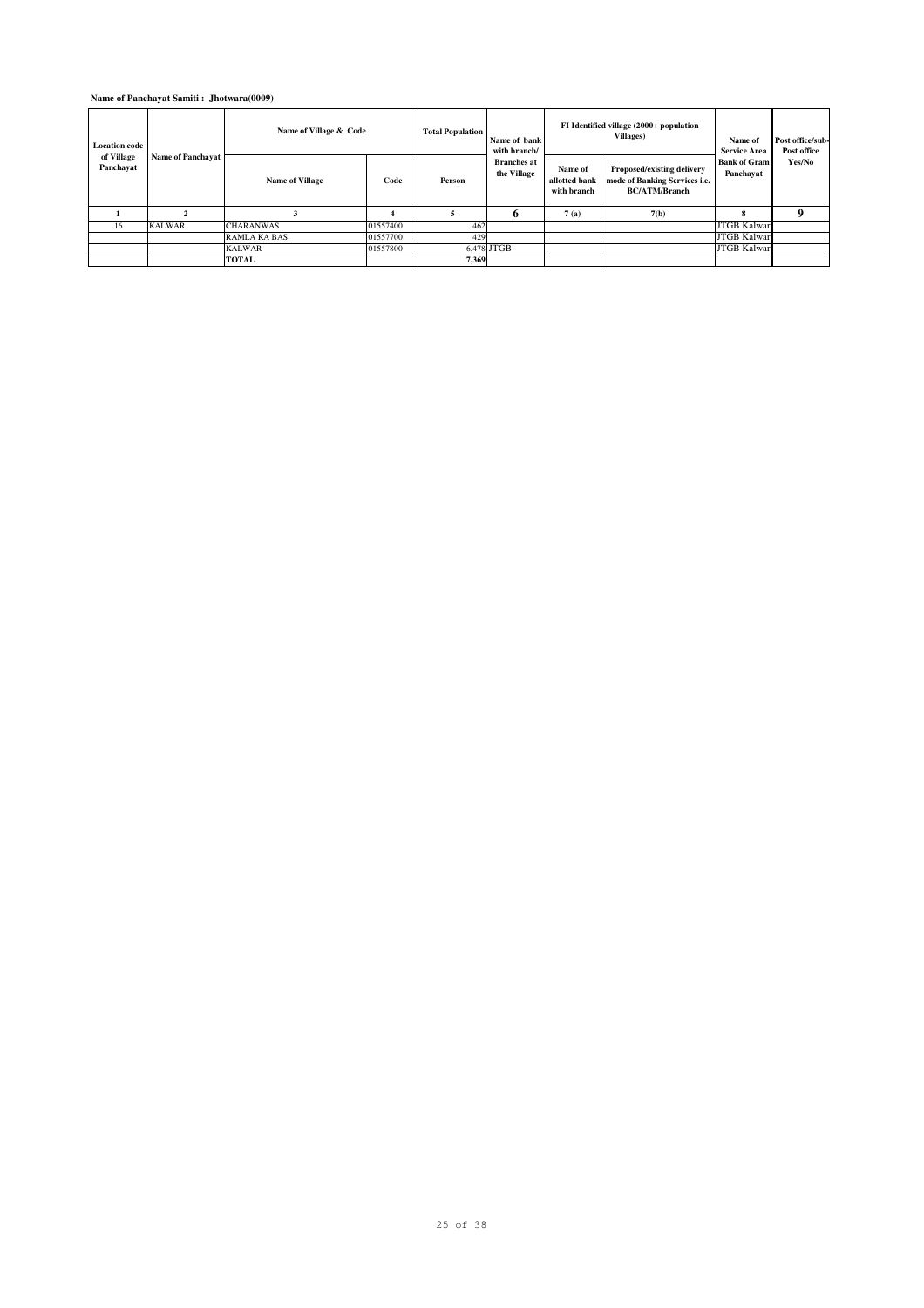**Name of Panchayat Samiti : Jhotwara(0009)**

| Location code of Village Panchayat | Name of Panchayat | Name of Village & Code | | Total Population | Name of bank with branch/ Branches at the Village | FI Identified village (2000+ population Villages) | | Name of Service Area Bank of Gram Panchayat | Post office/sub-Post office Yes/No |
|---|---|---|---|---|---|---|---|---|---|
| | | Name of Village | Code | Person | | Name of allotted bank with branch | Proposed/existing delivery mode of Banking Services i.e. BC/ATM/Branch | | |
| 1 | 2 | 3 | 4 | 5 | 6 | 7 (a) | 7(b) | 8 | 9 |
| 16 | KALWAR | CHARANWAS | 01557400 | 462 | | | | JTGB Kalwar | |
| | | RAMLA KA BAS | 01557700 | 429 | | | | JTGB Kalwar | |
| | | KALWAR | 01557800 | 6,478 | JTGB | | | JTGB Kalwar | |
| | | **TOTAL** | | **7,369** | | | | | |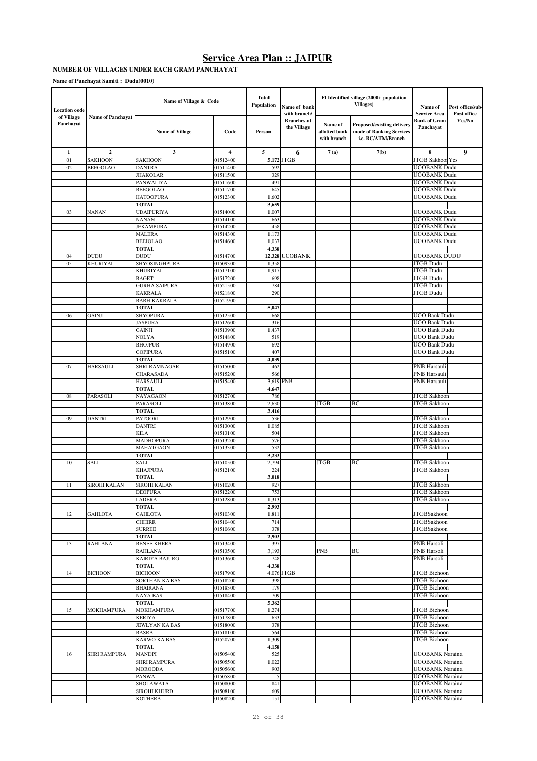# Service Area Plan :: JAIPUR

**NUMBER OF VILLAGES UNDER EACH GRAM PANCHAYAT**

**Name of Panchayat Samiti : Dudu(0010)**

| Location code of Village Panchayat | Name of Panchayat | Name of Village & Code | | Total Population | Name of bank with branch/ Branches at the Village | FI Identified village (2000+ population Villages) | | Name of Service Area Bank of Gram Panchayat | Post office/sub-Post office Yes/No |
|---|---|---|---|---|---|---|---|---|---|
| | | Name of Village | Code | Person | | Name of allotted bank with branch | Proposed/existing delivery mode of Banking Services i.e. BC/ATM/Branch | | |
| 1 | 2 | 3 | 4 | 5 | 6 | 7(a) | 7(b) | 8 | 9 |
| 01 | SAKHOON | SAKHOON | 01512400 | 5,172 | JTGB | | | JTGB Sakhoon | Yes |
| 02 | BEEGOLAO | DANTRA | 01511400 | 592 | | | | UCOBANK Dudu | |
| | | JHAKOLAR | 01511500 | 329 | | | | UCOBANK Dudu | |
| | | PANWALIYA | 01511600 | 491 | | | | UCOBANK Dudu | |
| | | BEEGOLAO | 01511700 | 645 | | | | UCOBANK Dudu | |
| | | HATOOPURA | 01512300 | 1,602 | | | | UCOBANK Dudu | |
| | | **TOTAL** | | **3,659** | | | | | |
| 03 | NANAN | UDAIPURIYA | 01514000 | 1,007 | | | | UCOBANK Dudu | |
| | | NANAN | 01514100 | 663 | | | | UCOBANK Dudu | |
| | | JEKAMPURA | 01514200 | 458 | | | | UCOBANK Dudu | |
| | | MALERA | 01514300 | 1,173 | | | | UCOBANK Dudu | |
| | | BEEJOLAO | 01514600 | 1,037 | | | | UCOBANK Dudu | |
| | | **TOTAL** | | **4,338** | | | | | |
| 04 | DUDU | DUDU | 01514700 | 12,328 | UCOBANK | | | UCOBANK DUDU | |
| 05 | KHURIYAL | SHYOSINGHPURA | 01509300 | 1,358 | | | | JTGB Dudu | |
| | | KHURIYAL | 01517100 | 1,917 | | | | JTGB Dudu | |
| | | BAGET | 01517200 | 698 | | | | JTGB Dudu | |
| | | GURHA SAIPURA | 01521500 | 784 | | | | JTGB Dudu | |
| | | KAKRALA | 01521800 | 290 | | | | JTGB Dudu | |
| | | BARH KAKRALA | 01521900 | | | | | | |
| | | **TOTAL** | | **5,047** | | | | | |
| 06 | GAINJI | SHYOPURA | 01512500 | 668 | | | | UCO Bank Dudu | |
| | | JASPURA | 01512600 | 316 | | | | UCO Bank Dudu | |
| | | GAINJI | 01513900 | 1,437 | | | | UCO Bank Dudu | |
| | | NOLYA | 01514800 | 519 | | | | UCO Bank Dudu | |
| | | BHOJPUR | 01514900 | 692 | | | | UCO Bank Dudu | |
| | | GOPIPURA | 01515100 | 407 | | | | UCO Bank Dudu | |
| | | **TOTAL** | | **4,039** | | | | | |
| 07 | HARSAULI | SHRI RAMNAGAR | 01515000 | 462 | | | | PNB Harsauli | |
| | | CHARASADA | 01515200 | 566 | | | | PNB Harsauli | |
| | | HARSAULI | 01515400 | 3,619 | PNB | | | PNB Harsauli | |
| | | **TOTAL** | | **4,647** | | | | | |
| 08 | PARASOLI | NAYAGAON | 01512700 | 786 | | | | JTGB Sakhoon | |
| | | PARASOLI | 01513800 | 2,630 | | JTGB | BC | JTGB Sakhoon | |
| | | **TOTAL** | | **3,416** | | | | | |
| 09 | DANTRI | PATOORI | 01512900 | 536 | | | | JTGB Sakhoon | |
| | | DANTRI | 01513000 | 1,085 | | | | JTGB Sakhoon | |
| | | KILA | 01513100 | 504 | | | | JTGB Sakhoon | |
| | | MADHOPURA | 01513200 | 576 | | | | JTGB Sakhoon | |
| | | MAHATGAON | 01513300 | 532 | | | | JTGB Sakhoon | |
| | | **TOTAL** | | **3,233** | | | | | |
| 10 | SALI | SALI | 01510500 | 2,794 | | JTGB | BC | JTGB Sakhoon | |
| | | KHAJPURA | 01512100 | 224 | | | | JTGB Sakhoon | |
| | | **TOTAL** | | **3,018** | | | | | |
| 11 | SIROHI KALAN | SIROHI KALAN | 01510200 | 927 | | | | JTGB Sakhoon | |
| | | DEOPURA | 01512200 | 753 | | | | JTGB Sakhoon | |
| | | LADERA | 01512800 | 1,313 | | | | JTGB Sakhoon | |
| | | **TOTAL** | | **2,993** | | | | | |
| 12 | GAHLOTA | GAHLOTA | 01510300 | 1,811 | | | | JTGBSakhoon | |
| | | CHHIRR | 01510400 | 714 | | | | JTGBSakhoon | |
| | | SURREE | 01510600 | 378 | | | | JTGBSakhoon | |
| | | **TOTAL** | | **2,903** | | | | | |
| 13 | RAHLANA | BENEE KHERA | 01513400 | 397 | | | | PNB Harsoli | |
| | | RAHLANA | 01513500 | 3,193 | | PNB | BC | PNB Harsoli | |
| | | KAIRIYA BAJURG | 01513600 | 748 | | | | PNB Harsoli | |
| | | **TOTAL** | | **4,338** | | | | | |
| 14 | BICHOON | BICHOON | 01517900 | 4,076 | JTGB | | | JTGB Bichoon | |
| | | SORTHAN KA BAS | 01518200 | 398 | | | | JTGB Bichoon | |
| | | BHAIRANA | 01518300 | 179 | | | | JTGB Bichoon | |
| | | NAYA BAS | 01518400 | 709 | | | | JTGB Bichoon | |
| | | **TOTAL** | | **5,362** | | | | | |
| 15 | MOKHAMPURA | MOKHAMPURA | 01517700 | 1,274 | | | | JTGB Bichoon | |
| | | KERIYA | 01517800 | 633 | | | | JTGB Bichoon | |
| | | JEWLYAN KA BAS | 01518000 | 378 | | | | JTGB Bichoon | |
| | | BASRA | 01518100 | 564 | | | | JTGB Bichoon | |
| | | KARWO KA BAS | 01520700 | 1,309 | | | | JTGB Bichoon | |
| | | **TOTAL** | | **4,158** | | | | | |
| 16 | SHRI RAMPURA | MANDPI | 01505400 | 525 | | | | UCOBANK Naraina | |
| | | SHRI RAMPURA | 01505500 | 1,022 | | | | UCOBANK Naraina | |
| | | MOROODA | 01505600 | 903 | | | | UCOBANK Naraina | |
| | | PANWA | 01505800 | 5 | | | | UCOBANK Naraina | |
| | | SHOLAWATA | 01508000 | 841 | | | | UCOBANK Naraina | |
| | | SIROHI KHURD | 01508100 | 609 | | | | UCOBANK Naraina | |
| | | KOTHERA | 01508200 | 151 | | | | UCOBANK Naraina | |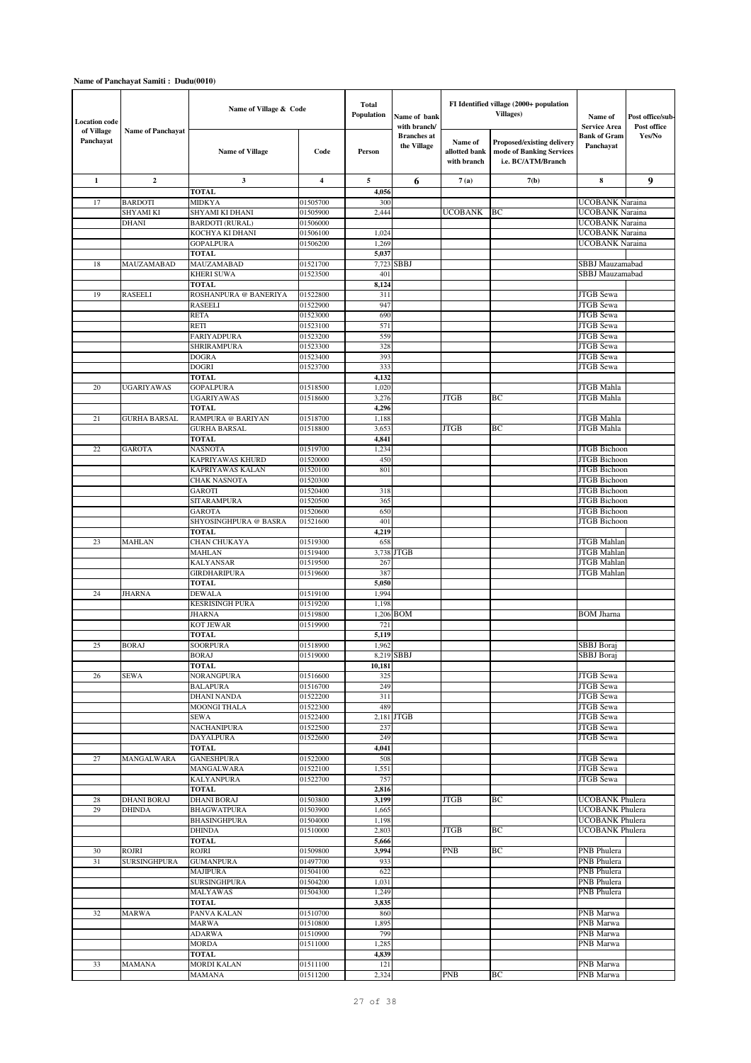**Name of Panchayat Samiti : Dudu(0010)**

| Location code of Village Panchayat | Name of Panchayat | Name of Village & Code | | Total Population | Name of bank with branch/ Branches at the Village | FI Identified village (2000+ population Villages) | | Name of Service Area Bank of Gram Panchayat | Post office/sub-Post office Yes/No |
|---|---|---|---|---|---|---|---|---|---|
| | | Name of Village | Code | Person | | Name of allotted bank with branch | Proposed/existing delivery mode of Banking Services i.e. BC/ATM/Branch | | |
| 1 | 2 | 3 | 4 | 5 | 6 | 7 (a) | 7(b) | 8 | 9 |
| | | TOTAL | | 4,056 | | | | | |
| 17 | BARDOTI | MIDKYA | 01505700 | 300 | | | | UCOBANK Naraina | |
| | SHYAMI KI DHANI | SHYAMI KI DHANI | 01505900 | 2,444 | | UCOBANK | BC | UCOBANK Naraina | |
| | | BARDOTI (RURAL) | 01506000 | | | | | UCOBANK Naraina | |
| | | KOCHYA KI DHANI | 01506100 | 1,024 | | | | UCOBANK Naraina | |
| | | GOPALPURA | 01506200 | 1,269 | | | | UCOBANK Naraina | |
| | | TOTAL | | 5,037 | | | | | |
| 18 | MAUZAMABAD | MAUZAMABAD | 01521700 | 7,723 | SBBJ | | | SBBJ Mauzamabad | |
| | | KHERI SUWA | 01523500 | 401 | | | | SBBJ Mauzamabad | |
| | | TOTAL | | 8,124 | | | | | |
| 19 | RASEELI | ROSHANPURA @ BANERIYA | 01522800 | 311 | | | | JTGB Sewa | |
| | | RASEELI | 01522900 | 947 | | | | JTGB Sewa | |
| | | RETA | 01523000 | 690 | | | | JTGB Sewa | |
| | | RETI | 01523100 | 571 | | | | JTGB Sewa | |
| | | FARIYADPURA | 01523200 | 559 | | | | JTGB Sewa | |
| | | SHRIRAMPURA | 01523300 | 328 | | | | JTGB Sewa | |
| | | DOGRA | 01523400 | 393 | | | | JTGB Sewa | |
| | | DOGRI | 01523700 | 333 | | | | JTGB Sewa | |
| | | TOTAL | | 4,132 | | | | | |
| 20 | UGARIYAWAS | GOPALPURA | 01518500 | 1,020 | | | | JTGB Mahla | |
| | | UGARIYAWAS | 01518600 | 3,276 | | JTGB | BC | JTGB Mahla | |
| | | TOTAL | | 4,296 | | | | | |
| 21 | GURHA BARSAL | RAMPURA @ BARIYAN | 01518700 | 1,188 | | | | JTGB Mahla | |
| | | GURHA BARSAL | 01518800 | 3,653 | | JTGB | BC | JTGB Mahla | |
| | | TOTAL | | 4,841 | | | | | |
| 22 | GAROTA | NASNOTA | 01519700 | 1,234 | | | | JTGB Bichoon | |
| | | KAPRIYAWAS KHURD | 01520000 | 450 | | | | JTGB Bichoon | |
| | | KAPRIYAWAS KALAN | 01520100 | 801 | | | | JTGB Bichoon | |
| | | CHAK NASNOTA | 01520300 | | | | | JTGB Bichoon | |
| | | GAROTI | 01520400 | 318 | | | | JTGB Bichoon | |
| | | SITARAMPURA | 01520500 | 365 | | | | JTGB Bichoon | |
| | | GAROTA | 01520600 | 650 | | | | JTGB Bichoon | |
| | | SHYOSINGHPURA @ BASRA | 01521600 | 401 | | | | JTGB Bichoon | |
| | | TOTAL | | 4,219 | | | | | |
| 23 | MAHLAN | CHAN CHUKAYA | 01519300 | 658 | | | | JTGB Mahlan | |
| | | MAHLAN | 01519400 | 3,738 | JTGB | | | JTGB Mahlan | |
| | | KALYANSAR | 01519500 | 267 | | | | JTGB Mahlan | |
| | | GIRDHARIPURA | 01519600 | 387 | | | | JTGB Mahlan | |
| | | TOTAL | | 5,050 | | | | | |
| 24 | JHARNA | DEWALA | 01519100 | 1,994 | | | | | |
| | | KESRISINGH PURA | 01519200 | 1,198 | | | | | |
| | | JHARNA | 01519800 | 1,206 | BOM | | | BOM Jharna | |
| | | KOT JEWAR | 01519900 | 721 | | | | | |
| | | TOTAL | | 5,119 | | | | | |
| 25 | BORAJ | SOORPURA | 01518900 | 1,962 | | | | SBBJ Boraj | |
| | | BORAJ | 01519000 | 8,219 | SBBJ | | | SBBJ Boraj | |
| | | TOTAL | | 10,181 | | | | | |
| 26 | SEWA | NORANGPURA | 01516600 | 325 | | | | JTGB Sewa | |
| | | BALAPURA | 01516700 | 249 | | | | JTGB Sewa | |
| | | DHANI NANDA | 01522200 | 311 | | | | JTGB Sewa | |
| | | MOONGI THALA | 01522300 | 489 | | | | JTGB Sewa | |
| | | SEWA | 01522400 | 2,181 | JTGB | | | JTGB Sewa | |
| | | NACHANIPURA | 01522500 | 237 | | | | JTGB Sewa | |
| | | DAYALPURA | 01522600 | 249 | | | | JTGB Sewa | |
| | | TOTAL | | 4,041 | | | | | |
| 27 | MANGALWARA | GANESHPURA | 01522000 | 508 | | | | JTGB Sewa | |
| | | MANGALWARA | 01522100 | 1,551 | | | | JTGB Sewa | |
| | | KALYANPURA | 01522700 | 757 | | | | JTGB Sewa | |
| | | TOTAL | | 2,816 | | | | | |
| 28 | DHANI BORAJ | DHANI BORAJ | 01503800 | 3,199 | | JTGB | BC | UCOBANK Phulera | |
| 29 | DHINDA | BHAGWATPURA | 01503900 | 1,665 | | | | UCOBANK Phulera | |
| | | BHASINGHPURA | 01504000 | 1,198 | | | | UCOBANK Phulera | |
| | | DHINDA | 01510000 | 2,803 | | JTGB | BC | UCOBANK Phulera | |
| | | TOTAL | | 5,666 | | | | | |
| 30 | ROJRI | ROJRI | 01509800 | 3,994 | | PNB | BC | PNB Phulera | |
| 31 | SURSINGHPURA | GUMANPURA | 01497700 | 933 | | | | PNB Phulera | |
| | | MAJIPURA | 01504100 | 622 | | | | PNB Phulera | |
| | | SURSINGHPURA | 01504200 | 1,031 | | | | PNB Phulera | |
| | | MALYAWAS | 01504300 | 1,249 | | | | PNB Phulera | |
| | | TOTAL | | 3,835 | | | | | |
| 32 | MARWA | PANVA KALAN | 01510700 | 860 | | | | PNB Marwa | |
| | | MARWA | 01510800 | 1,895 | | | | PNB Marwa | |
| | | ADARWA | 01510900 | 799 | | | | PNB Marwa | |
| | | MORDA | 01511000 | 1,285 | | | | PNB Marwa | |
| | | TOTAL | | 4,839 | | | | | |
| 33 | MAMANA | MORDI KALAN | 01511100 | 121 | | | | PNB Marwa | |
| | | MAMANA | 01511200 | 2,324 | | PNB | BC | PNB Marwa | |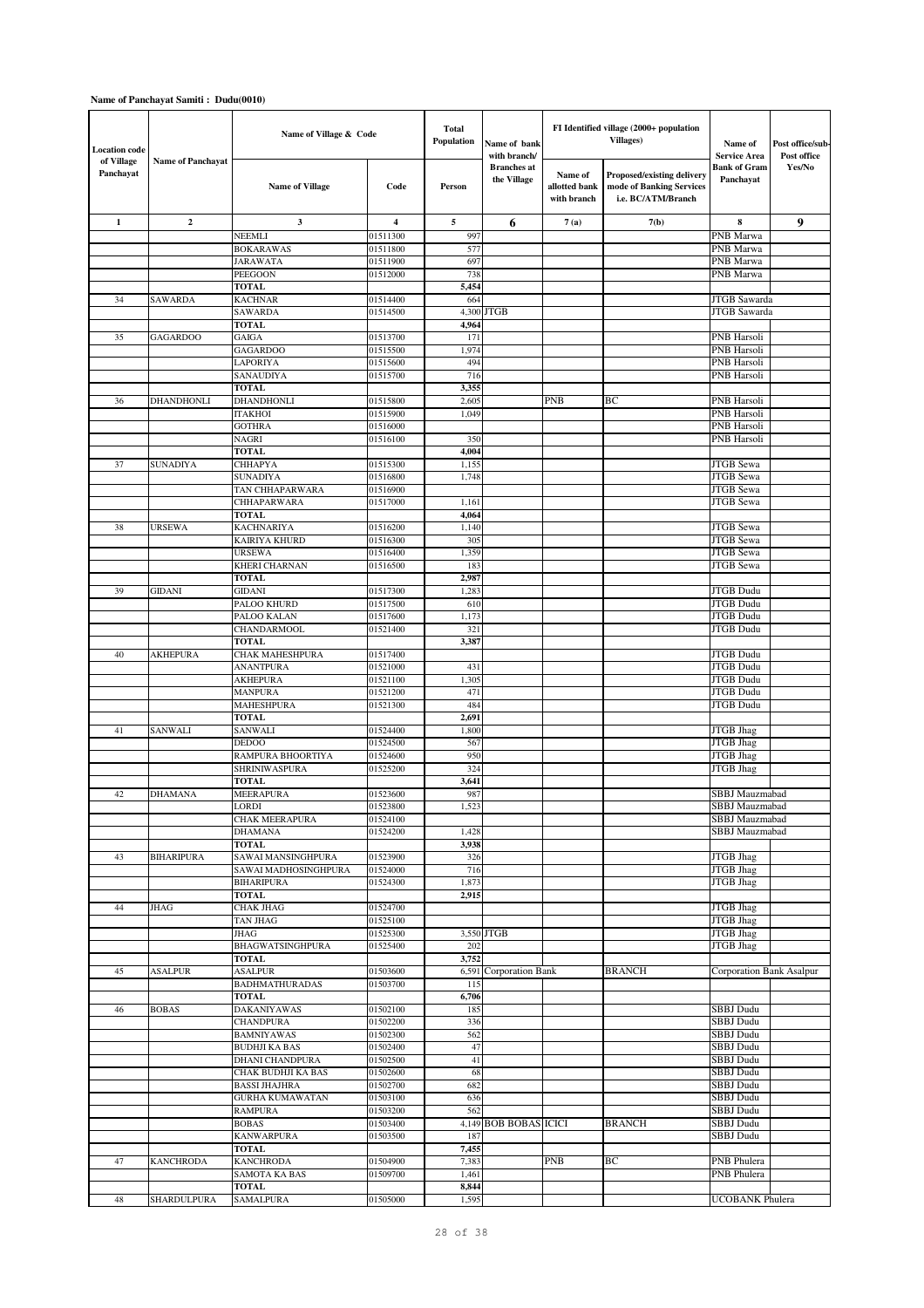**Name of Panchayat Samiti : Dudu(0010)**

| Location code of Village Panchayat | Name of Panchayat | Name of Village & Code | | Total Population | Name of bank with branch/ Branches at the Village | FI Identified village (2000+ population Villages) | | Name of Service Area Bank of Gram Panchayat | Post office/sub-Post office Yes/No |
|---|---|---|---|---|---|---|---|---|---|
| | | Name of Village | Code | Person | | Name of allotted bank with branch | Proposed/existing delivery mode of Banking Services i.e. BC/ATM/Branch | | |
| 1 | 2 | 3 | 4 | 5 | 6 | 7 (a) | 7(b) | 8 | 9 |
| | | NEEMLI | 01511300 | 997 | | | | PNB Marwa | |
| | | BOKARAWAS | 01511800 | 577 | | | | PNB Marwa | |
| | | JARAWATA | 01511900 | 697 | | | | PNB Marwa | |
| | | PEEGOON | 01512000 | 738 | | | | PNB Marwa | |
| | | **TOTAL** | | **5,454** | | | | | |
| 34 | SAWARDA | KACHNAR | 01514400 | 664 | | | | JTGB Sawarda | |
| | | SAWARDA | 01514500 | 4,300 | JTGB | | | JTGB Sawarda | |
| | | **TOTAL** | | **4,964** | | | | | |
| 35 | GAGARDOO | GAIGA | 01513700 | 171 | | | | PNB Harsoli | |
| | | GAGARDOO | 01515500 | 1,974 | | | | PNB Harsoli | |
| | | LAPORIYA | 01515600 | 494 | | | | PNB Harsoli | |
| | | SANAUDIYA | 01515700 | 716 | | | | PNB Harsoli | |
| | | **TOTAL** | | **3,355** | | | | | |
| 36 | DHANDHONLI | DHANDHONLI | 01515800 | 2,605 | | PNB | BC | PNB Harsoli | |
| | | ITAKHOI | 01515900 | 1,049 | | | | PNB Harsoli | |
| | | GOTHRA | 01516000 | | | | | PNB Harsoli | |
| | | NAGRI | 01516100 | 350 | | | | PNB Harsoli | |
| | | **TOTAL** | | **4,004** | | | | | |
| 37 | SUNADIYA | CHHAPYA | 01515300 | 1,155 | | | | JTGB Sewa | |
| | | SUNADIYA | 01516800 | 1,748 | | | | JTGB Sewa | |
| | | TAN CHHAPARWARA | 01516900 | | | | | JTGB Sewa | |
| | | CHHAPARWARA | 01517000 | 1,161 | | | | JTGB Sewa | |
| | | **TOTAL** | | **4,064** | | | | | |
| 38 | URSEWA | KACHNARIYA | 01516200 | 1,140 | | | | JTGB Sewa | |
| | | KAIRIYA KHURD | 01516300 | 305 | | | | JTGB Sewa | |
| | | URSEWA | 01516400 | 1,359 | | | | JTGB Sewa | |
| | | KHERI CHARNAN | 01516500 | 183 | | | | JTGB Sewa | |
| | | **TOTAL** | | **2,987** | | | | | |
| 39 | GIDANI | GIDANI | 01517300 | 1,283 | | | | JTGB Dudu | |
| | | PALOO KHURD | 01517500 | 610 | | | | JTGB Dudu | |
| | | PALOO KALAN | 01517600 | 1,173 | | | | JTGB Dudu | |
| | | CHANDARMOOL | 01521400 | 321 | | | | JTGB Dudu | |
| | | **TOTAL** | | **3,387** | | | | | |
| 40 | AKHEPURA | CHAK MAHESHPURA | 01517400 | | | | | JTGB Dudu | |
| | | ANANTPURA | 01521000 | 431 | | | | JTGB Dudu | |
| | | AKHEPURA | 01521100 | 1,305 | | | | JTGB Dudu | |
| | | MANPURA | 01521200 | 471 | | | | JTGB Dudu | |
| | | MAHESHPURA | 01521300 | 484 | | | | JTGB Dudu | |
| | | **TOTAL** | | **2,691** | | | | | |
| 41 | SANWALI | SANWALI | 01524400 | 1,800 | | | | JTGB Jhag | |
| | | DEDOO | 01524500 | 567 | | | | JTGB Jhag | |
| | | RAMPURA BHOORTIYA | 01524600 | 950 | | | | JTGB Jhag | |
| | | SHRINIWASPURA | 01525200 | 324 | | | | JTGB Jhag | |
| | | **TOTAL** | | **3,641** | | | | | |
| 42 | DHAMANA | MEERAPURA | 01523600 | 987 | | | | SBBJ Mauzmabad | |
| | | LORDI | 01523800 | 1,523 | | | | SBBJ Mauzmabad | |
| | | CHAK MEERAPURA | 01524100 | | | | | SBBJ Mauzmabad | |
| | | DHAMANA | 01524200 | 1,428 | | | | SBBJ Mauzmabad | |
| | | **TOTAL** | | **3,938** | | | | | |
| 43 | BIHARIPURA | SAWAI MANSINGHPURA | 01523900 | 326 | | | | JTGB Jhag | |
| | | SAWAI MADHOSINGHPURA | 01524000 | 716 | | | | JTGB Jhag | |
| | | BIHARIPURA | 01524300 | 1,873 | | | | JTGB Jhag | |
| | | **TOTAL** | | **2,915** | | | | | |
| 44 | JHAG | CHAK JHAG | 01524700 | | | | | JTGB Jhag | |
| | | TAN JHAG | 01525100 | | | | | JTGB Jhag | |
| | | JHAG | 01525300 | 3,550 | JTGB | | | JTGB Jhag | |
| | | BHAGWATSINGHPURA | 01525400 | 202 | | | | JTGB Jhag | |
| | | **TOTAL** | | **3,752** | | | | | |
| 45 | ASALPUR | ASALPUR | 01503600 | 6,591 | Corporation Bank | | BRANCH | Corporation Bank Asalpur | |
| | | BADHMATHURADAS | 01503700 | 115 | | | | | |
| | | **TOTAL** | | **6,706** | | | | | |
| 46 | BOBAS | DAKANIYAWAS | 01502100 | 185 | | | | SBBJ Dudu | |
| | | CHANDPURA | 01502200 | 336 | | | | SBBJ Dudu | |
| | | BAMNIYAWAS | 01502300 | 562 | | | | SBBJ Dudu | |
| | | BUDHJI KA BAS | 01502400 | 47 | | | | SBBJ Dudu | |
| | | DHANI CHANDPURA | 01502500 | 41 | | | | SBBJ Dudu | |
| | | CHAK BUDHJI KA BAS | 01502600 | 68 | | | | SBBJ Dudu | |
| | | BASSI JHAJHRA | 01502700 | 682 | | | | SBBJ Dudu | |
| | | GURHA KUMAWATAN | 01503100 | 636 | | | | SBBJ Dudu | |
| | | RAMPURA | 01503200 | 562 | | | | SBBJ Dudu | |
| | | BOBAS | 01503400 | 4,149 | BOB BOBAS | ICICI | BRANCH | SBBJ Dudu | |
| | | KANWARPURA | 01503500 | 187 | | | | SBBJ Dudu | |
| | | **TOTAL** | | **7,455** | | | | | |
| 47 | KANCHRODA | KANCHRODA | 01504900 | 7,383 | | PNB | BC | PNB Phulera | |
| | | SAMOTA KA BAS | 01509700 | 1,461 | | | | PNB Phulera | |
| | | **TOTAL** | | **8,844** | | | | | |
| 48 | SHARDULPURA | SAMALPURA | 01505000 | 1,595 | | | | UCOBANK Phulera | |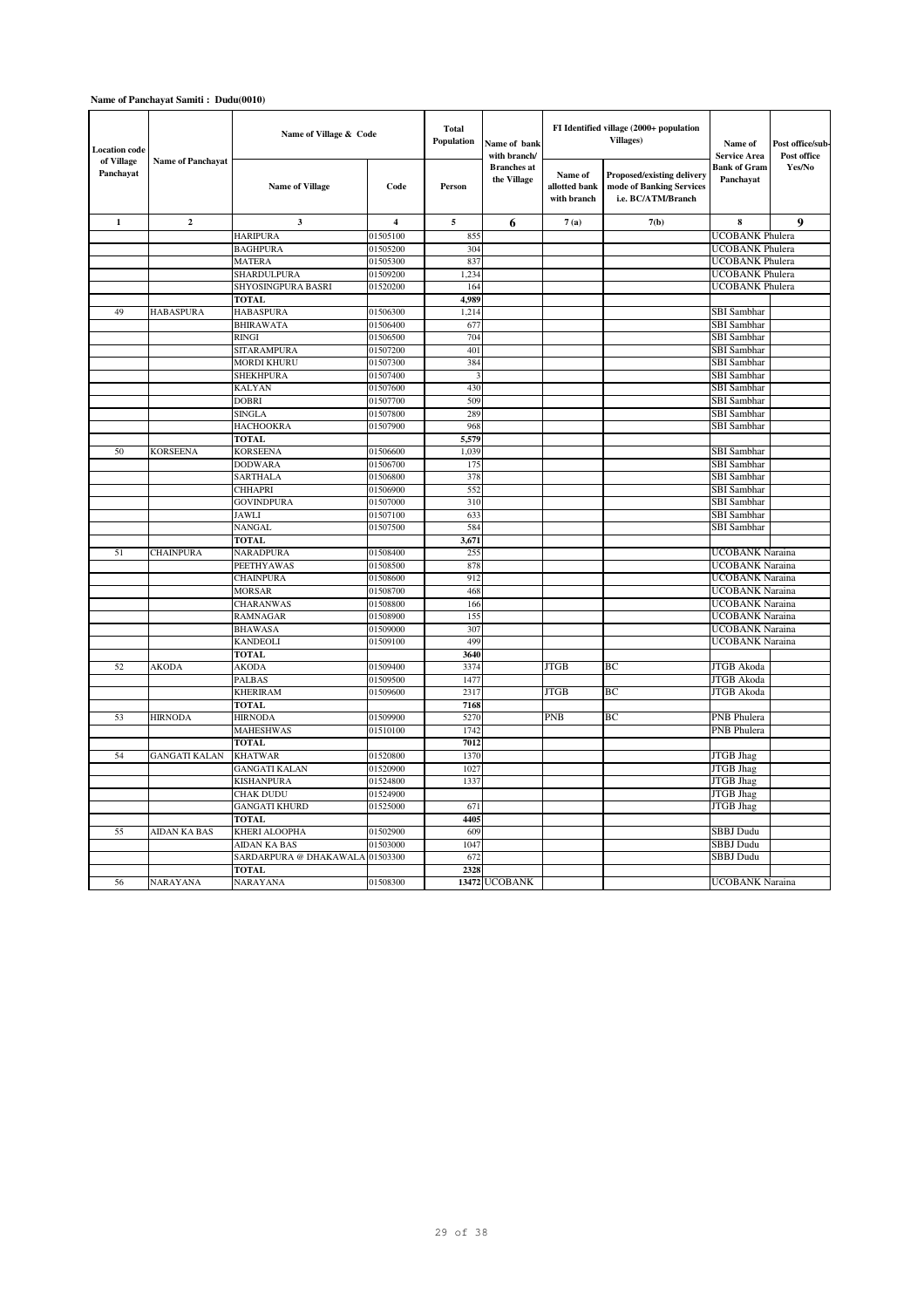**Name of Panchayat Samiti : Dudu(0010)**

| Location code of Village Panchayat | Name of Panchayat | Name of Village & Code | | Total Population | Name of bank with branch/ Branches at the Village | FI Identified village (2000+ population Villages) | | Name of Service Area Bank of Gram Panchayat | Post office/sub-Post office Yes/No |
|---|---|---|---|---|---|---|---|---|---|
| | | Name of Village | Code | Person | | Name of allotted bank with branch | Proposed/existing delivery mode of Banking Services i.e. BC/ATM/Branch | | |
| 1 | 2 | 3 | 4 | 5 | 6 | 7 (a) | 7(b) | 8 | 9 |
| | | HARIPURA | 01505100 | 855 | | | | UCOBANK Phulera | |
| | | BAGHPURA | 01505200 | 304 | | | | UCOBANK Phulera | |
| | | MATERA | 01505300 | 837 | | | | UCOBANK Phulera | |
| | | SHARDULPURA | 01509200 | 1,234 | | | | UCOBANK Phulera | |
| | | SHYOSINGPURA BASRI | 01520200 | 164 | | | | UCOBANK Phulera | |
| | | **TOTAL** | | **4,989** | | | | | |
| 49 | HABASPURA | HABASPURA | 01506300 | 1,214 | | | | SBI Sambhar | |
| | | BHIRAWATA | 01506400 | 677 | | | | SBI Sambhar | |
| | | RINGI | 01506500 | 704 | | | | SBI Sambhar | |
| | | SITARAMPURA | 01507200 | 401 | | | | SBI Sambhar | |
| | | MORDI KHURU | 01507300 | 384 | | | | SBI Sambhar | |
| | | SHEKHPURA | 01507400 | 3 | | | | SBI Sambhar | |
| | | KALYAN | 01507600 | 430 | | | | SBI Sambhar | |
| | | DOBRI | 01507700 | 509 | | | | SBI Sambhar | |
| | | SINGLA | 01507800 | 289 | | | | SBI Sambhar | |
| | | HACHOOKRA | 01507900 | 968 | | | | SBI Sambhar | |
| | | **TOTAL** | | **5,579** | | | | | |
| 50 | KORSEENA | KORSEENA | 01506600 | 1,039 | | | | SBI Sambhar | |
| | | DODWARA | 01506700 | 175 | | | | SBI Sambhar | |
| | | SARTHALA | 01506800 | 378 | | | | SBI Sambhar | |
| | | CHHAPRI | 01506900 | 552 | | | | SBI Sambhar | |
| | | GOVINDPURA | 01507000 | 310 | | | | SBI Sambhar | |
| | | JAWLI | 01507100 | 633 | | | | SBI Sambhar | |
| | | NANGAL | 01507500 | 584 | | | | SBI Sambhar | |
| | | **TOTAL** | | **3,671** | | | | | |
| 51 | CHAINPURA | NARADPURA | 01508400 | 255 | | | | UCOBANK Naraina | |
| | | PEETHYAWAS | 01508500 | 878 | | | | UCOBANK Naraina | |
| | | CHAINPURA | 01508600 | 912 | | | | UCOBANK Naraina | |
| | | MORSAR | 01508700 | 468 | | | | UCOBANK Naraina | |
| | | CHARANWAS | 01508800 | 166 | | | | UCOBANK Naraina | |
| | | RAMNAGAR | 01508900 | 155 | | | | UCOBANK Naraina | |
| | | BHAWASA | 01509000 | 307 | | | | UCOBANK Naraina | |
| | | KANDEOLI | 01509100 | 499 | | | | UCOBANK Naraina | |
| | | **TOTAL** | | **3640** | | | | | |
| 52 | AKODA | AKODA | 01509400 | 3374 | | JTGB | BC | JTGB Akoda | |
| | | PALBAS | 01509500 | 1477 | | | | JTGB Akoda | |
| | | KHERIRAM | 01509600 | 2317 | | JTGB | BC | JTGB Akoda | |
| | | **TOTAL** | | **7168** | | | | | |
| 53 | HIRNODA | HIRNODA | 01509900 | 5270 | | PNB | BC | PNB Phulera | |
| | | MAHESHWAS | 01510100 | 1742 | | | | PNB Phulera | |
| | | **TOTAL** | | **7012** | | | | | |
| 54 | GANGATI KALAN | KHATWAR | 01520800 | 1370 | | | | JTGB Jhag | |
| | | GANGATI KALAN | 01520900 | 1027 | | | | JTGB Jhag | |
| | | KISHANPURA | 01524800 | 1337 | | | | JTGB Jhag | |
| | | CHAK DUDU | 01524900 | | | | | JTGB Jhag | |
| | | GANGATI KHURD | 01525000 | 671 | | | | JTGB Jhag | |
| | | **TOTAL** | | **4405** | | | | | |
| 55 | AIDAN KA BAS | KHERI ALOOPHA | 01502900 | 609 | | | | SBBJ Dudu | |
| | | AIDAN KA BAS | 01503000 | 1047 | | | | SBBJ Dudu | |
| | | SARDARPURA @ DHAKAWALA | 01503300 | 672 | | | | SBBJ Dudu | |
| | | **TOTAL** | | **2328** | | | | | |
| 56 | NARAYANA | NARAYANA | 01508300 | **13472** | UCOBANK | | | UCOBANK Naraina | |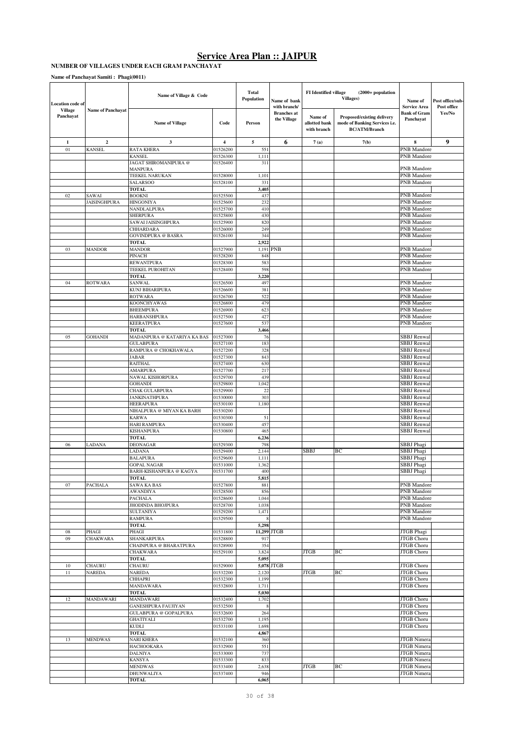# Service Area Plan :: JAIPUR

**NUMBER OF VILLAGES UNDER EACH GRAM PANCHAYAT**

**Name of Panchayat Samiti : Phagi(0011)**

| Location code of Village Panchayat | Name of Panchayat | Name of Village & Code | | Total Population | Name of bank with branch/ Branches at the Village | FI Identified village (2000+ population Villages) | | Name of Service Area Bank of Gram Panchayat | Post office/sub-Post office Yes/No |
|---|---|---|---|---|---|---|---|---|---|
| | | Name of Village | Code | Person | | Name of allotted bank with branch | Proposed/existing delivery mode of Banking Services i.e. BC/ATM/Branch | | |
| 1 | 2 | 3 | 4 | 5 | 6 | 7 (a) | 7(b) | 8 | 9 |
| 01 | KANSEL | RATA KHERA | 01526200 | 551 | | | | PNB Mandore | |
| | | KANSEL | 01526300 | 1,111 | | | | PNB Mandore | |
| | | JAGAT SHIROMANIPURA @ MANPURA | 01526400 | 311 | | | | PNB Mandore | |
| | | TEEKEL NARUKAN | 01528000 | 1,101 | | | | PNB Mandore | |
| | | SALARSOO | 01528100 | 331 | | | | PNB Mandore | |
| | | **TOTAL** | | **3,405** | | | | | |
| 02 | SAWAI JAISINGHPURA | BOOKNI | 01525500 | 437 | | | | PNB Mandore | |
| | | HINGONIYA | 01525600 | 232 | | | | PNB Mandore | |
| | | NANDLALPURA | 01525700 | 410 | | | | PNB Mandore | |
| | | SHERPURA | 01525800 | 430 | | | | PNB Mandore | |
| | | SAWAI JAISINGHPURA | 01525900 | 820 | | | | PNB Mandore | |
| | | CHHARDARA | 01526000 | 249 | | | | PNB Mandore | |
| | | GOVINDPURA @ BASRA | 01526100 | 344 | | | | PNB Mandore | |
| | | **TOTAL** | | **2,922** | | | | | |
| 03 | MANDOR | MANDOR | 01527900 | 1,191 | PNB | | | PNB Mandore | |
| | | PINACH | 01528200 | 848 | | | | PNB Mandore | |
| | | REWANTPURA | 01528300 | 583 | | | | PNB Mandore | |
| | | TEEKEL PUROHITAN | 01528400 | 598 | | | | PNB Mandore | |
| | | **TOTAL** | | **3,220** | | | | | |
| 04 | ROTWARA | SANWAL | 01526500 | 497 | | | | PNB Mandore | |
| | | KUNJ BIHARIPURA | 01526600 | 381 | | | | PNB Mandore | |
| | | ROTWARA | 01526700 | 522 | | | | PNB Mandore | |
| | | KOONCHYAWAS | 01526800 | 479 | | | | PNB Mandore | |
| | | BHEEMPURA | 01526900 | 623 | | | | PNB Mandore | |
| | | HARBANSHPURA | 01527500 | 427 | | | | PNB Mandore | |
| | | KEERATPURA | 01527600 | 537 | | | | PNB Mandore | |
| | | **TOTAL** | | **3,466** | | | | | |
| 05 | GOHANDI | MADANPURA @ KATARIYA KA BAS | 01527000 | 76 | | | | SBBJ Renwal | |
| | | GULABPURA | 01527100 | 183 | | | | SBBJ Renwal | |
| | | RAMPURA @ CHOKHAWALA | 01527200 | 328 | | | | SBBJ Renwal | |
| | | JABAR | 01527300 | 843 | | | | SBBJ Renwal | |
| | | RAITHAL | 01527400 | 630 | | | | SBBJ Renwal | |
| | | AMARPURA | 01527700 | 217 | | | | SBBJ Renwal | |
| | | NAWAL KISHORPURA | 01529700 | 439 | | | | SBBJ Renwal | |
| | | GOHANDI | 01529800 | 1,042 | | | | SBBJ Renwal | |
| | | CHAK GULABPURA | 01529900 | 22 | | | | SBBJ Renwal | |
| | | JANKINATHPURA | 01530000 | 303 | | | | SBBJ Renwal | |
| | | HEERAPURA | 01530100 | 1,180 | | | | SBBJ Renwal | |
| | | NIHALPURA @ MIYAN KA BARH | 01530200 | | | | | SBBJ Renwal | |
| | | KARWA | 01530300 | 51 | | | | SBBJ Renwal | |
| | | HARI RAMPURA | 01530400 | 457 | | | | SBBJ Renwal | |
| | | KISHANPURA | 01530800 | 465 | | | | SBBJ Renwal | |
| | | **TOTAL** | | **6,236** | | | | | |
| 06 | LADANA | DEONAGAR | 01529300 | 798 | | | | SBBJ Phagi | |
| | | LADANA | 01529400 | 2,144 | | SBBJ | BC | SBBJ Phagi | |
| | | BALAPURA | 01529600 | 1,111 | | | | SBBJ Phagi | |
| | | GOPAL NAGAR | 01531000 | 1,362 | | | | SBBJ Phagi | |
| | | BARH-KISHANPURA @ KAGYA | 01531700 | 400 | | | | SBBJ Phagi | |
| | | **TOTAL** | | **5,815** | | | | | |
| 07 | PACHALA | SAWA KA BAS | 01527800 | 881 | | | | PNB Mandore | |
| | | AWANDIYA | 01528500 | 856 | | | | PNB Mandore | |
| | | PACHALA | 01528600 | 1,044 | | | | PNB Mandore | |
| | | JHODINDA BHOJPURA | 01528700 | 1,038 | | | | PNB Mandore | |
| | | SULTANIYA | 01529200 | 1,471 | | | | PNB Mandore | |
| | | RAMPURA | 01529500 | 8 | | | | PNB Mandore | |
| | | **TOTAL** | | **5,298** | | | | | |
| 08 | PHAGI | PHAGI | 01531800 | **11,299** | JTGB | | | JTGB Phagi | |
| 09 | CHAKWARA | SHANKARPURA | 01528800 | 917 | | | | JTGB Choru | |
| | | CHAINPURA @ BHARATPURA | 01528900 | 354 | | | | JTGB Choru | |
| | | CHAKWARA | 01529100 | 3,824 | | JTGB | BC | JTGB Choru | |
| | | **TOTAL** | | **5,095** | | | | | |
| 10 | CHAURU | CHAURU | 01529000 | **5,078** | JTGB | | | JTGB Choru | |
| 11 | NAREDA | NAREDA | 01532200 | 2,120 | | JTGB | BC | JTGB Choru | |
| | | CHHAPRI | 01532300 | 1,199 | | | | JTGB Choru | |
| | | MANDAWARA | 01532800 | 1,711 | | | | JTGB Choru | |
| | | **TOTAL** | | **5,030** | | | | | |
| 12 | MANDAWARI | MANDAWARI | 01532400 | 1,702 | | | | JTGB Choru | |
| | | GANESHPURA FAUJIYAN | 01532500 | 8 | | | | JTGB Choru | |
| | | GULABPURA @ GOPALPURA | 01532600 | 264 | | | | JTGB Choru | |
| | | GHATIYALI | 01532700 | 1,195 | | | | JTGB Choru | |
| | | KUDLI | 01533100 | 1,698 | | | | JTGB Choru | |
| | | **TOTAL** | | **4,867** | | | | | |
| 13 | MENDWAS | NARI KHERA | 01532100 | 360 | | | | JTGB Nimera | |
| | | HACHOOKARA | 01532900 | 551 | | | | JTGB Nimera | |
| | | DALNIYA | 01533000 | 737 | | | | JTGB Nimera | |
| | | KANSYA | 01533300 | 833 | | | | JTGB Nimera | |
| | | MENDWAS | 01533400 | 2,638 | | JTGB | BC | JTGB Nimera | |
| | | DHUNWALIYA | 01537400 | 946 | | | | JTGB Nimera | |
| | | **TOTAL** | | **6,065** | | | | | |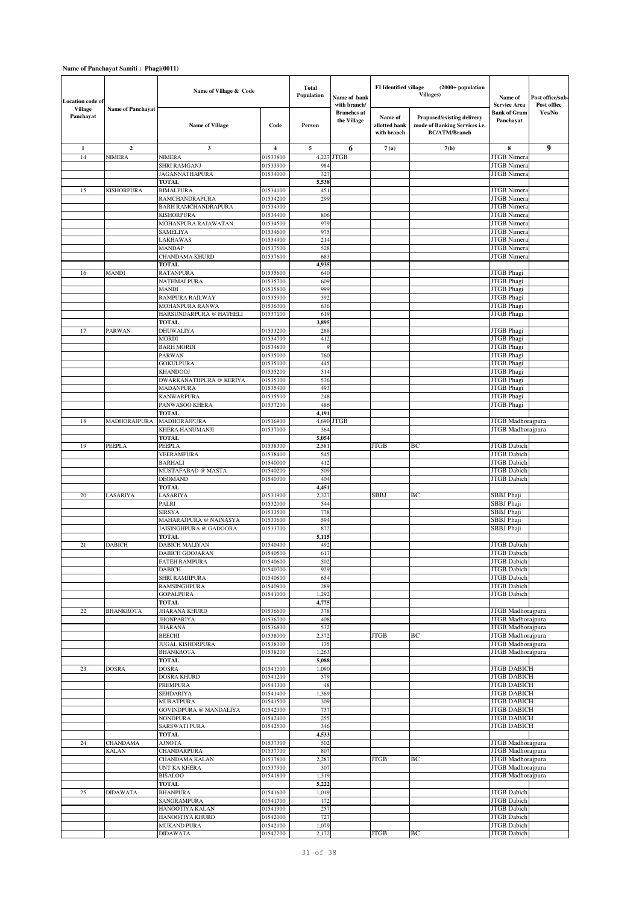**Name of Panchayat Samiti : Phagi(0011)**

| Location code of Village Panchayat | Name of Panchayat | Name of Village & Code | | Total Population | Name of bank with branch/ Branches at the Village | FI Identified village (2000+ population Villages) | | Name of Service Area Bank of Gram Panchayat | Post office/sub-Post office Yes/No |
|---|---|---|---|---|---|---|---|---|---|
| | | Name of Village | Code | Person | | Name of allotted bank with branch | Proposed/existing delivery mode of Banking Services i.e. BC/ATM/Branch | | |
| 1 | 2 | 3 | 4 | 5 | 6 | 7 (a) | 7(b) | 8 | 9 |
| 14 | NIMERA | NIMERA | 01533800 | 4,227 | JTGB | | | JTGB Nimera | |
| | | SHRI RAMGANJ | 01533900 | 984 | | | | JTGB Nimera | |
| | | JAGANNATHAPURA | 01534000 | 327 | | | | JTGB Nimera | |
| | | TOTAL | | 5,538 | | | | | |
| 15 | KISHORPURA | BIMALPURA | 01534100 | 451 | | | | JTGB Nimera | |
| | | RAMCHANDRAPURA | 01534200 | 299 | | | | JTGB Nimera | |
| | | BARH RAMCHANDRAPURA | 01534300 | | | | | JTGB Nimera | |
| | | KISHORPURA | 01534400 | 806 | | | | JTGB Nimera | |
| | | MOHANPURA RAJAWATAN | 01534500 | 979 | | | | JTGB Nimera | |
| | | SAMELIYA | 01534600 | 975 | | | | JTGB Nimera | |
| | | LAKHAWAS | 01534900 | 214 | | | | JTGB Nimera | |
| | | MANDAP | 01537500 | 528 | | | | JTGB Nimera | |
| | | CHANDAMA KHURD | 01537600 | 683 | | | | JTGB Nimera | |
| | | TOTAL | | 4,935 | | | | | |
| 16 | MANDI | RATANPURA | 01535600 | 640 | | | | JTGB Phagi | |
| | | NATHMALPURA | 01535700 | 609 | | | | JTGB Phagi | |
| | | MANDI | 01535800 | 999 | | | | JTGB Phagi | |
| | | RAMPURA RAILWAY | 01535900 | 392 | | | | JTGB Phagi | |
| | | MOHANPURA RANWA | 01536000 | 636 | | | | JTGB Phagi | |
| | | HARSUNDARPURA @ HATHELI | 01537100 | 619 | | | | JTGB Phagi | |
| | | TOTAL | | 3,895 | | | | | |
| 17 | PARWAN | DHUWALIYA | 01533200 | 288 | | | | JTGB Phagi | |
| | | MORDI | 01534700 | 412 | | | | JTGB Phagi | |
| | | BARH MORDI | 01534800 | 9 | | | | JTGB Phagi | |
| | | PARWAN | 01535000 | 760 | | | | JTGB Phagi | |
| | | GOKULPURA | 01535100 | 445 | | | | JTGB Phagi | |
| | | KHANDOOJ | 01535200 | 514 | | | | JTGB Phagi | |
| | | DWARKANATHPURA @ KERIYA | 01535300 | 536 | | | | JTGB Phagi | |
| | | MADANPURA | 01535400 | 493 | | | | JTGB Phagi | |
| | | KANWARPURA | 01535500 | 248 | | | | JTGB Phagi | |
| | | PANWASOO KHERA | 01537200 | 486 | | | | JTGB Phagi | |
| | | TOTAL | | 4,191 | | | | | |
| 18 | MADHORAJPURA | MADHORAJPURA | 01536900 | 4,690 | JTGB | | | JTGB Madhorajpura | |
| | | KHERA HANUMANJI | 01537000 | 364 | | | | JTGB Madhorajpura | |
| | | TOTAL | | 5,054 | | | | | |
| 19 | PEEPLA | PEEPLA | 01538300 | 2,581 | | JTGB | BC | JTGB Dabich | |
| | | VEERAMPURA | 01538400 | 545 | | | | JTGB Dabich | |
| | | BARHALI | 01540000 | 412 | | | | JTGB Dabich | |
| | | MUSTAFABAD @ MASTA | 01540200 | 509 | | | | JTGB Dabich | |
| | | DEOMAND | 01540300 | 404 | | | | JTGB Dabich | |
| | | TOTAL | | 4,451 | | | | | |
| 20 | LASARIYA | LASARIYA | 01531900 | 2,327 | | SBBJ | BC | SBBJ Phaji | |
| | | PALRI | 01532000 | 544 | | | | SBBJ Phaji | |
| | | SIRSYA | 01533500 | 778 | | | | SBBJ Phaji | |
| | | MAHARAJPURA @ NAINASYA | 01533600 | 594 | | | | SBBJ Phaji | |
| | | JAISINGHPURA @ GADOORA | 01533700 | 872 | | | | SBBJ Phaji | |
| | | TOTAL | | 5,115 | | | | | |
| 21 | DABICH | DABICH MALIYAN | 01540400 | 492 | | | | JTGB Dabich | |
| | | DABICH GOOJARAN | 01540500 | 617 | | | | JTGB Dabich | |
| | | FATEH RAMPURA | 01540600 | 502 | | | | JTGB Dabich | |
| | | DABICH | 01540700 | 929 | | | | JTGB Dabich | |
| | | SHRI RAMJIPURA | 01540800 | 654 | | | | JTGB Dabich | |
| | | RAMSINGHPURA | 01540900 | 289 | | | | JTGB Dabich | |
| | | GOPALPURA | 01541000 | 1,292 | | | | JTGB Dabich | |
| | | TOTAL | | 4,775 | | | | | |
| 22 | BHANKROTA | JHARANA KHURD | 01536600 | 378 | | | | JTGB Madhorajpura | |
| | | JHONPARIYA | 01536700 | 408 | | | | JTGB Madhorajpura | |
| | | JHARANA | 01536800 | 532 | | | | JTGB Madhorajpura | |
| | | BEECHI | 01538000 | 2,372 | | JTGB | BC | JTGB Madhorajpura | |
| | | JUGAL KISHORPURA | 01538100 | 135 | | | | JTGB Madhorajpura | |
| | | BHANKROTA | 01538200 | 1,263 | | | | JTGB Madhorajpura | |
| | | TOTAL | | 5,088 | | | | | |
| 23 | DOSRA | DOSRA | 01541100 | 1,090 | | | | JTGB DABICH | |
| | | DOSRA KHURD | 01541200 | 379 | | | | JTGB DABICH | |
| | | PREMPURA | 01541300 | 48 | | | | JTGB DABICH | |
| | | SEHDARIYA | 01541400 | 1,369 | | | | JTGB DABICH | |
| | | MURATPURA | 01541500 | 309 | | | | JTGB DABICH | |
| | | GOVINDPURA @ MANDALIYA | 01542300 | 737 | | | | JTGB DABICH | |
| | | NONDPURA | 01542400 | 255 | | | | JTGB DABICH | |
| | | SARSWATI PURA | 01542500 | 346 | | | | JTGB DABICH | |
| | | TOTAL | | 4,533 | | | | | |
| 24 | CHANDAMA KALAN | AJNOTA | 01537300 | 502 | | | | JTGB Madhorajpura | |
| | | CHANDARPURA | 01537700 | 807 | | | | JTGB Madhorajpura | |
| | | CHANDAMA KALAN | 01537800 | 2,287 | | JTGB | BC | JTGB Madhorajpura | |
| | | UNT KA KHERA | 01537900 | 307 | | | | JTGB Madhorajpura | |
| | | BISALOO | 01541800 | 1,319 | | | | JTGB Madhorajpura | |
| | | TOTAL | | 5,222 | | | | | |
| 25 | DIDAWATA | BHANPURA | 01541600 | 1,019 | | | | JTGB Dabich | |
| | | SANGRAMPURA | 01541700 | 172 | | | | JTGB Dabich | |
| | | HANOOTIYA KALAN | 01541900 | 257 | | | | JTGB Dabich | |
| | | HANOOTIYA KHURD | 01542000 | 727 | | | | JTGB Dabich | |
| | | MUKAND PURA | 01542100 | 1,079 | | | | JTGB Dabich | |
| | | DIDAWATA | 01542200 | 2,172 | | JTGB | BC | JTGB Dabich | |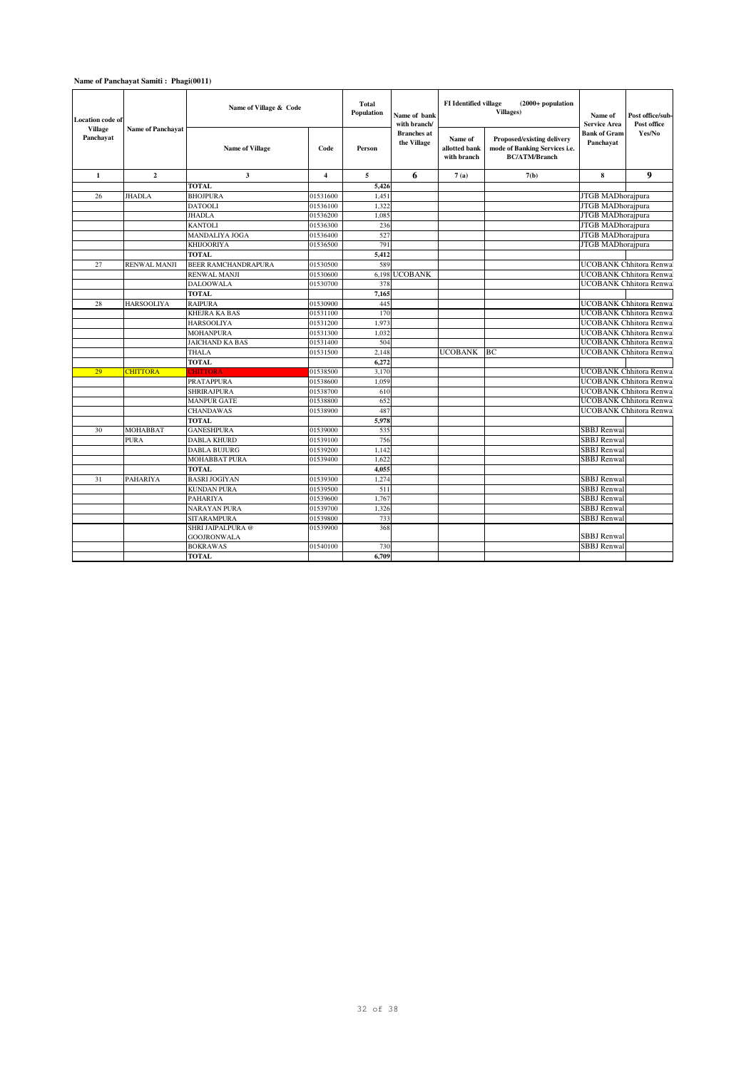**Name of Panchayat Samiti : Phagi(0011)**

| Location code of Village Panchayat | Name of Panchayat | Name of Village & Code | | Total Population | Name of bank with branch/ Branches at the Village | FI Identified village (2000+ population Villages) | | Name of Service Area | Post office/sub-Post office |
|---|---|---|---|---|---|---|---|---|---|
| | | Name of Village | Code | Person | | Name of allotted bank with branch | Proposed/existing delivery mode of Banking Services i.e. BC/ATM/Branch | Bank of Gram Panchayat | Yes/No |
| 1 | 2 | 3 | 4 | 5 | 6 | 7 (a) | 7(b) | 8 | 9 |
| | | TOTAL | | 5,426 | | | | | |
| 26 | JHADLA | BHOJPURA | 01531600 | 1,451 | | | | JTGB MADhorajpura | |
| | | DATOOLI | 01536100 | 1,322 | | | | JTGB MADhorajpura | |
| | | JHADLA | 01536200 | 1,085 | | | | JTGB MADhorajpura | |
| | | KANTOLI | 01536300 | 236 | | | | JTGB MADhorajpura | |
| | | MANDALIYA JOGA | 01536400 | 527 | | | | JTGB MADhorajpura | |
| | | KHIJOORIYA | 01536500 | 791 | | | | JTGB MADhorajpura | |
| | | TOTAL | | 5,412 | | | | | |
| 27 | RENWAL MANJI | BEER RAMCHANDRAPURA | 01530500 | 589 | | | | UCOBANK Chhitora Renwal | |
| | | RENWAL MANJI | 01530600 | 6,198 | UCOBANK | | | UCOBANK Chhitora Renwal | |
| | | DALOOWALA | 01530700 | 378 | | | | UCOBANK Chhitora Renwal | |
| | | TOTAL | | 7,165 | | | | | |
| 28 | HARSOOLIYA | RAIPURA | 01530900 | 445 | | | | UCOBANK Chhitora Renwal | |
| | | KHEJRA KA BAS | 01531100 | 170 | | | | UCOBANK Chhitora Renwal | |
| | | HARSOOLIYA | 01531200 | 1,973 | | | | UCOBANK Chhitora Renwal | |
| | | MOHANPURA | 01531300 | 1,032 | | | | UCOBANK Chhitora Renwal | |
| | | JAICHAND KA BAS | 01531400 | 504 | | | | UCOBANK Chhitora Renwal | |
| | | THALA | 01531500 | 2,148 | | UCOBANK | BC | UCOBANK Chhitora Renwal | |
| | | TOTAL | | 6,272 | | | | | |
| 29 | CHITTORA | CHITTORA | 01538500 | 3,170 | | | | UCOBANK Chhitora Renwal | |
| | | PRATAPPURA | 01538600 | 1,059 | | | | UCOBANK Chhitora Renwal | |
| | | SHRIRAJPURA | 01538700 | 610 | | | | UCOBANK Chhitora Renwal | |
| | | MANPUR GATE | 01538800 | 652 | | | | UCOBANK Chhitora Renwal | |
| | | CHANDAWAS | 01538900 | 487 | | | | UCOBANK Chhitora Renwal | |
| | | TOTAL | | 5,978 | | | | | |
| 30 | MOHABBAT PURA | GANESHPURA | 01539000 | 535 | | | | SBBJ Renwal | |
| | | DABLA KHURD | 01539100 | 756 | | | | SBBJ Renwal | |
| | | DABLA BUJURG | 01539200 | 1,142 | | | | SBBJ Renwal | |
| | | MOHABBAT PURA | 01539400 | 1,622 | | | | SBBJ Renwal | |
| | | TOTAL | | 4,055 | | | | | |
| 31 | PAHARIYA | BASRI JOGIYAN | 01539300 | 1,274 | | | | SBBJ Renwal | |
| | | KUNDAN PURA | 01539500 | 511 | | | | SBBJ Renwal | |
| | | PAHARIYA | 01539600 | 1,767 | | | | SBBJ Renwal | |
| | | NARAYAN PURA | 01539700 | 1,326 | | | | SBBJ Renwal | |
| | | SITARAMPURA | 01539800 | 733 | | | | SBBJ Renwal | |
| | | SHRI JAIPALPURA @ GOOJRONWALA | 01539900 | 368 | | | | SBBJ Renwal | |
| | | BOKRAWAS | 01540100 | 730 | | | | SBBJ Renwal | |
| | | TOTAL | | 6,709 | | | | | |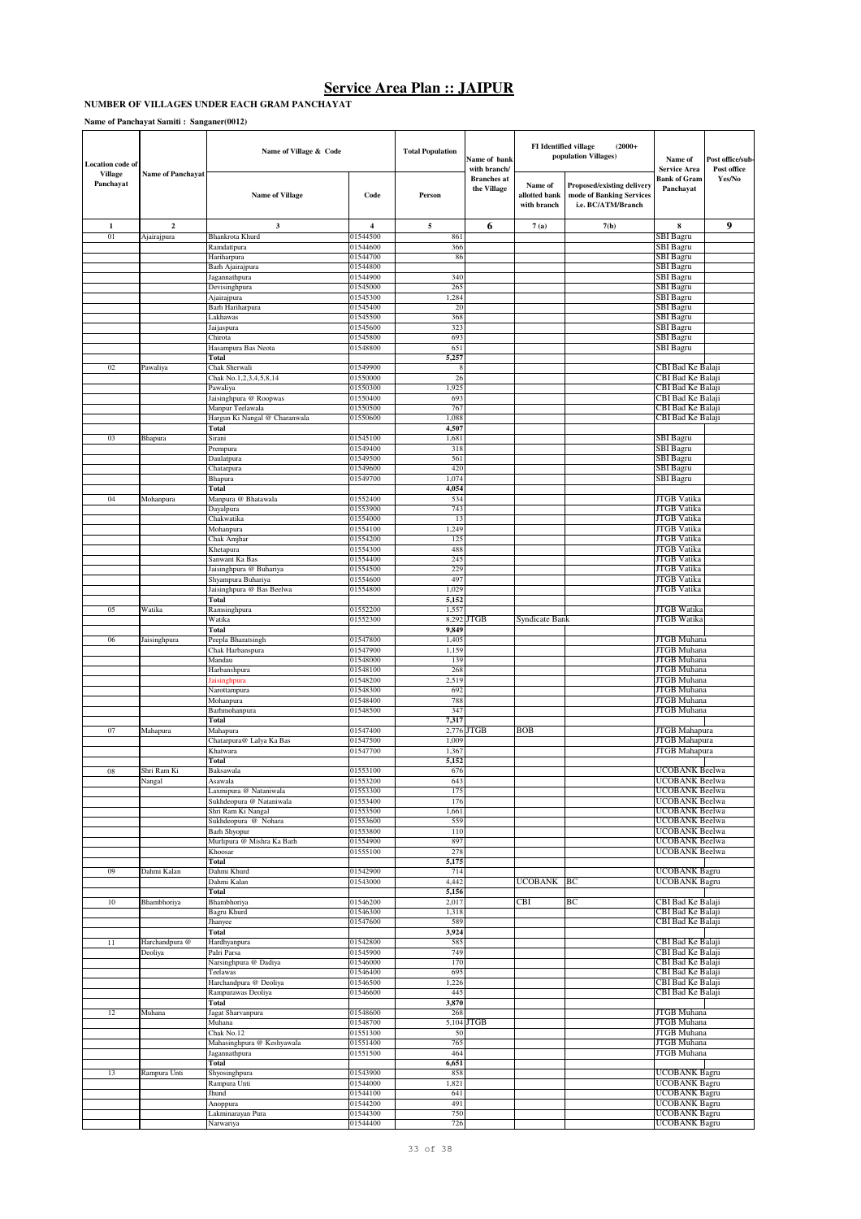# Service Area Plan :: JAIPUR

**NUMBER OF VILLAGES UNDER EACH GRAM PANCHAYAT**

**Name of Panchayat Samiti : Sanganer(0012)**

| Location code of Village Panchayat | Name of Panchayat | Name of Village & Code | | Total Population | Name of bank with branch/ Branches at the Village | FI Identified village (2000+ population Villages) | | Name of Service Area Bank of Gram Panchayat | Post office/sub-Post office Yes/No |
|---|---|---|---|---|---|---|---|---|---|
| | | Name of Village | Code | Person | | Name of allotted bank with branch | Proposed/existing delivery mode of Banking Services i.e. BC/ATM/Branch | | |
| 1 | 2 | 3 | 4 | 5 | 6 | 7 (a) | 7(b) | 8 | 9 |
| 01 | Ajairajpura | Bhankrota Khurd | 01544500 | 861 | | | | SBI Bagru | |
| | | Ramdattpura | 01544600 | 366 | | | | SBI Bagru | |
| | | Hariharpura | 01544700 | 86 | | | | SBI Bagru | |
| | | Barh Ajairajpura | 01544800 | | | | | SBI Bagru | |
| | | Jagannathpura | 01544900 | 340 | | | | SBI Bagru | |
| | | Devisinghpura | 01545000 | 265 | | | | SBI Bagru | |
| | | Ajairajpura | 01545300 | 1,284 | | | | SBI Bagru | |
| | | Barh Hariharpura | 01545400 | 20 | | | | SBI Bagru | |
| | | Lakhawas | 01545500 | 368 | | | | SBI Bagru | |
| | | Jaijaspura | 01545600 | 323 | | | | SBI Bagru | |
| | | Chirota | 01545800 | 693 | | | | SBI Bagru | |
| | | Hasampura Bas Neota | 01548800 | 651 | | | | SBI Bagru | |
| | | **Total** | | **5,257** | | | | | |
| 02 | Pawaliya | Chak Sherwali | 01549900 | 8 | | | | CBI Bad Ke Balaji | |
| | | Chak No.1,2,3,4,5,8,14 | 01550000 | 26 | | | | CBI Bad Ke Balaji | |
| | | Pawaliya | 01550300 | 1,925 | | | | CBI Bad Ke Balaji | |
| | | Jaisinghpura @ Roopwas | 01550400 | 693 | | | | CBI Bad Ke Balaji | |
| | | Manpur Teelawala | 01550500 | 767 | | | | CBI Bad Ke Balaji | |
| | | Hargun Ki Nangal @ Charanwala | 01550600 | 1,088 | | | | CBI Bad Ke Balaji | |
| | | **Total** | | **4,507** | | | | | |
| 03 | Bhapura | Sirani | 01545100 | 1,681 | | | | SBI Bagru | |
| | | Prempura | 01549400 | 318 | | | | SBI Bagru | |
| | | Daulatpura | 01549500 | 561 | | | | SBI Bagru | |
| | | Chatarpura | 01549600 | 420 | | | | SBI Bagru | |
| | | Bhapura | 01549700 | 1,074 | | | | SBI Bagru | |
| | | **Total** | | **4,054** | | | | | |
| 04 | Mohanpura | Manpura @ Bhatawala | 01552400 | 534 | | | | JTGB Vatika | |
| | | Dayalpura | 01553900 | 743 | | | | JTGB Vatika | |
| | | Chakwatika | 01554000 | 13 | | | | JTGB Vatika | |
| | | Mohanpura | 01554100 | 1,249 | | | | JTGB Vatika | |
| | | Chak Amjhar | 01554200 | 125 | | | | JTGB Vatika | |
| | | Khetapura | 01554300 | 488 | | | | JTGB Vatika | |
| | | Sanwant Ka Bas | 01554400 | 245 | | | | JTGB Vatika | |
| | | Jaisinghpura @ Buhariya | 01554500 | 229 | | | | JTGB Vatika | |
| | | Shyampura Buhariya | 01554600 | 497 | | | | JTGB Vatika | |
| | | Jaisinghpura @ Bas Beelwa | 01554800 | 1,029 | | | | JTGB Vatika | |
| | | **Total** | | **5,152** | | | | | |
| 05 | Watika | Ramsinghpura | 01552200 | 1,557 | | | | JTGB Watika | |
| | | Watika | 01552300 | 8,292 | JTGB | Syndicate Bank | | JTGB Watika | |
| | | **Total** | | **9,849** | | | | | |
| 06 | Jaisinghpura | Peepla Bharatsingh | 01547800 | 1,405 | | | | JTGB Muhana | |
| | | Chak Harbanspura | 01547900 | 1,159 | | | | JTGB Muhana | |
| | | Mandau | 01548000 | 139 | | | | JTGB Muhana | |
| | | Harbanshpura | 01548100 | 268 | | | | JTGB Muhana | |
| | | Jaisinghpura | 01548200 | 2,519 | | | | JTGB Muhana | |
| | | Narottampura | 01548300 | 692 | | | | JTGB Muhana | |
| | | Mohanpura | 01548400 | 788 | | | | JTGB Muhana | |
| | | Barhmohanpura | 01548500 | 347 | | | | JTGB Muhana | |
| | | **Total** | | **7,317** | | | | | |
| 07 | Mahapura | Mahapura | 01547400 | 2,776 | JTGB | BOB | | JTGB Mahapura | |
| | | Chatarpura@ Lalya Ka Bas | 01547500 | 1,009 | | | | JTGB Mahapura | |
| | | Khatwara | 01547700 | 1,367 | | | | JTGB Mahapura | |
| | | **Total** | | **5,152** | | | | | |
| 08 | Shri Ram Ki Nangal | Baksawala | 01553100 | 676 | | | | UCOBANK Beelwa | |
| | | Asawala | 01553200 | 643 | | | | UCOBANK Beelwa | |
| | | Laxmipura @ Nataniwala | 01553300 | 175 | | | | UCOBANK Beelwa | |
| | | Sukhdeopura @ Nataniwala | 01553400 | 176 | | | | UCOBANK Beelwa | |
| | | Shri Ram Ki Nangal | 01553500 | 1,661 | | | | UCOBANK Beelwa | |
| | | Sukhdeopura @ Nohara | 01553600 | 559 | | | | UCOBANK Beelwa | |
| | | Barh Shyopur | 01553800 | 110 | | | | UCOBANK Beelwa | |
| | | Murlipura @ Mishra Ka Barh | 01554900 | 897 | | | | UCOBANK Beelwa | |
| | | Khoosar | 01555100 | 278 | | | | UCOBANK Beelwa | |
| | | **Total** | | **5,175** | | | | | |
| 09 | Dahmi Kalan | Dahmi Khurd | 01542900 | 714 | | | | UCOBANK Bagru | |
| | | Dahmi Kalan | 01543000 | 4,442 | | UCOBANK | BC | UCOBANK Bagru | |
| | | **Total** | | **5,156** | | | | | |
| 10 | Bhambhoriya | Bhambhoriya | 01546200 | 2,017 | | CBI | BC | CBI Bad Ke Balaji | |
| | | Bagru Khurd | 01546300 | 1,318 | | | | CBI Bad Ke Balaji | |
| | | Jhanyee | 01547600 | 589 | | | | CBI Bad Ke Balaji | |
| | | **Total** | | **3,924** | | | | | |
| 11 | Harchandpura @ Deoliya | Hardhyanpura | 01542800 | 585 | | | | CBI Bad Ke Balaji | |
| | | Palri Parsa | 01545900 | 749 | | | | CBI Bad Ke Balaji | |
| | | Narsinghpura @ Dadiya | 01546000 | 170 | | | | CBI Bad Ke Balaji | |
| | | Teelawas | 01546400 | 695 | | | | CBI Bad Ke Balaji | |
| | | Harchandpura @ Deoliya | 01546500 | 1,226 | | | | CBI Bad Ke Balaji | |
| | | Rampurawas Deoliya | 01546600 | 445 | | | | CBI Bad Ke Balaji | |
| | | **Total** | | **3,870** | | | | | |
| 12 | Muhana | Jagat Sharvanpura | 01548600 | 268 | | | | JTGB Muhana | |
| | | Muhana | 01548700 | 5,104 | JTGB | | | JTGB Muhana | |
| | | Chak No.12 | 01551300 | 50 | | | | JTGB Muhana | |
| | | Mahasinghpura @ Keshyawala | 01551400 | 765 | | | | JTGB Muhana | |
| | | Jagannathpura | 01551500 | 464 | | | | JTGB Muhana | |
| | | **Total** | | **6,651** | | | | | |
| 13 | Rampura Unti | Shyosinghpura | 01543900 | 858 | | | | UCOBANK Bagru | |
| | | Rampura Unti | 01544000 | 1,821 | | | | UCOBANK Bagru | |
| | | Jhund | 01544100 | 641 | | | | UCOBANK Bagru | |
| | | Anoppura | 01544200 | 491 | | | | UCOBANK Bagru | |
| | | Lakminarayan Pura | 01544300 | 750 | | | | UCOBANK Bagru | |
| | | Narwariya | 01544400 | 726 | | | | UCOBANK Bagru | |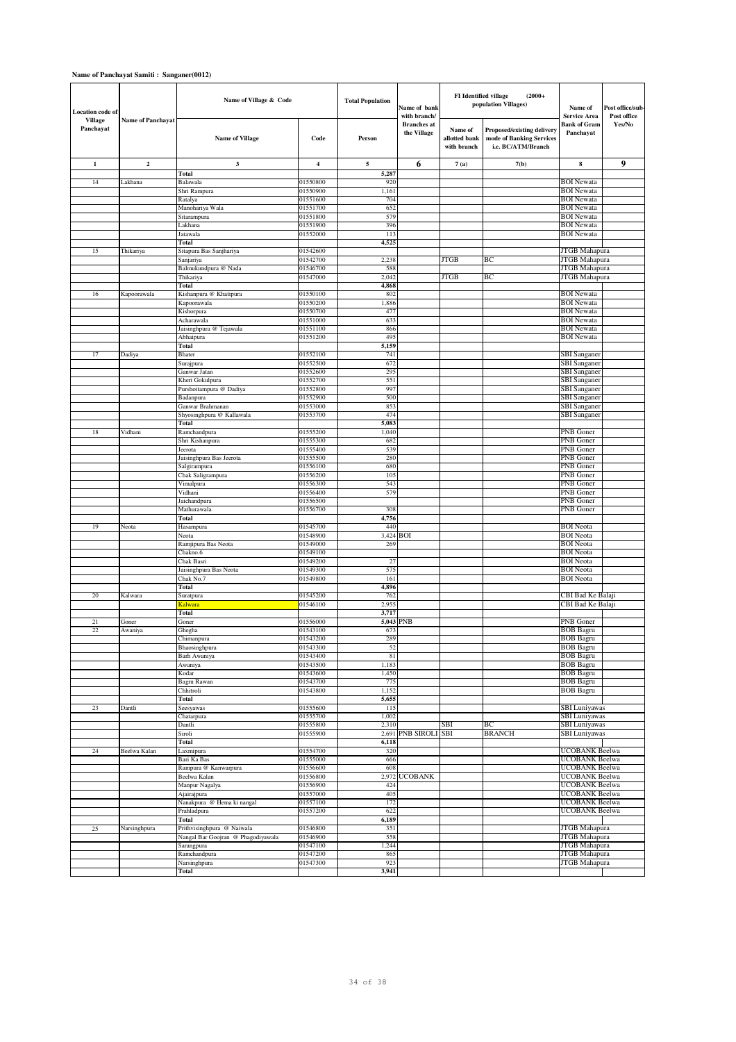**Name of Panchayat Samiti : Sanganer(0012)**

| Location code of Village Panchayat | Name of Panchayat | Name of Village & Code | | Total Population | Name of bank with branch/ Branches at the Village | FI Identified village (2000+ population Villages) | | Name of Service Area Bank of Gram Panchayat | Post office/sub-Post office Yes/No |
|---|---|---|---|---|---|---|---|---|---|
| | | Name of Village | Code | Person | | Name of allotted bank with branch | Proposed/existing delivery mode of Banking Services i.e. BC/ATM/Branch | | |
| 1 | 2 | 3 | 4 | 5 | 6 | 7 (a) | 7(b) | 8 | 9 |
| | | Total | | 5,287 | | | | | |
| 14 | Lakhana | Balawala | 01550800 | 920 | | | | BOI Newata | |
| | | Shri Rampura | 01550900 | 1,161 | | | | BOI Newata | |
| | | Ratalya | 01551600 | 704 | | | | BOI Newata | |
| | | Manohariya Wala | 01551700 | 652 | | | | BOI Newata | |
| | | Sitarampura | 01551800 | 579 | | | | BOI Newata | |
| | | Lakhana | 01551900 | 396 | | | | BOI Newata | |
| | | Jatawala | 01552000 | 113 | | | | BOI Newata | |
| | | Total | | 4,525 | | | | | |
| 15 | Thikariya | Sitapura Bas Sanjhariya | 01542600 | | | | | JTGB Mahapura | |
| | | Sanjariya | 01542700 | 2,238 | | JTGB | BC | JTGB Mahapura | |
| | | Balmukundpura @ Nada | 01546700 | 588 | | | | JTGB Mahapura | |
| | | Thikariya | 01547000 | 2,042 | | JTGB | BC | JTGB Mahapura | |
| | | Total | | 4,868 | | | | | |
| 16 | Kapoorawala | Kishanpura @ Khatipura | 01550100 | 802 | | | | BOI Newata | |
| | | Kapoorawala | 01550200 | 1,886 | | | | BOI Newata | |
| | | Kishorpura | 01550700 | 477 | | | | BOI Newata | |
| | | Acharawala | 01551000 | 633 | | | | BOI Newata | |
| | | Jaisinghpura @ Tejawala | 01551100 | 866 | | | | BOI Newata | |
| | | Abhaipura | 01551200 | 495 | | | | BOI Newata | |
| | | Total | | 5,159 | | | | | |
| 17 | Dadiya | Bhater | 01552100 | 741 | | | | SBI Sanganer | |
| | | Surajpura | 01552500 | 672 | | | | SBI Sanganer | |
| | | Ganwar Jatan | 01552600 | 295 | | | | SBI Sanganer | |
| | | Kheri Gokulpura | 01552700 | 551 | | | | SBI Sanganer | |
| | | Purshottampura @ Dadiya | 01552800 | 997 | | | | SBI Sanganer | |
| | | Badanpura | 01552900 | 500 | | | | SBI Sanganer | |
| | | Ganwar Brahmanan | 01553000 | 853 | | | | SBI Sanganer | |
| | | Shyosinghpura @ Kallawala | 01553700 | 474 | | | | SBI Sanganer | |
| | | Total | | 5,083 | | | | | |
| 18 | Vidhani | Ramchandpura | 01555200 | 1,040 | | | | PNB Goner | |
| | | Shri Kishanpura | 01555300 | 682 | | | | PNB Goner | |
| | | Jeerota | 01555400 | 539 | | | | PNB Goner | |
| | | Jaisinghpura Bas Jeerota | 01555500 | 280 | | | | PNB Goner | |
| | | Salgirampura | 01556100 | 680 | | | | PNB Goner | |
| | | Chak Saligrampura | 01556200 | 105 | | | | PNB Goner | |
| | | Vimalpura | 01556300 | 543 | | | | PNB Goner | |
| | | Vidhani | 01556400 | 579 | | | | PNB Goner | |
| | | Jaichandpura | 01556500 | | | | | PNB Goner | |
| | | Mathurawala | 01556700 | 308 | | | | PNB Goner | |
| | | Total | | 4,756 | | | | | |
| 19 | Neota | Hasampura | 01545700 | 440 | | | | BOI Neota | |
| | | Neota | 01548900 | 3,424 | BOI | | | BOI Neota | |
| | | Ramjpura Bas Neota | 01549000 | 269 | | | | BOI Neota | |
| | | Chakno.6 | 01549100 | | | | | BOI Neota | |
| | | Chak Basri | 01549200 | 27 | | | | BOI Neota | |
| | | Jaisinghpura Bas Neota | 01549300 | 575 | | | | BOI Neota | |
| | | Chak No.7 | 01549800 | 161 | | | | BOI Neota | |
| | | Total | | 4,896 | | | | | |
| 20 | Kalwara | Suratpura | 01545200 | 762 | | | | CBI Bad Ke Balaji | |
| | | Kalwara | 01546100 | 2,955 | | | | CBI Bad Ke Balaji | |
| | | Total | | 3,717 | | | | | |
| 21 | Goner | Goner | 01556000 | 5,043 | PNB | | | PNB Goner | |
| 22 | Awaniya | Ghegha | 01543100 | 673 | | | | BOB Bagru | |
| | | Chimanpura | 01543200 | 289 | | | | BOB Bagru | |
| | | Bhaosinghpura | 01543300 | 52 | | | | BOB Bagru | |
| | | Barh Awaniya | 01543400 | 81 | | | | BOB Bagru | |
| | | Awaniya | 01543500 | 1,183 | | | | BOB Bagru | |
| | | Kodar | 01543600 | 1,450 | | | | BOB Bagru | |
| | | Bagru Rawan | 01543700 | 775 | | | | BOB Bagru | |
| | | Chhitroli | 01543800 | 1,152 | | | | BOB Bagru | |
| | | Total | | 5,655 | | | | | |
| 23 | Dantli | Seesyawas | 01555600 | 115 | | | | SBI Luniyawas | |
| | | Chatarpura | 01555700 | 1,002 | | | | SBI Luniyawas | |
| | | Dantli | 01555800 | 2,310 | | SBI | BC | SBI Luniyawas | |
| | | Siroli | 01555900 | 2,691 | PNB SIROLI | SBI | BRANCH | SBI Luniyawas | |
| | | Total | | 6,118 | | | | | |
| 24 | Beelwa Kalan | Laxmipura | 01554700 | 320 | | | | UCOBANK Beelwa | |
| | | Bari Ka Bas | 01555000 | 666 | | | | UCOBANK Beelwa | |
| | | Rampura @ Kanwarpura | 01556600 | 608 | | | | UCOBANK Beelwa | |
| | | Beelwa Kalan | 01556800 | 2,972 | UCOBANK | | | UCOBANK Beelwa | |
| | | Manpur Nagalya | 01556900 | 424 | | | | UCOBANK Beelwa | |
| | | Ajairajpura | 01557000 | 405 | | | | UCOBANK Beelwa | |
| | | Nanakpura @ Hema ki nangal | 01557100 | 172 | | | | UCOBANK Beelwa | |
| | | Prahladpura | 01557200 | 622 | | | | UCOBANK Beelwa | |
| | | Total | | 6,189 | | | | | |
| 25 | Narsinghpura | Prithvisinghpura @ Naiwala | 01546800 | 351 | | | | JTGB Mahapura | |
| | | Nangal Bar Goojran @ Phagodiyawala | 01546900 | 558 | | | | JTGB Mahapura | |
| | | Sarangpura | 01547100 | 1,244 | | | | JTGB Mahapura | |
| | | Ramchandpura | 01547200 | 865 | | | | JTGB Mahapura | |
| | | Narsinghpura | 01547300 | 923 | | | | JTGB Mahapura | |
| | | Total | | 3,941 | | | | | |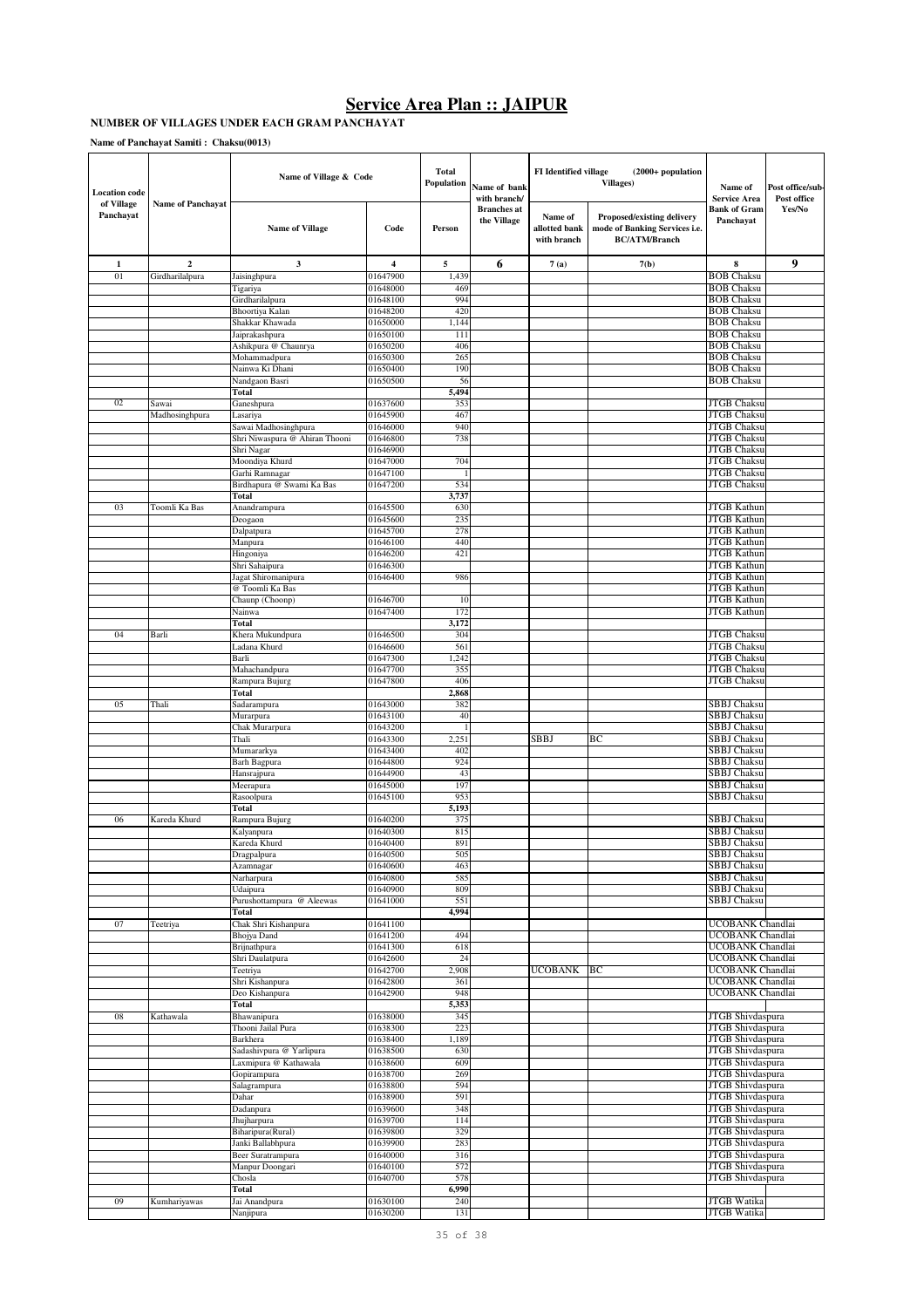# Service Area Plan :: JAIPUR

**NUMBER OF VILLAGES UNDER EACH GRAM PANCHAYAT**

**Name of Panchayat Samiti : Chaksu(0013)**

| Location code of Village Panchayat | Name of Panchayat | Name of Village & Code | | Total Population | Name of bank with branch/ Branches at the Village | FI Identified village (2000+ population Villages) | | Name of Service Area Bank of Gram Panchayat | Post office/sub-Post office Yes/No |
|---|---|---|---|---|---|---|---|---|---|
| | | Name of Village | Code | Person | | Name of allotted bank with branch | Proposed/existing delivery mode of Banking Services i.e. BC/ATM/Branch | | |
| 1 | 2 | 3 | 4 | 5 | 6 | 7 (a) | 7(b) | 8 | 9 |
| 01 | Girdharilalpura | Jaisinghpura | 01647900 | 1,439 | | | | BOB Chaksu | |
| | | Tigariya | 01648000 | 469 | | | | BOB Chaksu | |
| | | Girdharilalpura | 01648100 | 994 | | | | BOB Chaksu | |
| | | Bhoortiya Kalan | 01648200 | 420 | | | | BOB Chaksu | |
| | | Shakkar Khawada | 01650000 | 1,144 | | | | BOB Chaksu | |
| | | Jaiprakashpura | 01650100 | 111 | | | | BOB Chaksu | |
| | | Ashikpura @ Chaunrya | 01650200 | 406 | | | | BOB Chaksu | |
| | | Mohammadpura | 01650300 | 265 | | | | BOB Chaksu | |
| | | Nainwa Ki Dhani | 01650400 | 190 | | | | BOB Chaksu | |
| | | Nandgaon Basri | 01650500 | 56 | | | | BOB Chaksu | |
| | | **Total** | | **5,494** | | | | | |
| 02 | Sawai Madhosinghpura | Ganeshpura | 01637600 | 353 | | | | JTGB Chaksu | |
| | | Lasariya | 01645900 | 467 | | | | JTGB Chaksu | |
| | | Sawai Madhosinghpura | 01646000 | 940 | | | | JTGB Chaksu | |
| | | Shri Niwaspura @ Ahiran Thooni | 01646800 | 738 | | | | JTGB Chaksu | |
| | | Shri Nagar | 01646900 | | | | | JTGB Chaksu | |
| | | Moondiya Khurd | 01647000 | 704 | | | | JTGB Chaksu | |
| | | Garhi Ramnagar | 01647100 | 1 | | | | JTGB Chaksu | |
| | | Birdhapura @ Swami Ka Bas | 01647200 | 534 | | | | JTGB Chaksu | |
| | | **Total** | | **3,737** | | | | | |
| 03 | Toomli Ka Bas | Anandrampura | 01645500 | 630 | | | | JTGB Kathun | |
| | | Deogaon | 01645600 | 235 | | | | JTGB Kathun | |
| | | Dalpatpura | 01645700 | 278 | | | | JTGB Kathun | |
| | | Manpura | 01646100 | 440 | | | | JTGB Kathun | |
| | | Hingoniya | 01646200 | 421 | | | | JTGB Kathun | |
| | | Shri Sahaipura | 01646300 | | | | | JTGB Kathun | |
| | | Jagat Shiromanipura | 01646400 | 986 | | | | JTGB Kathun | |
| | | @ Toomli Ka Bas | | | | | | JTGB Kathun | |
| | | Chaunp (Choonp) | 01646700 | 10 | | | | JTGB Kathun | |
| | | Nainwa | 01647400 | 172 | | | | JTGB Kathun | |
| | | **Total** | | **3,172** | | | | | |
| 04 | Barli | Khera Mukundpura | 01646500 | 304 | | | | JTGB Chaksu | |
| | | Ladana Khurd | 01646600 | 561 | | | | JTGB Chaksu | |
| | | Barli | 01647300 | 1,242 | | | | JTGB Chaksu | |
| | | Mahachandpura | 01647700 | 355 | | | | JTGB Chaksu | |
| | | Rampura Bujurg | 01647800 | 406 | | | | JTGB Chaksu | |
| | | **Total** | | **2,868** | | | | | |
| 05 | Thali | Sadarampura | 01643000 | 382 | | | | SBBJ Chaksu | |
| | | Murarpura | 01643100 | 40 | | | | SBBJ Chaksu | |
| | | Chak Murarpura | 01643200 | 1 | | | | SBBJ Chaksu | |
| | | Thali | 01643300 | 2,251 | | SBBJ | BC | SBBJ Chaksu | |
| | | Mumurarkya | 01643400 | 402 | | | | SBBJ Chaksu | |
| | | Barh Bagpura | 01644800 | 924 | | | | SBBJ Chaksu | |
| | | Hansrajpura | 01644900 | 43 | | | | SBBJ Chaksu | |
| | | Meerapura | 01645000 | 197 | | | | SBBJ Chaksu | |
| | | Rasoolpura | 01645100 | 953 | | | | SBBJ Chaksu | |
| | | **Total** | | **5,193** | | | | | |
| 06 | Kareda Khurd | Rampura Bujurg | 01640200 | 375 | | | | SBBJ Chaksu | |
| | | Kalyanpura | 01640300 | 815 | | | | SBBJ Chaksu | |
| | | Kareda Khurd | 01640400 | 891 | | | | SBBJ Chaksu | |
| | | Dragpalpura | 01640500 | 505 | | | | SBBJ Chaksu | |
| | | Azamnagar | 01640600 | 463 | | | | SBBJ Chaksu | |
| | | Narharpura | 01640800 | 585 | | | | SBBJ Chaksu | |
| | | Udaipura | 01640900 | 809 | | | | SBBJ Chaksu | |
| | | Purushottampura @ Aleewas | 01641000 | 551 | | | | SBBJ Chaksu | |
| | | **Total** | | **4,994** | | | | | |
| 07 | Teetriya | Chak Shri Kishanpura | 01641100 | | | | | UCOBANK Chandlai | |
| | | Bhojya Dand | 01641200 | 494 | | | | UCOBANK Chandlai | |
| | | Brijnathpura | 01641300 | 618 | | | | UCOBANK Chandlai | |
| | | Shri Daulatpura | 01642600 | 24 | | | | UCOBANK Chandlai | |
| | | Teetriya | 01642700 | 2,908 | | UCOBANK | BC | UCOBANK Chandlai | |
| | | Shri Kishanpura | 01642800 | 361 | | | | UCOBANK Chandlai | |
| | | Deo Kishanpura | 01642900 | 948 | | | | UCOBANK Chandlai | |
| | | **Total** | | **5,353** | | | | | |
| 08 | Kathawala | Bhawanipura | 01638000 | 345 | | | | JTGB Shivdaspura | |
| | | Thooni Jailal Pura | 01638300 | 223 | | | | JTGB Shivdaspura | |
| | | Barkhera | 01638400 | 1,189 | | | | JTGB Shivdaspura | |
| | | Sadashivpura @ Yarlipura | 01638500 | 630 | | | | JTGB Shivdaspura | |
| | | Laxmipura @ Kathawala | 01638600 | 609 | | | | JTGB Shivdaspura | |
| | | Gopirampura | 01638700 | 269 | | | | JTGB Shivdaspura | |
| | | Salagrampura | 01638800 | 594 | | | | JTGB Shivdaspura | |
| | | Dahar | 01638900 | 591 | | | | JTGB Shivdaspura | |
| | | Dadanpura | 01639600 | 348 | | | | JTGB Shivdaspura | |
| | | Jhujharpura | 01639700 | 114 | | | | JTGB Shivdaspura | |
| | | Biharipura(Rural) | 01639800 | 329 | | | | JTGB Shivdaspura | |
| | | Janki Ballabhpura | 01639900 | 283 | | | | JTGB Shivdaspura | |
| | | Beer Suratrampura | 01640000 | 316 | | | | JTGB Shivdaspura | |
| | | Manpur Doongari | 01640100 | 572 | | | | JTGB Shivdaspura | |
| | | Chosla | 01640700 | 578 | | | | JTGB Shivdaspura | |
| | | **Total** | | **6,990** | | | | | |
| 09 | Kumhariyawas | Jai Anandpura | 01630100 | 240 | | | | JTGB Watika | |
| | | Nanjipura | 01630200 | 131 | | | | JTGB Watika | |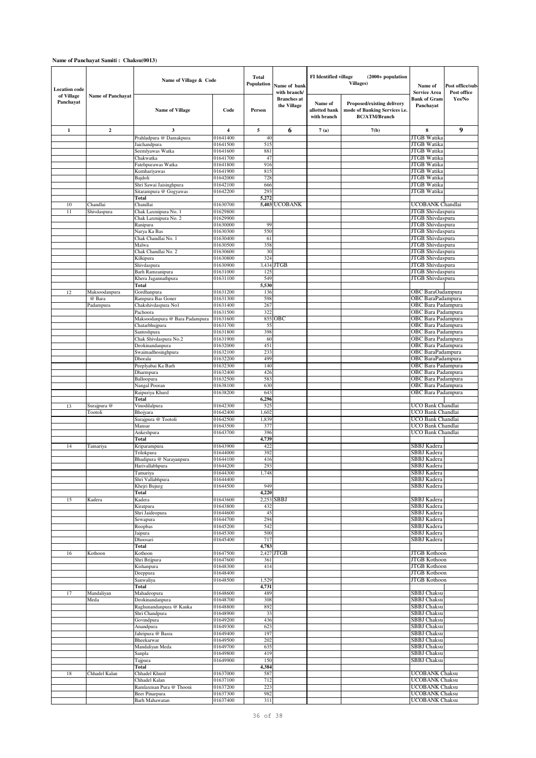**Name of Panchayat Samiti : Chaksu(0013)**

| Location code of Village Panchayat | Name of Panchayat | Name of Village & Code | | Total Population | Name of bank with branch/ Branches at the Village | FI Identified village (2000+ population Villages) | | Name of Service Area Bank of Gram Panchayat | Post office/sub-Post office Yes/No |
|---|---|---|---|---|---|---|---|---|---|
| | | Name of Village | Code | Person | | Name of allotted bank with branch | Proposed/existing delivery mode of Banking Services i.e. BC/ATM/Branch | | |
| 1 | 2 | 3 | 4 | 5 | 6 | 7 (a) | 7(b) | 8 | 9 |
| | | Prahladpura @ Damakpura | 01641400 | 40 | | | | JTGB Watika | |
| | | Jaichandpura | 01641500 | 515 | | | | JTGB Watika | |
| | | Seemlyawas Watka | 01641600 | 881 | | | | JTGB Watika | |
| | | Chakwatka | 01641700 | 47 | | | | JTGB Watika | |
| | | Fatehpurawas Watka | 01641800 | 916 | | | | JTGB Watika | |
| | | Kumhariyawas | 01641900 | 815 | | | | JTGB Watika | |
| | | Bajdoli | 01642000 | 728 | | | | JTGB Watika | |
| | | Shri Sawai Jaisinghpura | 01642100 | 666 | | | | JTGB Watika | |
| | | Sitarampura @ Gogyawas | 01642200 | 293 | | | | JTGB Watika | |
| | | Total | | 5,272 | | | | | |
| 10 | Chandlai | Chandlai | 01630700 | 5,403 | UCOBANK | | | UCOBANK Chandlai | |
| 11 | Shivdaspura | Chak Laxmipura No. 1 | 01629800 | | | | | JTGB Shivdaspura | |
| | | Chak Laxmipura No. 2 | 01629900 | | | | | JTGB Shivdaspura | |
| | | Ranipura | 01630000 | 99 | | | | JTGB Shivdaspura | |
| | | Narya Ka Bas | 01630300 | 550 | | | | JTGB Shivdaspura | |
| | | Chak Chandlai No. 1 | 01630400 | 61 | | | | JTGB Shivdaspura | |
| | | Malwa | 01630500 | 358 | | | | JTGB Shivdaspura | |
| | | Chak Chandlai No. 2 | 01630600 | 30 | | | | JTGB Shivdaspura | |
| | | Kilkipura | 01630800 | 324 | | | | JTGB Shivdaspura | |
| | | Shivdaspura | 01630900 | 3,434 | JTGB | | | JTGB Shivdaspura | |
| | | Barh Ramzanipura | 01631000 | 125 | | | | JTGB Shivdaspura | |
| | | Khera Jagannathpura | 01631100 | 549 | | | | JTGB Shivdaspura | |
| | | Total | | 5,530 | | | | | |
| 12 | Maksoodanpura @ Bara Padampura | Gordhanpura | 01631200 | 136 | | | | OBC BaraOadampura | |
| | | Rampura Bas Goner | 01631300 | 598 | | | | OBC BaraPadampura | |
| | | Chakshivdaspura No1 | 01631400 | 267 | | | | OBC Bara Padampura | |
| | | Pachoora | 01631500 | 322 | | | | OBC Bara Padampura | |
| | | Maksoodanpura @ Bara Padampura | 01631600 | 855 | OBC | | | OBC Bara Padampura | |
| | | Chatarbhujpura | 01631700 | 55 | | | | OBC Bara Padampura | |
| | | Santoshpura | 01631800 | 398 | | | | OBC Bara Padampura | |
| | | Chak Shivdaspura No.2 | 01631900 | 60 | | | | OBC Bara Padampura | |
| | | Deokinandanpura | 01632000 | 451 | | | | OBC Bara Padampura | |
| | | Swaimadhosinghpura | 01632100 | 233 | | | | OBC BaraPadampura | |
| | | Dhorala | 01632200 | 499 | | | | OBC BaraPadampura | |
| | | Peeplyabai Ka Barh | 01632300 | 140 | | | | OBC Bara Padampura | |
| | | Dharmpura | 01632400 | 426 | | | | OBC Bara Padampura | |
| | | Balloopura | 01632500 | 583 | | | | OBC Bara Padampura | |
| | | Nangal Pooran | 01638100 | 630 | | | | OBC Bara Padampura | |
| | | Raipuriya Khurd | 01638200 | 643 | | | | OBC Bara Padampura | |
| | | Total | | 6,296 | | | | | |
| 13 | Surajpura @ Tootoli | Vinodilalpura | 01642300 | 525 | | | | UCO Bank Chandlai | |
| | | Bhojyara | 01642400 | 1,602 | | | | UCO Bank Chandlai | |
| | | Surajpura @ Tootoli | 01642500 | 1,839 | | | | UCO Bank Chandlai | |
| | | Mansar | 01643500 | 377 | | | | UCO Bank Chandlai | |
| | | Ankeshpura | 01643700 | 396 | | | | UCO Bank Chandlai | |
| | | Total | | 4,739 | | | | | |
| 14 | Tamariya | Kriparampura | 01643900 | 422 | | | | SBBJ Kadera | |
| | | Trilokpura | 01644000 | 392 | | | | SBBJ Kadera | |
| | | Bhadipura @ Narayanpura | 01644100 | 416 | | | | SBBJ Kadera | |
| | | Harivallabhpura | 01644200 | 293 | | | | SBBJ Kadera | |
| | | Tamariya | 01644300 | 1,748 | | | | SBBJ Kadera | |
| | | Shri Vallabhpura | 01644400 | | | | | SBBJ Kadera | |
| | | Khejri Bujurg | 01644500 | 949 | | | | SBBJ Kadera | |
| | | Total | | 4,220 | | | | | |
| 15 | Kadera | Kadera | 01643600 | 2,253 | SBBJ | | | SBBJ Kadera | |
| | | Kiratpura | 01643800 | 432 | | | | SBBJ Kadera | |
| | | Shri Jaideopura | 01644600 | 45 | | | | SBBJ Kadera | |
| | | Sewapura | 01644700 | 294 | | | | SBBJ Kadera | |
| | | Roopbas | 01645200 | 542 | | | | SBBJ Kadera | |
| | | Jaipura | 01645300 | 500 | | | | SBBJ Kadera | |
| | | Dhoosari | 01645400 | 717 | | | | SBBJ Kadera | |
| | | Total | | 4,783 | | | | | |
| 16 | Kothoon | Kothoon | 01647500 | 2,427 | JTGB | | | JTGB Kothoon | |
| | | Shri Brijpura | 01647600 | 361 | | | | JTGB Kothoon | |
| | | Kishanpura | 01648300 | 414 | | | | JTGB Kothoon | |
| | | Deeppura | 01648400 | | | | | JTGB Kothoon | |
| | | Sanwaliya | 01648500 | 1,529 | | | | JTGB Kothoon | |
| | | Total | | 4,731 | | | | | |
| 17 | Mandaliyan Meda | Mahadeopura | 01648600 | 489 | | | | SBBJ Chaksu | |
| | | Deokinandanpura | 01648700 | 308 | | | | SBBJ Chaksu | |
| | | Raghunandanpura @ Kanka | 01648800 | 892 | | | | SBBJ Chaksu | |
| | | Shri Chandpura | 01648900 | 33 | | | | SBBJ Chaksu | |
| | | Govindpura | 01649200 | 436 | | | | SBBJ Chaksu | |
| | | Anandpura | 01649300 | 623 | | | | SBBJ Chaksu | |
| | | Jahripura @ Basra | 01649400 | 197 | | | | SBBJ Chaksu | |
| | | Bheekarwar | 01649500 | 202 | | | | SBBJ Chaksu | |
| | | Mandaliyan Meda | 01649700 | 635 | | | | SBBJ Chaksu | |
| | | Sanpla | 01649800 | 419 | | | | SBBJ Chaksu | |
| | | Tajpura | 01649900 | 150 | | | | SBBJ Chaksu | |
| | | Total | | 4,384 | | | | | |
| 18 | Chhadel Kalan | Chhadel Khurd | 01637000 | 587 | | | | UCOBANK Chaksu | |
| | | Chhadel Kalan | 01637100 | 712 | | | | UCOBANK Chaksu | |
| | | Ramlaxman Pura @ Thooni | 01637200 | 223 | | | | UCOBANK Chaksu | |
| | | Beer Pinarpura | 01637300 | 982 | | | | UCOBANK Chaksu | |
| | | Barh Mahawatan | 01637400 | 311 | | | | UCOBANK Chaksu | |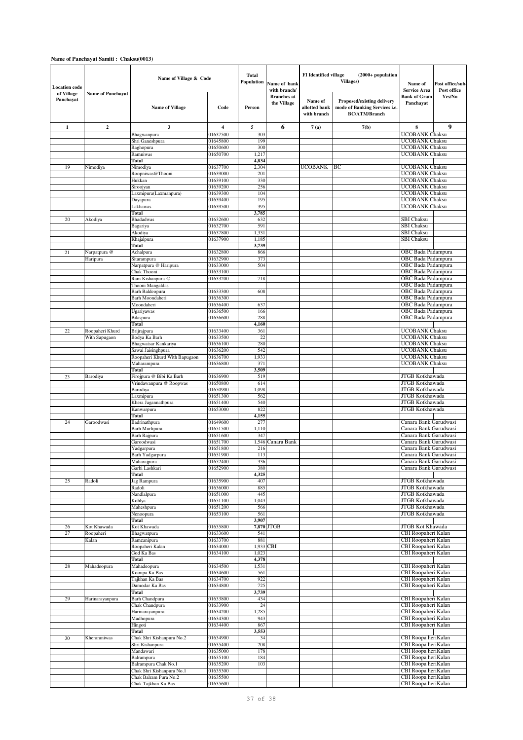**Name of Panchayat Samiti : Chaksu(0013)**

| Location code of Village Panchayat | Name of Panchayat | Name of Village & Code | | Total Population | Name of bank with branch/ Branches at the Village | FI Identified village (2000+ population Villages) | | Name of Service Area Bank of Gram Panchayat | Post office/sub-Post office Yes/No |
|---|---|---|---|---|---|---|---|---|---|
| | | Name of Village | Code | Person | | Name of allotted bank with branch | Proposed/existing delivery mode of Banking Services i.e. BC/ATM/Branch | | |
| 1 | 2 | 3 | 4 | 5 | 6 | 7 (a) | 7(b) | 8 | 9 |
| | | Bhagwanpura | 01637500 | 303 | | | | UCOBANK Chaksu | |
| | | Shri Ganeshpura | 01645800 | 199 | | | | UCOBANK Chaksu | |
| | | Raghopura | 01650600 | 300 | | | | UCOBANK Chaksu | |
| | | Ramniwas | 01650700 | 1,217 | | | | UCOBANK Chaksu | |
| | | Total | | 4,834 | | | | | |
| 19 | Nimodiya | Nimodiya | 01637700 | 2,304 | | UCOBANK | BC | UCOBANK Chaksu | |
| | | Roopniwas@Thooni | 01639000 | 201 | | | | UCOBANK Chaksu | |
| | | Hukkan | 01639100 | 330 | | | | UCOBANK Chaksu | |
| | | Siroojyan | 01639200 | 256 | | | | UCOBANK Chaksu | |
| | | Laxmipura(Laxmanpura) | 01639300 | 104 | | | | UCOBANK Chaksu | |
| | | Dayapura | 01639400 | 195 | | | | UCOBANK Chaksu | |
| | | Lakhawas | 01639500 | 395 | | | | UCOBANK Chaksu | |
| | | Total | | 3,785 | | | | | |
| 20 | Akodiya | Bhadadwas | 01632600 | 632 | | | | SBI Chaksu | |
| | | Bagariya | 01632700 | 591 | | | | SBI Chaksu | |
| | | Akodiya | 01637800 | 1,331 | | | | SBI Chaksu | |
| | | Khajalpura | 01637900 | 1,185 | | | | SBI Chaksu | |
| | | Total | | 3,739 | | | | | |
| 21 | Narpatpura @ Haripura | Achalpura | 01632800 | 866 | | | | OBC Bada Padampura | |
| | | Sitarampura | 01632900 | 373 | | | | OBC Bada Padampura | |
| | | Narpatpura @ Haripura | 01633000 | 504 | | | | OBC Bada Padampura | |
| | | Chak Thooni | 01633100 | | | | | OBC Bada Padampura | |
| | | Ram Kishanpura @ | 01633200 | 718 | | | | OBC Bada Padampura | |
| | | Thooni Mangaldas | | | | | | OBC Bada Padampura | |
| | | Barh Baldeopura | 01633300 | 608 | | | | OBC Bada Padampura | |
| | | Barh Moondaheri | 01636300 | | | | | OBC Bada Padampura | |
| | | Moondaheri | 01636400 | 637 | | | | OBC Bada Padampura | |
| | | Ugariyawas | 01636500 | 166 | | | | OBC Bada Padampura | |
| | | Bilaspura | 01636600 | 288 | | | | OBC Bada Padampura | |
| | | Total | | 4,160 | | | | | |
| 22 | Roopaheri Khurd With Sapugaon | Brijrajpura | 01633400 | 361 | | | | UCOBANK Chaksu | |
| | | Bodya Ka Barh | 01633500 | 22 | | | | UCOBANK Chaksu | |
| | | Bhagwatsar Kankariya | 01636100 | 280 | | | | UCOBANK Chaksu | |
| | | Sawai Jaisinghpura | 01636200 | 542 | | | | UCOBANK Chaksu | |
| | | Roopaheri Khurd With Bapugaon | 01636700 | 1,933 | | | | UCOBANK Chaksu | |
| | | Maharampura | 01636800 | 371 | | | | UCOBANK Chaksu | |
| | | Total | | 3,509 | | | | | |
| 23 | Barodiya | Firojpura @ Bibi Ka Barh | 01636900 | 519 | | | | JTGB Kotkhawada | |
| | | Vrindawanpura @ Roopwas | 01650800 | 614 | | | | JTGB Kotkhawada | |
| | | Barodiya | 01650900 | 1,098 | | | | JTGB Kotkhawada | |
| | | Laxmipura | 01651300 | 562 | | | | JTGB Kotkhawada | |
| | | Khera Jagannathpura | 01651400 | 540 | | | | JTGB Kotkhawada | |
| | | Kanwarpura | 01653000 | 822 | | | | JTGB Kotkhawada | |
| | | Total | | 4,155 | | | | | |
| 24 | Garoodwasi | Badrinathpura | 01649600 | 277 | | | | Canara Bank Garudwasi | |
| | | Barh Murlipura | 01651500 | 1,110 | | | | Canara Bank Garudwasi | |
| | | Barh Rajpura | 01651600 | 347 | | | | Canara Bank Garudwasi | |
| | | Garoodwasi | 01651700 | 1,546 | Canara Bank | | | Canara Bank Garudwasi | |
| | | Yadgarpura | 01651800 | 216 | | | | Canara Bank Garudwasi | |
| | | Barh Yadgarpura | 01651900 | 113 | | | | Canara Bank Garudwasi | |
| | | Maharajpura | 01652400 | 336 | | | | Canara Bank Garudwasi | |
| | | Garhi Lashkari | 01652900 | 380 | | | | Canara Bank Garudwasi | |
| | | Total | | 4,325 | | | | | |
| 25 | Radoli | Jag Rampura | 01635900 | 407 | | | | JTGB Kotkhawada | |
| | | Radoli | 01636000 | 885 | | | | JTGB Kotkhawada | |
| | | Nandlalpura | 01651000 | 445 | | | | JTGB Kotkhawada | |
| | | Kohlya | 01651100 | 1,043 | | | | JTGB Kotkhawada | |
| | | Maheshpura | 01651200 | 566 | | | | JTGB Kotkhawada | |
| | | Nenoopura | 01653100 | 561 | | | | JTGB Kotkhawada | |
| | | Total | | 3,907 | | | | | |
| 26 | Kot Khawada | Kot Khawada | 01635800 | 7,870 | JTGB | | | JTGB Kot Khawada | |
| 27 | Roopaheri Kalan | Bhagwatpura | 01633600 | 541 | | | | CBI Roopaheri Kalan | |
| | | Ramzanipura | 01633700 | 881 | | | | CBI Roopaheri Kalan | |
| | | Roopaheri Kalan | 01634000 | 1,933 | CBI | | | CBI Roopaheri Kalan | |
| | | God Ka Bas | 01634100 | 1,023 | | | | CBI Roopaheri Kalan | |
| | | Total | | 4,378 | | | | | |
| 28 | Mahadeopura | Mahadeopura | 01634500 | 1,531 | | | | CBI Roopaheri Kalan | |
| | | Koonpa Ka Bas | 01634600 | 561 | | | | CBI Roopaheri Kalan | |
| | | Tajkhan Ka Bas | 01634700 | 922 | | | | CBI Roopaheri Kalan | |
| | | Damodar Ka Bas | 01634800 | 725 | | | | CBI Roopaheri Kalan | |
| | | Total | | 3,739 | | | | | |
| 29 | Harinarayanpura | Barh Chandpura | 01633800 | 434 | | | | CBI Roopaheri Kalan | |
| | | Chak Chandpura | 01633900 | 24 | | | | CBI Roopaheri Kalan | |
| | | Harinarayanpura | 01634200 | 1,285 | | | | CBI Roopaheri Kalan | |
| | | Madhopura | 01634300 | 943 | | | | CBI Roopaheri Kalan | |
| | | Hingoti | 01634400 | 867 | | | | CBI Roopaheri Kalan | |
| | | Total | | 3,553 | | | | | |
| 30 | Kheraraniwas | Chak Shri Kishanpura No.2 | 01634900 | 34 | | | | CBI Roopa heriKalan | |
| | | Shri Kishanpura | 01635400 | 208 | | | | CBI Roopa heriKalan | |
| | | Mandawari | 01635000 | 178 | | | | CBI Roopa heriKalan | |
| | | Balrampura | 01635100 | 184 | | | | CBI Roopa heriKalan | |
| | | Balrampura Chak No.1 | 01635200 | 103 | | | | CBI Roopa heriKalan | |
| | | Chak Shri Kishanpura No.1 | 01635300 | | | | | CBI Roopa heriKalan | |
| | | Chak Balram Pura No.2 | 01635500 | | | | | CBI Roopa heriKalan | |
| | | Chak Tajkhan Ka Bas | 01635600 | | | | | CBI Roopa heriKalan | |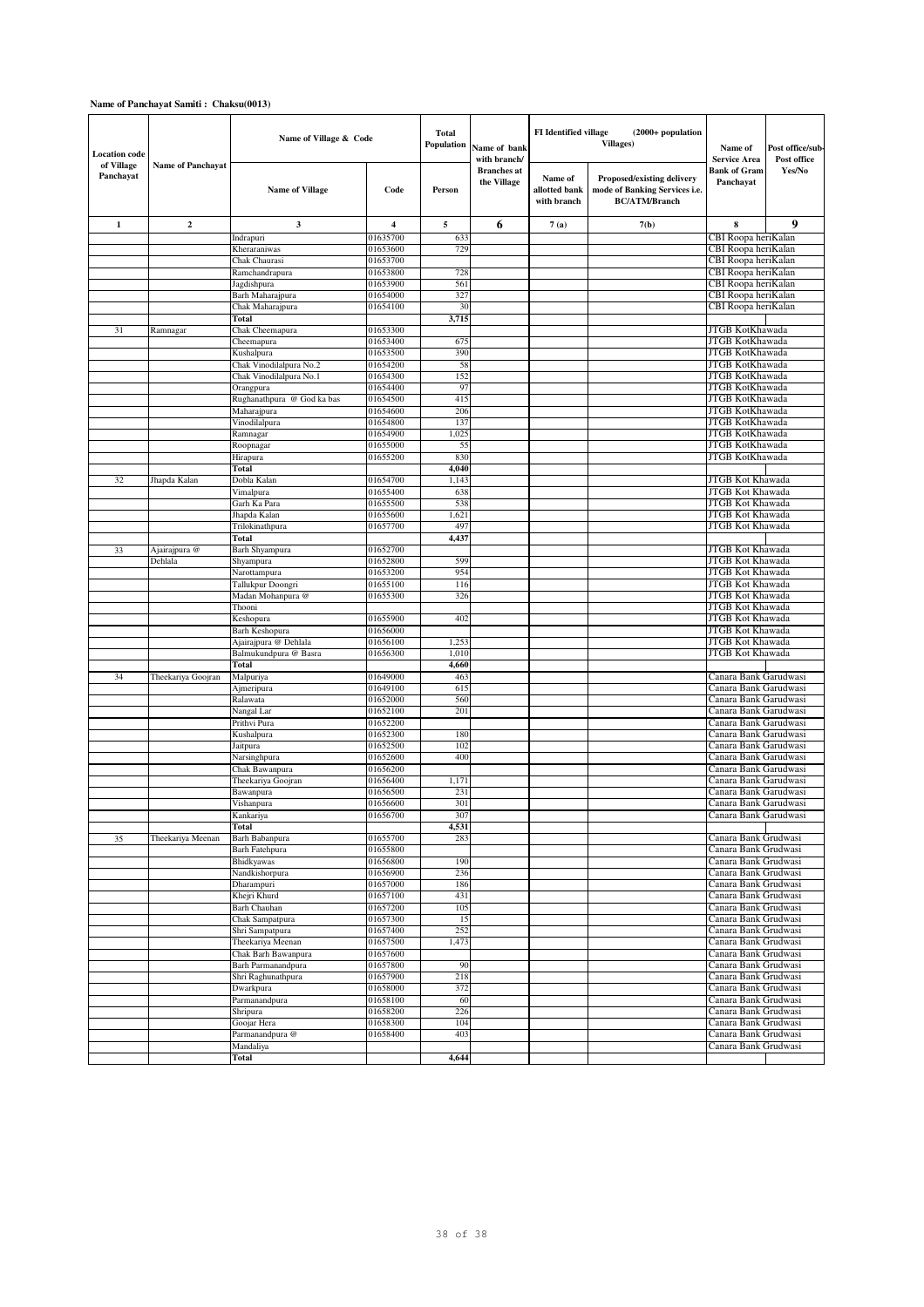**Name of Panchayat Samiti : Chaksu(0013)**

| Location code of Village Panchayat | Name of Panchayat | Name of Village & Code | | Total Population | Name of bank with branch/ Branches at the Village | FI Identified village (2000+ population Villages) | | Name of Service Area Bank of Gram Panchayat | Post office/sub-Post office Yes/No |
|---|---|---|---|---|---|---|---|---|---|
| | | Name of Village | Code | Person | | Name of allotted bank with branch | Proposed/existing delivery mode of Banking Services i.e. BC/ATM/Branch | | |
| 1 | 2 | 3 | 4 | 5 | 6 | 7 (a) | 7(b) | 8 | 9 |
| | | Indrapuri | 01635700 | 633 | | | | CBI Roopa heriKalan | |
| | | Kheraraniwas | 01653600 | 729 | | | | CBI Roopa heriKalan | |
| | | Chak Chaurasi | 01653700 | | | | | CBI Roopa heriKalan | |
| | | Ramchandrapura | 01653800 | 728 | | | | CBI Roopa heriKalan | |
| | | Jagdishpura | 01653900 | 561 | | | | CBI Roopa heriKalan | |
| | | Barh Maharajpura | 01654000 | 327 | | | | CBI Roopa heriKalan | |
| | | Chak Maharajpura | 01654100 | 30 | | | | CBI Roopa heriKalan | |
| | | Total | | 3,715 | | | | | |
| 31 | Ramnagar | Chak Cheemapura | 01653300 | | | | | JTGB KotKhawada | |
| | | Cheemapura | 01653400 | 675 | | | | JTGB KotKhawada | |
| | | Kushalpura | 01653500 | 390 | | | | JTGB KotKhawada | |
| | | Chak Vinodilalpura No.2 | 01654200 | 58 | | | | JTGB KotKhawada | |
| | | Chak Vinodilalpura No.1 | 01654300 | 152 | | | | JTGB KotKhawada | |
| | | Orangpura | 01654400 | 97 | | | | JTGB KotKhawada | |
| | | Rughanathpura @ God ka bas | 01654500 | 415 | | | | JTGB KotKhawada | |
| | | Maharajpura | 01654600 | 206 | | | | JTGB KotKhawada | |
| | | Vinodilalpura | 01654800 | 137 | | | | JTGB KotKhawada | |
| | | Ramnagar | 01654900 | 1,025 | | | | JTGB KotKhawada | |
| | | Roopnagar | 01655000 | 55 | | | | JTGB KotKhawada | |
| | | Hirapura | 01655200 | 830 | | | | JTGB KotKhawada | |
| | | Total | | 4,040 | | | | | |
| 32 | Jhapda Kalan | Dobla Kalan | 01654700 | 1,143 | | | | JTGB Kot Khawada | |
| | | Vimalpura | 01655400 | 638 | | | | JTGB Kot Khawada | |
| | | Garh Ka Para | 01655500 | 538 | | | | JTGB Kot Khawada | |
| | | Jhapda Kalan | 01655600 | 1,621 | | | | JTGB Kot Khawada | |
| | | Trilokinathpura | 01657700 | 497 | | | | JTGB Kot Khawada | |
| | | Total | | 4,437 | | | | | |
| 33 | Ajairajpura @ Dehlala | Barh Shyampura | 01652700 | | | | | JTGB Kot Khawada | |
| | | Shyampura | 01652800 | 599 | | | | JTGB Kot Khawada | |
| | | Narottampura | 01653200 | 954 | | | | JTGB Kot Khawada | |
| | | Tallukpur Doongri | 01655100 | 116 | | | | JTGB Kot Khawada | |
| | | Madan Mohanpura @ | 01655300 | 326 | | | | JTGB Kot Khawada | |
| | | Thooni | | | | | | JTGB Kot Khawada | |
| | | Keshopura | 01655900 | 402 | | | | JTGB Kot Khawada | |
| | | Barh Keshopura | 01656000 | | | | | JTGB Kot Khawada | |
| | | Ajairajpura @ Dehlala | 01656100 | 1,253 | | | | JTGB Kot Khawada | |
| | | Balmukundpura @ Basra | 01656300 | 1,010 | | | | JTGB Kot Khawada | |
| | | Total | | 4,660 | | | | | |
| 34 | Theekariya Goojran | Malpuriya | 01649000 | 463 | | | | Canara Bank Garudwasi | |
| | | Ajmeripura | 01649100 | 615 | | | | Canara Bank Garudwasi | |
| | | Ralawata | 01652000 | 560 | | | | Canara Bank Garudwasi | |
| | | Nangal Lar | 01652100 | 201 | | | | Canara Bank Garudwasi | |
| | | Prithvi Pura | 01652200 | | | | | Canara Bank Garudwasi | |
| | | Kushalpura | 01652300 | 180 | | | | Canara Bank Garudwasi | |
| | | Jaitpura | 01652500 | 102 | | | | Canara Bank Garudwasi | |
| | | Narsinghpura | 01652600 | 400 | | | | Canara Bank Garudwasi | |
| | | Chak Bawanpura | 01656200 | | | | | Canara Bank Garudwasi | |
| | | Theekariya Goojran | 01656400 | 1,171 | | | | Canara Bank Garudwasi | |
| | | Bawanpura | 01656500 | 231 | | | | Canara Bank Garudwasi | |
| | | Vishanpura | 01656600 | 301 | | | | Canara Bank Garudwasi | |
| | | Kankariya | 01656700 | 307 | | | | Canara Bank Garudwasi | |
| | | Total | | 4,531 | | | | | |
| 35 | Theekariya Meenan | Barh Babanpura | 01655700 | 283 | | | | Canara Bank Grudwasi | |
| | | Barh Fatehpura | 01655800 | | | | | Canara Bank Grudwasi | |
| | | Bhidkyawas | 01656800 | 190 | | | | Canara Bank Grudwasi | |
| | | Nandkishorpura | 01656900 | 236 | | | | Canara Bank Grudwasi | |
| | | Dharampuri | 01657000 | 186 | | | | Canara Bank Grudwasi | |
| | | Khejri Khurd | 01657100 | 431 | | | | Canara Bank Grudwasi | |
| | | Barh Chauhan | 01657200 | 105 | | | | Canara Bank Grudwasi | |
| | | Chak Sampatpura | 01657300 | 15 | | | | Canara Bank Grudwasi | |
| | | Shri Sampatpura | 01657400 | 252 | | | | Canara Bank Grudwasi | |
| | | Theekariya Meenan | 01657500 | 1,473 | | | | Canara Bank Grudwasi | |
| | | Chak Barh Bawanpura | 01657600 | | | | | Canara Bank Grudwasi | |
| | | Barh Parmanandpura | 01657800 | 90 | | | | Canara Bank Grudwasi | |
| | | Shri Raghunathpura | 01657900 | 218 | | | | Canara Bank Grudwasi | |
| | | Dwarkpura | 01658000 | 372 | | | | Canara Bank Grudwasi | |
| | | Parmanandpura | 01658100 | 60 | | | | Canara Bank Grudwasi | |
| | | Shripura | 01658200 | 226 | | | | Canara Bank Grudwasi | |
| | | Goojar Hera | 01658300 | 104 | | | | Canara Bank Grudwasi | |
| | | Parmanandpura @ | 01658400 | 403 | | | | Canara Bank Grudwasi | |
| | | Mandaliya | | | | | | Canara Bank Grudwasi | |
| | | Total | | 4,644 | | | | | |